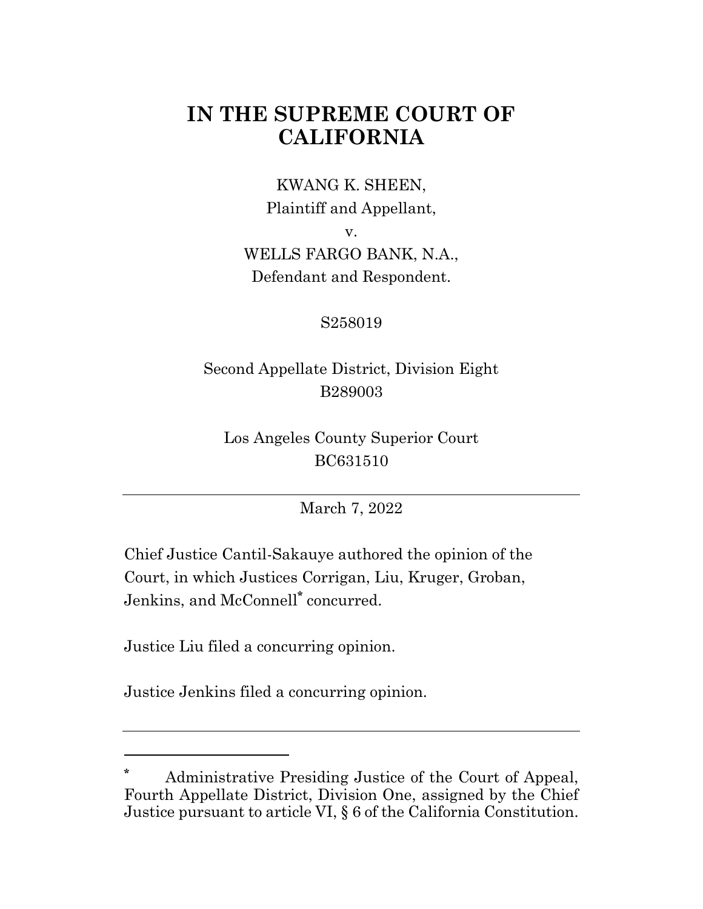# IN THE SUPREME COURT OF CALIFORNIA

KWANG K. SHEEN,
Plaintiff and Appellant,
v.
WELLS FARGO BANK, N.A.,
Defendant and Respondent.

S258019

Second Appellate District, Division Eight
B289003

Los Angeles County Superior Court
BC631510

---

March 7, 2022

Chief Justice Cantil-Sakauye authored the opinion of the Court, in which Justices Corrigan, Liu, Kruger, Groban, Jenkins, and McConnell* concurred.

Justice Liu filed a concurring opinion.

Justice Jenkins filed a concurring opinion.

---

\* Administrative Presiding Justice of the Court of Appeal, Fourth Appellate District, Division One, assigned by the Chief Justice pursuant to article VI, § 6 of the California Constitution.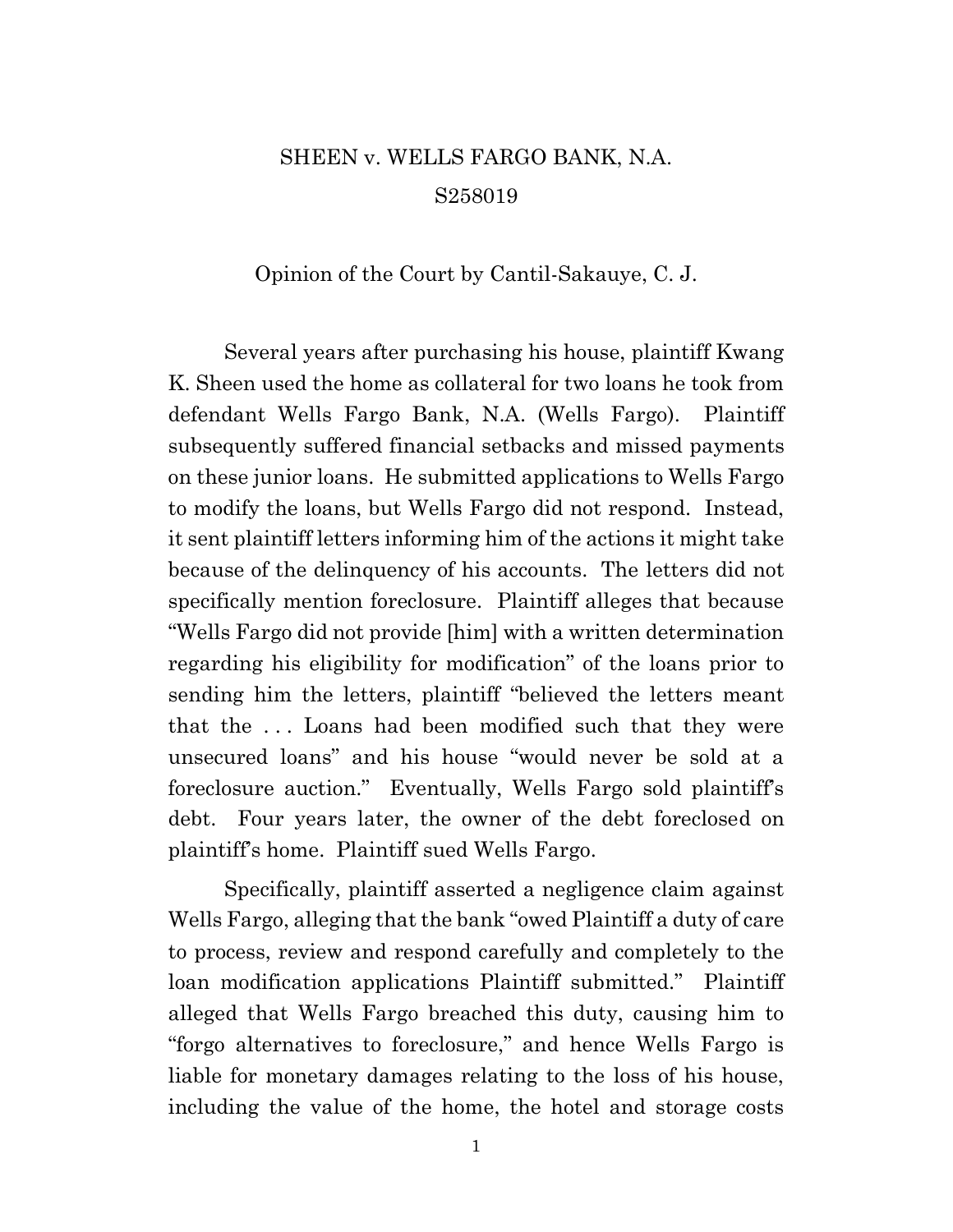SHEEN v. WELLS FARGO BANK, N.A.

S258019

Opinion of the Court by Cantil-Sakauye, C. J.

Several years after purchasing his house, plaintiff Kwang K. Sheen used the home as collateral for two loans he took from defendant Wells Fargo Bank, N.A. (Wells Fargo). Plaintiff subsequently suffered financial setbacks and missed payments on these junior loans. He submitted applications to Wells Fargo to modify the loans, but Wells Fargo did not respond. Instead, it sent plaintiff letters informing him of the actions it might take because of the delinquency of his accounts. The letters did not specifically mention foreclosure. Plaintiff alleges that because "Wells Fargo did not provide [him] with a written determination regarding his eligibility for modification" of the loans prior to sending him the letters, plaintiff "believed the letters meant that the . . . Loans had been modified such that they were unsecured loans" and his house "would never be sold at a foreclosure auction." Eventually, Wells Fargo sold plaintiff's debt. Four years later, the owner of the debt foreclosed on plaintiff's home. Plaintiff sued Wells Fargo.

Specifically, plaintiff asserted a negligence claim against Wells Fargo, alleging that the bank "owed Plaintiff a duty of care to process, review and respond carefully and completely to the loan modification applications Plaintiff submitted." Plaintiff alleged that Wells Fargo breached this duty, causing him to "forgo alternatives to foreclosure," and hence Wells Fargo is liable for monetary damages relating to the loss of his house, including the value of the home, the hotel and storage costs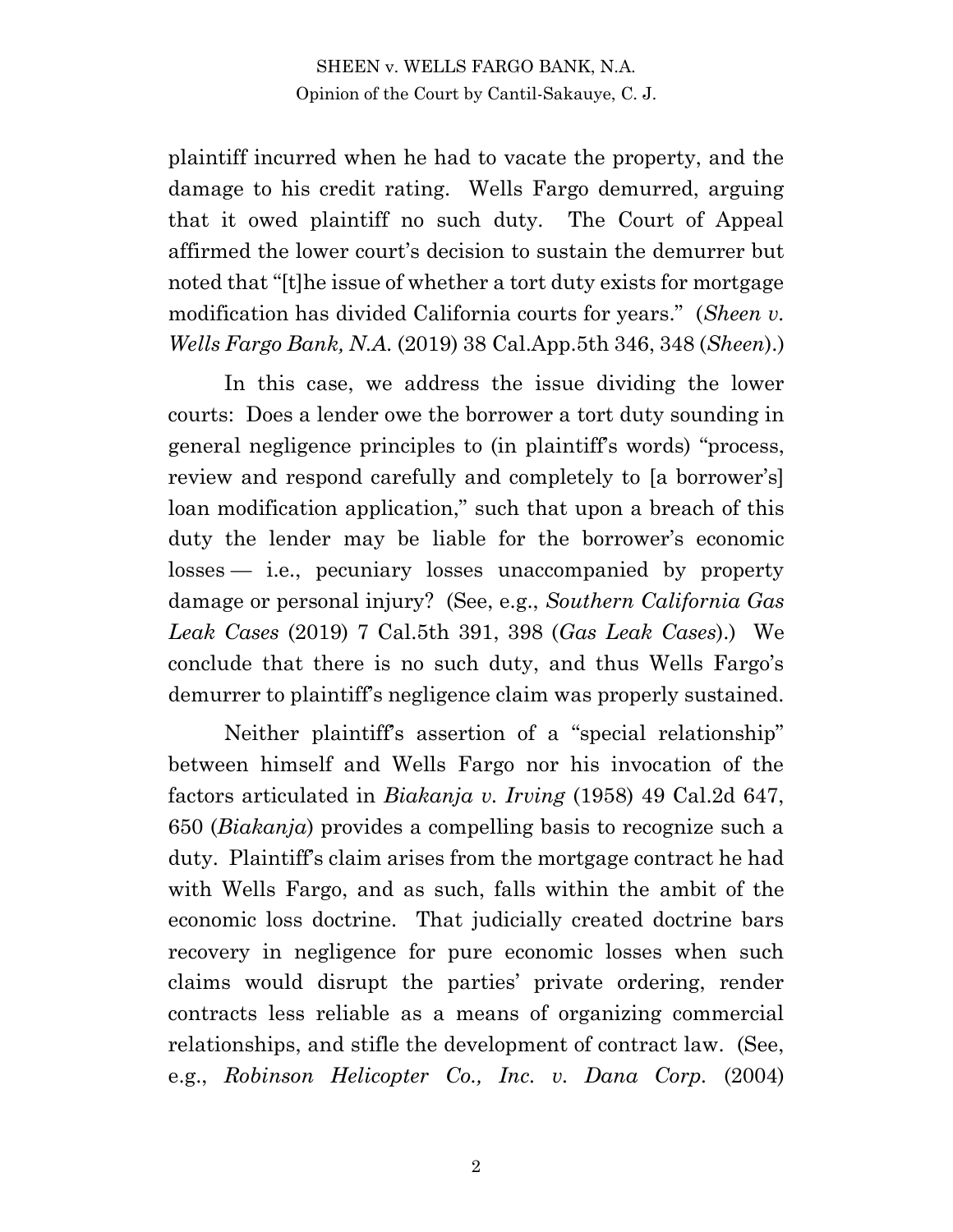plaintiff incurred when he had to vacate the property, and the damage to his credit rating. Wells Fargo demurred, arguing that it owed plaintiff no such duty. The Court of Appeal affirmed the lower court's decision to sustain the demurrer but noted that "[t]he issue of whether a tort duty exists for mortgage modification has divided California courts for years." (*Sheen v. Wells Fargo Bank, N.A.* (2019) 38 Cal.App.5th 346, 348 (*Sheen*).)

In this case, we address the issue dividing the lower courts: Does a lender owe the borrower a tort duty sounding in general negligence principles to (in plaintiff's words) "process, review and respond carefully and completely to [a borrower's] loan modification application," such that upon a breach of this duty the lender may be liable for the borrower's economic losses — i.e., pecuniary losses unaccompanied by property damage or personal injury? (See, e.g., *Southern California Gas Leak Cases* (2019) 7 Cal.5th 391, 398 (*Gas Leak Cases*).) We conclude that there is no such duty, and thus Wells Fargo's demurrer to plaintiff's negligence claim was properly sustained.

Neither plaintiff's assertion of a "special relationship" between himself and Wells Fargo nor his invocation of the factors articulated in *Biakanja v. Irving* (1958) 49 Cal.2d 647, 650 (*Biakanja*) provides a compelling basis to recognize such a duty. Plaintiff's claim arises from the mortgage contract he had with Wells Fargo, and as such, falls within the ambit of the economic loss doctrine. That judicially created doctrine bars recovery in negligence for pure economic losses when such claims would disrupt the parties' private ordering, render contracts less reliable as a means of organizing commercial relationships, and stifle the development of contract law. (See, e.g., *Robinson Helicopter Co., Inc. v. Dana Corp.* (2004)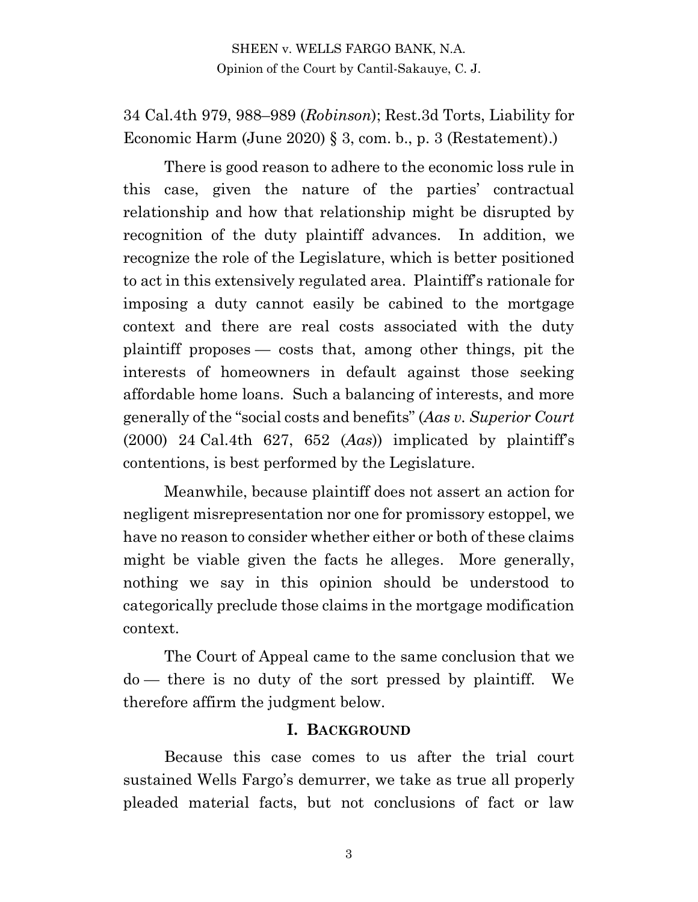34 Cal.4th 979, 988–989 (*Robinson*); Rest.3d Torts, Liability for Economic Harm (June 2020) § 3, com. b., p. 3 (Restatement).)

There is good reason to adhere to the economic loss rule in this case, given the nature of the parties' contractual relationship and how that relationship might be disrupted by recognition of the duty plaintiff advances. In addition, we recognize the role of the Legislature, which is better positioned to act in this extensively regulated area. Plaintiff's rationale for imposing a duty cannot easily be cabined to the mortgage context and there are real costs associated with the duty plaintiff proposes — costs that, among other things, pit the interests of homeowners in default against those seeking affordable home loans. Such a balancing of interests, and more generally of the "social costs and benefits" (*Aas v. Superior Court* (2000) 24 Cal.4th 627, 652 (*Aas*)) implicated by plaintiff's contentions, is best performed by the Legislature.

Meanwhile, because plaintiff does not assert an action for negligent misrepresentation nor one for promissory estoppel, we have no reason to consider whether either or both of these claims might be viable given the facts he alleges. More generally, nothing we say in this opinion should be understood to categorically preclude those claims in the mortgage modification context.

The Court of Appeal came to the same conclusion that we do — there is no duty of the sort pressed by plaintiff. We therefore affirm the judgment below.

## I. Background

Because this case comes to us after the trial court sustained Wells Fargo's demurrer, we take as true all properly pleaded material facts, but not conclusions of fact or law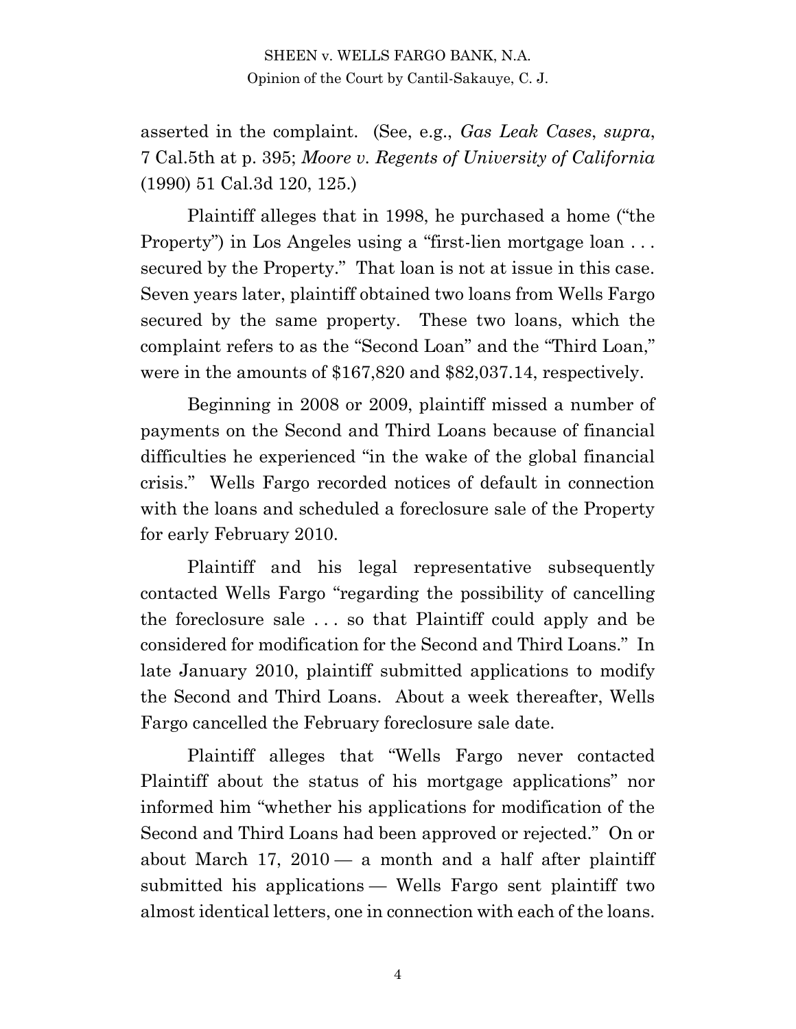asserted in the complaint. (See, e.g., *Gas Leak Cases*, *supra*, 7 Cal.5th at p. 395; *Moore v. Regents of University of California* (1990) 51 Cal.3d 120, 125.)

Plaintiff alleges that in 1998, he purchased a home ("the Property") in Los Angeles using a "first-lien mortgage loan . . . secured by the Property." That loan is not at issue in this case. Seven years later, plaintiff obtained two loans from Wells Fargo secured by the same property. These two loans, which the complaint refers to as the "Second Loan" and the "Third Loan," were in the amounts of $167,820 and $82,037.14, respectively.

Beginning in 2008 or 2009, plaintiff missed a number of payments on the Second and Third Loans because of financial difficulties he experienced "in the wake of the global financial crisis." Wells Fargo recorded notices of default in connection with the loans and scheduled a foreclosure sale of the Property for early February 2010.

Plaintiff and his legal representative subsequently contacted Wells Fargo "regarding the possibility of cancelling the foreclosure sale . . . so that Plaintiff could apply and be considered for modification for the Second and Third Loans." In late January 2010, plaintiff submitted applications to modify the Second and Third Loans. About a week thereafter, Wells Fargo cancelled the February foreclosure sale date.

Plaintiff alleges that "Wells Fargo never contacted Plaintiff about the status of his mortgage applications" nor informed him "whether his applications for modification of the Second and Third Loans had been approved or rejected." On or about March 17, 2010 — a month and a half after plaintiff submitted his applications — Wells Fargo sent plaintiff two almost identical letters, one in connection with each of the loans.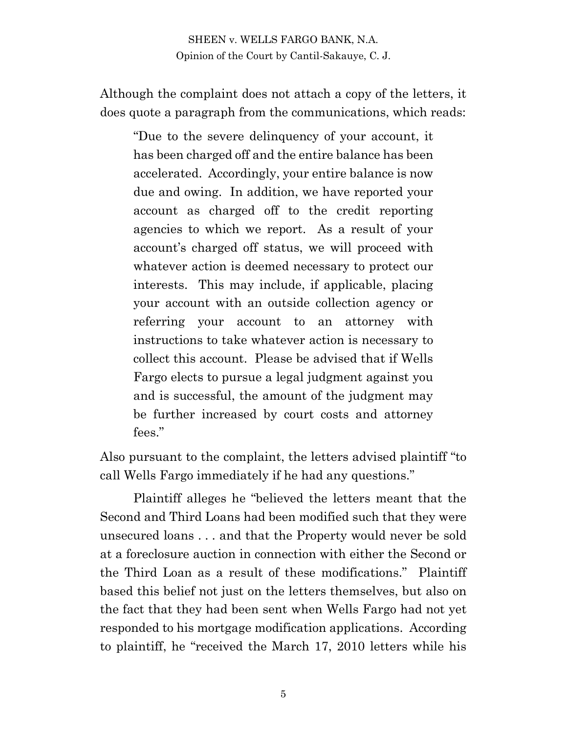Although the complaint does not attach a copy of the letters, it does quote a paragraph from the communications, which reads:

> "Due to the severe delinquency of your account, it has been charged off and the entire balance has been accelerated. Accordingly, your entire balance is now due and owing. In addition, we have reported your account as charged off to the credit reporting agencies to which we report. As a result of your account's charged off status, we will proceed with whatever action is deemed necessary to protect our interests. This may include, if applicable, placing your account with an outside collection agency or referring your account to an attorney with instructions to take whatever action is necessary to collect this account. Please be advised that if Wells Fargo elects to pursue a legal judgment against you and is successful, the amount of the judgment may be further increased by court costs and attorney fees."

Also pursuant to the complaint, the letters advised plaintiff "to call Wells Fargo immediately if he had any questions."

Plaintiff alleges he "believed the letters meant that the Second and Third Loans had been modified such that they were unsecured loans . . . and that the Property would never be sold at a foreclosure auction in connection with either the Second or the Third Loan as a result of these modifications." Plaintiff based this belief not just on the letters themselves, but also on the fact that they had been sent when Wells Fargo had not yet responded to his mortgage modification applications. According to plaintiff, he "received the March 17, 2010 letters while his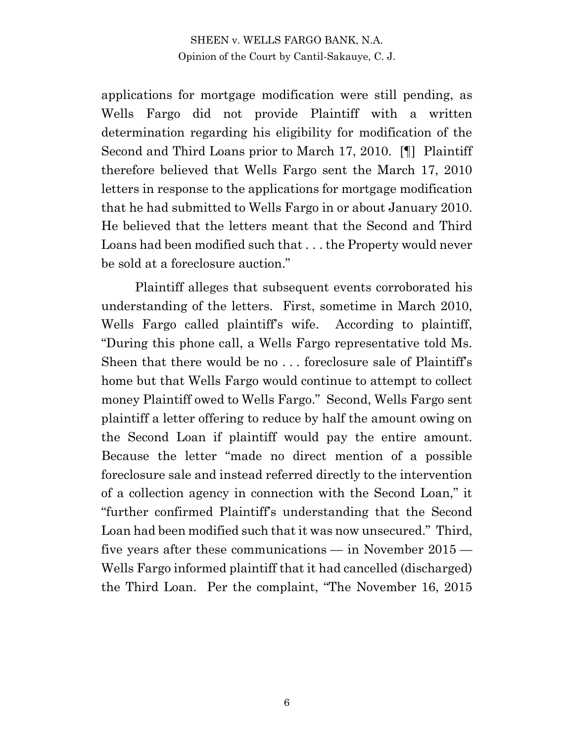applications for mortgage modification were still pending, as Wells Fargo did not provide Plaintiff with a written determination regarding his eligibility for modification of the Second and Third Loans prior to March 17, 2010. [¶] Plaintiff therefore believed that Wells Fargo sent the March 17, 2010 letters in response to the applications for mortgage modification that he had submitted to Wells Fargo in or about January 2010. He believed that the letters meant that the Second and Third Loans had been modified such that . . . the Property would never be sold at a foreclosure auction."

Plaintiff alleges that subsequent events corroborated his understanding of the letters. First, sometime in March 2010, Wells Fargo called plaintiff's wife. According to plaintiff, "During this phone call, a Wells Fargo representative told Ms. Sheen that there would be no . . . foreclosure sale of Plaintiff's home but that Wells Fargo would continue to attempt to collect money Plaintiff owed to Wells Fargo." Second, Wells Fargo sent plaintiff a letter offering to reduce by half the amount owing on the Second Loan if plaintiff would pay the entire amount. Because the letter "made no direct mention of a possible foreclosure sale and instead referred directly to the intervention of a collection agency in connection with the Second Loan," it "further confirmed Plaintiff's understanding that the Second Loan had been modified such that it was now unsecured." Third, five years after these communications — in November 2015 — Wells Fargo informed plaintiff that it had cancelled (discharged) the Third Loan. Per the complaint, "The November 16, 2015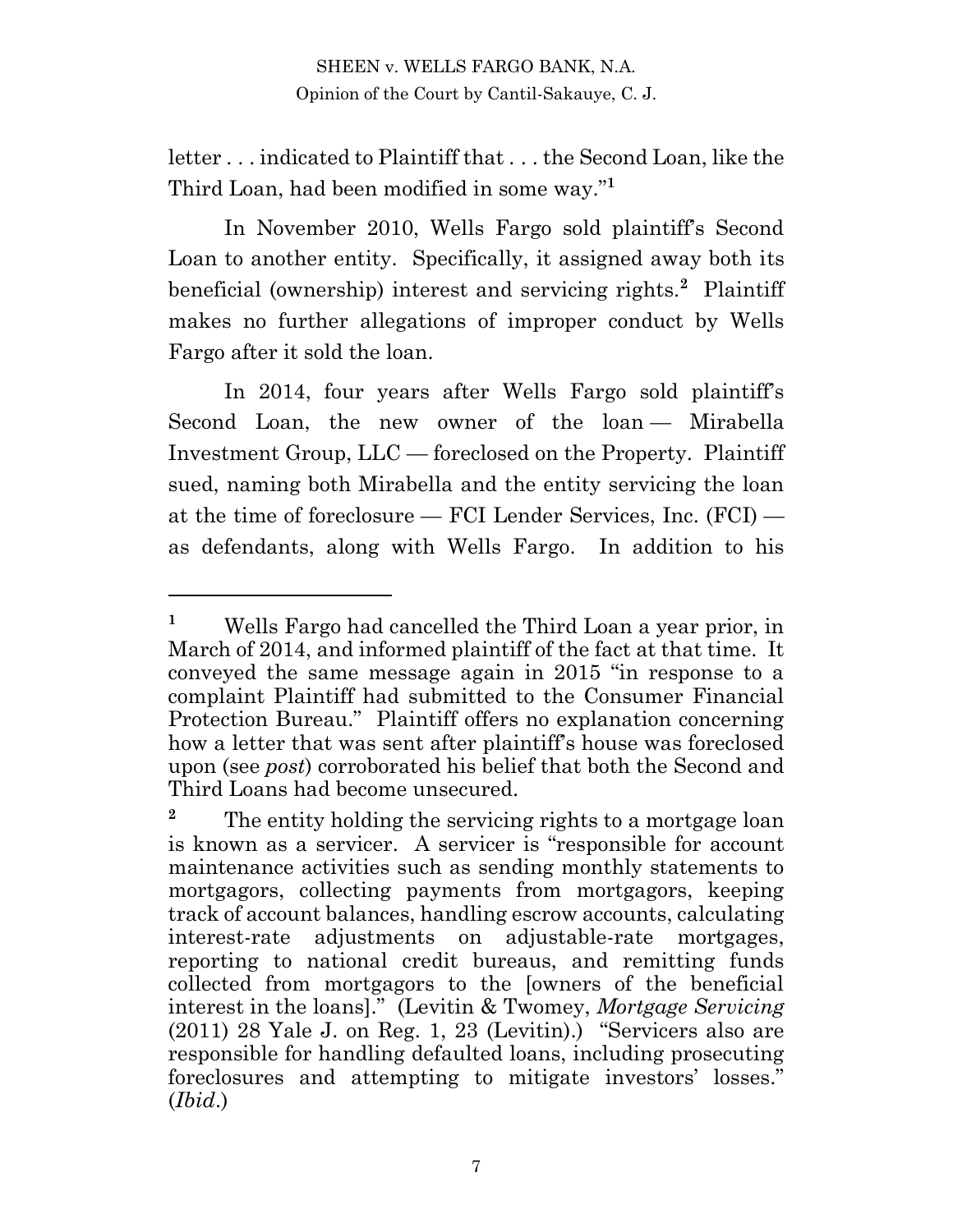letter . . . indicated to Plaintiff that . . . the Second Loan, like the Third Loan, had been modified in some way."[1]

In November 2010, Wells Fargo sold plaintiff's Second Loan to another entity. Specifically, it assigned away both its beneficial (ownership) interest and servicing rights.[2] Plaintiff makes no further allegations of improper conduct by Wells Fargo after it sold the loan.

In 2014, four years after Wells Fargo sold plaintiff's Second Loan, the new owner of the loan — Mirabella Investment Group, LLC — foreclosed on the Property. Plaintiff sued, naming both Mirabella and the entity servicing the loan at the time of foreclosure — FCI Lender Services, Inc. (FCI) — as defendants, along with Wells Fargo. In addition to his

---

[1] Wells Fargo had cancelled the Third Loan a year prior, in March of 2014, and informed plaintiff of the fact at that time. It conveyed the same message again in 2015 "in response to a complaint Plaintiff had submitted to the Consumer Financial Protection Bureau." Plaintiff offers no explanation concerning how a letter that was sent after plaintiff's house was foreclosed upon (see *post*) corroborated his belief that both the Second and Third Loans had become unsecured.

[2] The entity holding the servicing rights to a mortgage loan is known as a servicer. A servicer is "responsible for account maintenance activities such as sending monthly statements to mortgagors, collecting payments from mortgagors, keeping track of account balances, handling escrow accounts, calculating interest-rate adjustments on adjustable-rate mortgages, reporting to national credit bureaus, and remitting funds collected from mortgagors to the [owners of the beneficial interest in the loans]." (Levitin & Twomey, *Mortgage Servicing* (2011) 28 Yale J. on Reg. 1, 23 (Levitin).) "Servicers also are responsible for handling defaulted loans, including prosecuting foreclosures and attempting to mitigate investors' losses." (*Ibid*.)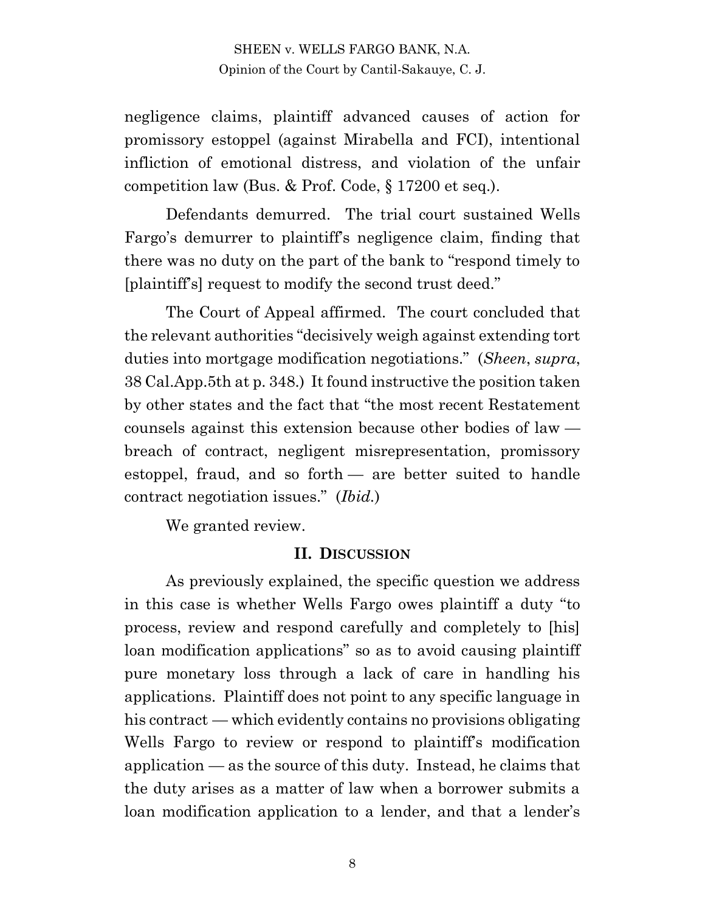negligence claims, plaintiff advanced causes of action for promissory estoppel (against Mirabella and FCI), intentional infliction of emotional distress, and violation of the unfair competition law (Bus. & Prof. Code, § 17200 et seq.).

Defendants demurred. The trial court sustained Wells Fargo's demurrer to plaintiff's negligence claim, finding that there was no duty on the part of the bank to "respond timely to [plaintiff's] request to modify the second trust deed."

The Court of Appeal affirmed. The court concluded that the relevant authorities "decisively weigh against extending tort duties into mortgage modification negotiations." (*Sheen*, *supra*, 38 Cal.App.5th at p. 348.) It found instructive the position taken by other states and the fact that "the most recent Restatement counsels against this extension because other bodies of law — breach of contract, negligent misrepresentation, promissory estoppel, fraud, and so forth — are better suited to handle contract negotiation issues." (*Ibid.*)

We granted review.

## II. DISCUSSION

As previously explained, the specific question we address in this case is whether Wells Fargo owes plaintiff a duty "to process, review and respond carefully and completely to [his] loan modification applications" so as to avoid causing plaintiff pure monetary loss through a lack of care in handling his applications. Plaintiff does not point to any specific language in his contract — which evidently contains no provisions obligating Wells Fargo to review or respond to plaintiff's modification application — as the source of this duty. Instead, he claims that the duty arises as a matter of law when a borrower submits a loan modification application to a lender, and that a lender's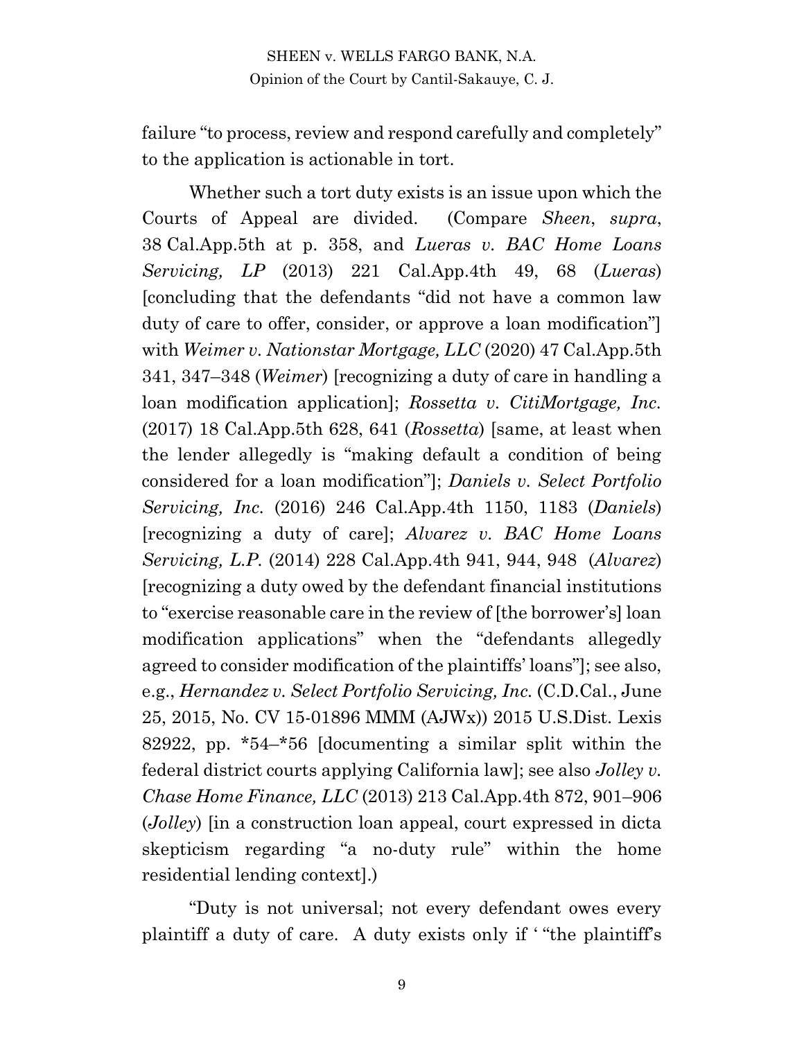failure "to process, review and respond carefully and completely" to the application is actionable in tort.

Whether such a tort duty exists is an issue upon which the Courts of Appeal are divided. (Compare *Sheen*, *supra*, 38 Cal.App.5th at p. 358, and *Lueras v. BAC Home Loans Servicing, LP* (2013) 221 Cal.App.4th 49, 68 (*Lueras*) [concluding that the defendants "did not have a common law duty of care to offer, consider, or approve a loan modification"] with *Weimer v. Nationstar Mortgage, LLC* (2020) 47 Cal.App.5th 341, 347–348 (*Weimer*) [recognizing a duty of care in handling a loan modification application]; *Rossetta v. CitiMortgage, Inc.* (2017) 18 Cal.App.5th 628, 641 (*Rossetta*) [same, at least when the lender allegedly is "making default a condition of being considered for a loan modification"]; *Daniels v. Select Portfolio Servicing, Inc.* (2016) 246 Cal.App.4th 1150, 1183 (*Daniels*) [recognizing a duty of care]; *Alvarez v. BAC Home Loans Servicing, L.P.* (2014) 228 Cal.App.4th 941, 944, 948 (*Alvarez*) [recognizing a duty owed by the defendant financial institutions to "exercise reasonable care in the review of [the borrower's] loan modification applications" when the "defendants allegedly agreed to consider modification of the plaintiffs' loans"]; see also, e.g., *Hernandez v. Select Portfolio Servicing, Inc.* (C.D.Cal., June 25, 2015, No. CV 15-01896 MMM (AJWx)) 2015 U.S.Dist. Lexis 82922, pp. \*54–\*56 [documenting a similar split within the federal district courts applying California law]; see also *Jolley v. Chase Home Finance, LLC* (2013) 213 Cal.App.4th 872, 901–906 (*Jolley*) [in a construction loan appeal, court expressed in dicta skepticism regarding "a no-duty rule" within the home residential lending context].)

"Duty is not universal; not every defendant owes every plaintiff a duty of care. A duty exists only if ' "the plaintiff's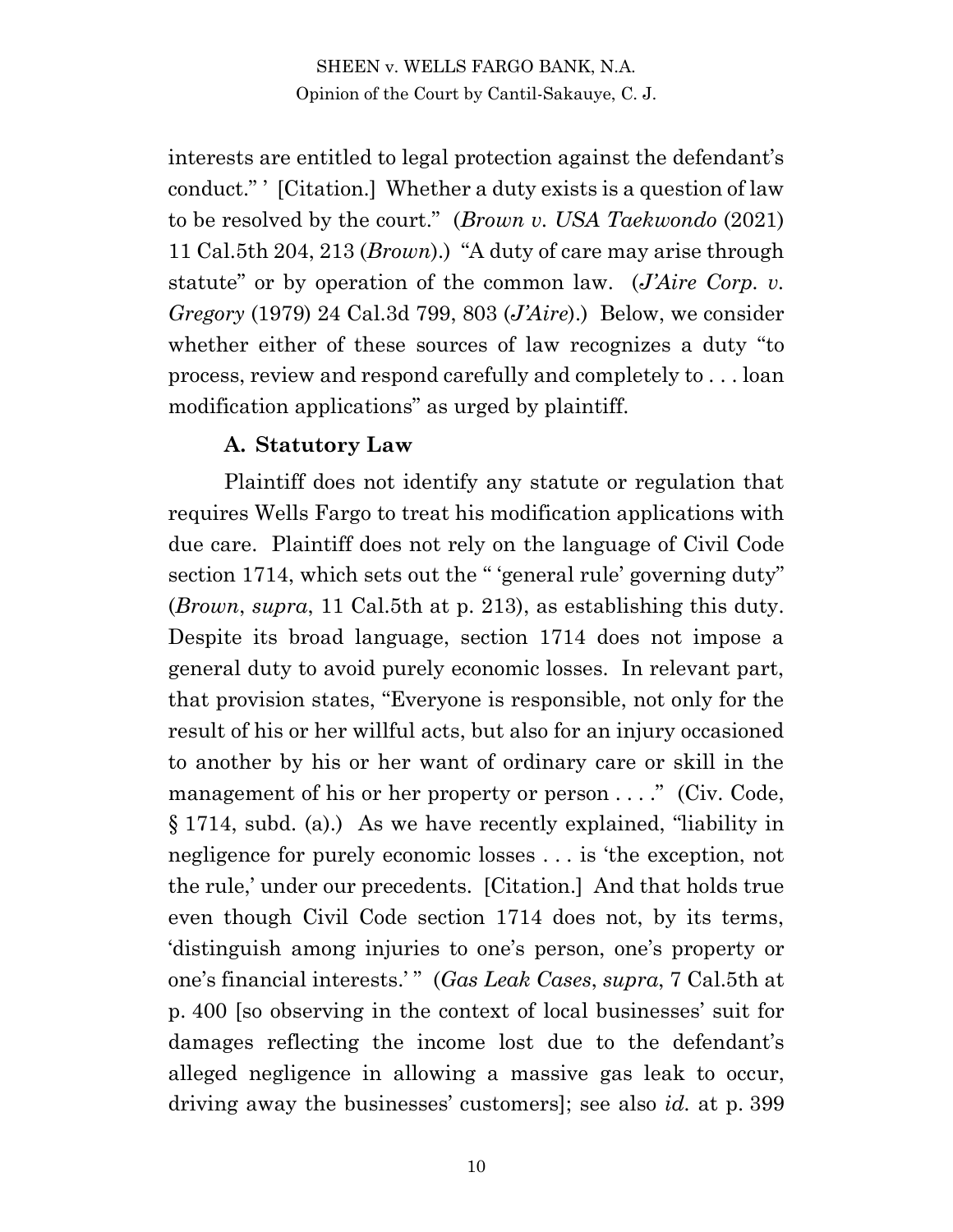interests are entitled to legal protection against the defendant's conduct." ' [Citation.] Whether a duty exists is a question of law to be resolved by the court." (*Brown v. USA Taekwondo* (2021) 11 Cal.5th 204, 213 (*Brown*).) "A duty of care may arise through statute" or by operation of the common law. (*J'Aire Corp. v. Gregory* (1979) 24 Cal.3d 799, 803 (*J'Aire*).) Below, we consider whether either of these sources of law recognizes a duty "to process, review and respond carefully and completely to . . . loan modification applications" as urged by plaintiff.

### A. Statutory Law

Plaintiff does not identify any statute or regulation that requires Wells Fargo to treat his modification applications with due care. Plaintiff does not rely on the language of Civil Code section 1714, which sets out the " 'general rule' governing duty" (*Brown*, *supra*, 11 Cal.5th at p. 213), as establishing this duty. Despite its broad language, section 1714 does not impose a general duty to avoid purely economic losses. In relevant part, that provision states, "Everyone is responsible, not only for the result of his or her willful acts, but also for an injury occasioned to another by his or her want of ordinary care or skill in the management of his or her property or person . . . ." (Civ. Code, § 1714, subd. (a).) As we have recently explained, "liability in negligence for purely economic losses . . . is 'the exception, not the rule,' under our precedents. [Citation.] And that holds true even though Civil Code section 1714 does not, by its terms, 'distinguish among injuries to one's person, one's property or one's financial interests.' " (*Gas Leak Cases*, *supra*, 7 Cal.5th at p. 400 [so observing in the context of local businesses' suit for damages reflecting the income lost due to the defendant's alleged negligence in allowing a massive gas leak to occur, driving away the businesses' customers]; see also *id.* at p. 399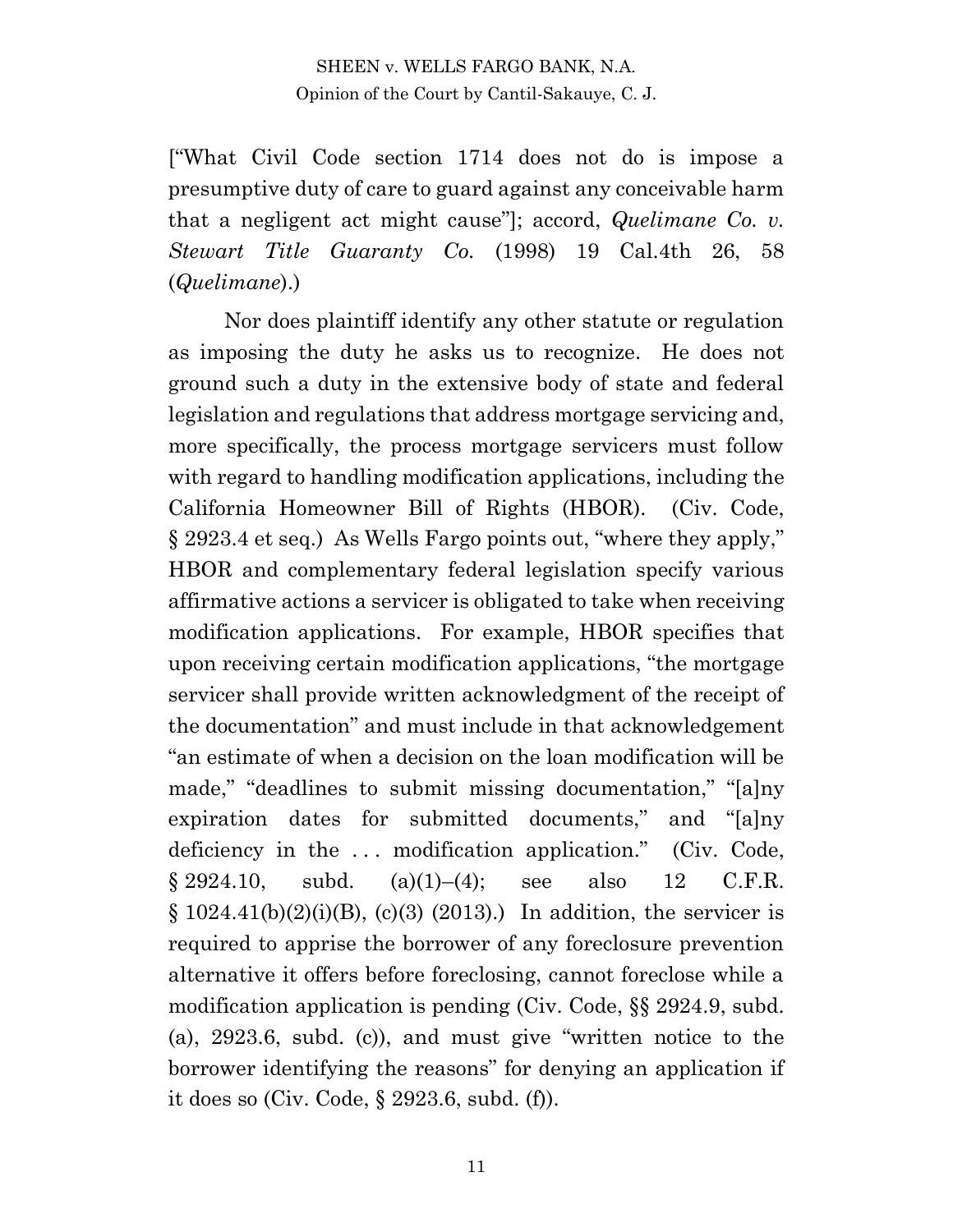["What Civil Code section 1714 does not do is impose a presumptive duty of care to guard against any conceivable harm that a negligent act might cause"]; accord, *Quelimane Co. v. Stewart Title Guaranty Co.* (1998) 19 Cal.4th 26, 58 (*Quelimane*).)

Nor does plaintiff identify any other statute or regulation as imposing the duty he asks us to recognize. He does not ground such a duty in the extensive body of state and federal legislation and regulations that address mortgage servicing and, more specifically, the process mortgage servicers must follow with regard to handling modification applications, including the California Homeowner Bill of Rights (HBOR). (Civ. Code, § 2923.4 et seq.) As Wells Fargo points out, "where they apply," HBOR and complementary federal legislation specify various affirmative actions a servicer is obligated to take when receiving modification applications. For example, HBOR specifies that upon receiving certain modification applications, "the mortgage servicer shall provide written acknowledgment of the receipt of the documentation" and must include in that acknowledgement "an estimate of when a decision on the loan modification will be made," "deadlines to submit missing documentation," "[a]ny expiration dates for submitted documents," and "[a]ny deficiency in the . . . modification application." (Civ. Code, § 2924.10, subd. (a)(1)–(4); see also 12 C.F.R. § 1024.41(b)(2)(i)(B), (c)(3) (2013).) In addition, the servicer is required to apprise the borrower of any foreclosure prevention alternative it offers before foreclosing, cannot foreclose while a modification application is pending (Civ. Code, §§ 2924.9, subd. (a), 2923.6, subd. (c)), and must give "written notice to the borrower identifying the reasons" for denying an application if it does so (Civ. Code, § 2923.6, subd. (f)).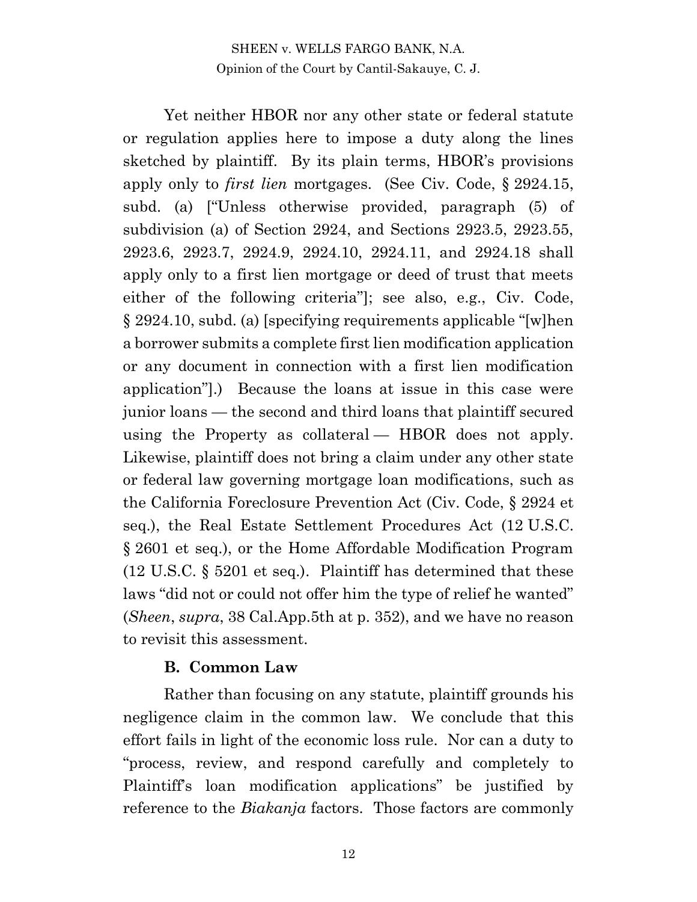Yet neither HBOR nor any other state or federal statute or regulation applies here to impose a duty along the lines sketched by plaintiff. By its plain terms, HBOR's provisions apply only to *first lien* mortgages. (See Civ. Code, § 2924.15, subd. (a) ["Unless otherwise provided, paragraph (5) of subdivision (a) of Section 2924, and Sections 2923.5, 2923.55, 2923.6, 2923.7, 2924.9, 2924.10, 2924.11, and 2924.18 shall apply only to a first lien mortgage or deed of trust that meets either of the following criteria"]; see also, e.g., Civ. Code, § 2924.10, subd. (a) [specifying requirements applicable "[w]hen a borrower submits a complete first lien modification application or any document in connection with a first lien modification application"].) Because the loans at issue in this case were junior loans — the second and third loans that plaintiff secured using the Property as collateral — HBOR does not apply. Likewise, plaintiff does not bring a claim under any other state or federal law governing mortgage loan modifications, such as the California Foreclosure Prevention Act (Civ. Code, § 2924 et seq.), the Real Estate Settlement Procedures Act (12 U.S.C. § 2601 et seq.), or the Home Affordable Modification Program (12 U.S.C. § 5201 et seq.). Plaintiff has determined that these laws "did not or could not offer him the type of relief he wanted" (*Sheen*, *supra*, 38 Cal.App.5th at p. 352), and we have no reason to revisit this assessment.

### B. Common Law

Rather than focusing on any statute, plaintiff grounds his negligence claim in the common law. We conclude that this effort fails in light of the economic loss rule. Nor can a duty to "process, review, and respond carefully and completely to Plaintiff's loan modification applications" be justified by reference to the *Biakanja* factors. Those factors are commonly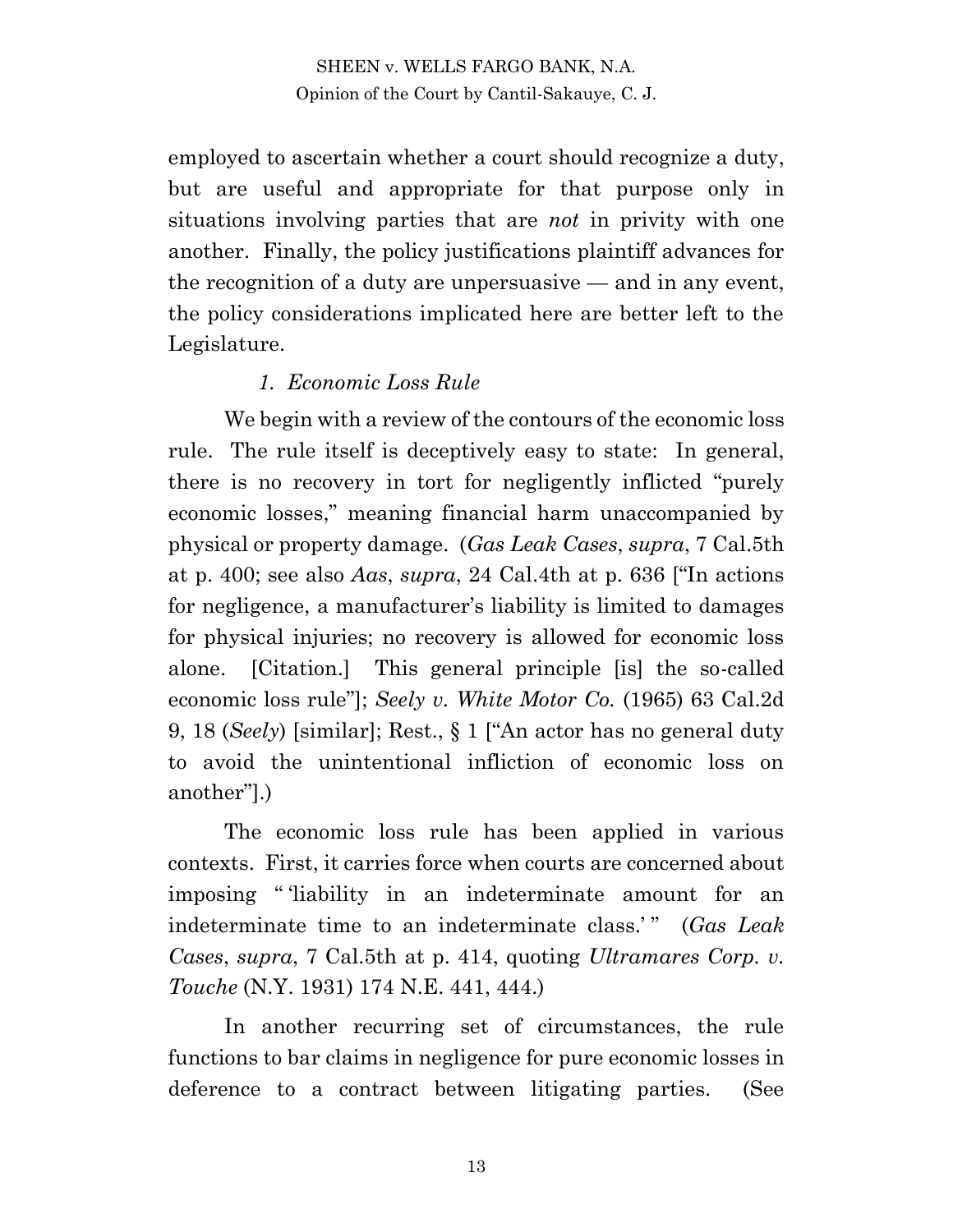employed to ascertain whether a court should recognize a duty, but are useful and appropriate for that purpose only in situations involving parties that are *not* in privity with one another. Finally, the policy justifications plaintiff advances for the recognition of a duty are unpersuasive — and in any event, the policy considerations implicated here are better left to the Legislature.

### *1. Economic Loss Rule*

We begin with a review of the contours of the economic loss rule. The rule itself is deceptively easy to state: In general, there is no recovery in tort for negligently inflicted "purely economic losses," meaning financial harm unaccompanied by physical or property damage. (*Gas Leak Cases*, *supra*, 7 Cal.5th at p. 400; see also *Aas*, *supra*, 24 Cal.4th at p. 636 ["In actions for negligence, a manufacturer's liability is limited to damages for physical injuries; no recovery is allowed for economic loss alone. [Citation.] This general principle [is] the so-called economic loss rule"]; *Seely v. White Motor Co.* (1965) 63 Cal.2d 9, 18 (*Seely*) [similar]; Rest., § 1 ["An actor has no general duty to avoid the unintentional infliction of economic loss on another"].)

The economic loss rule has been applied in various contexts. First, it carries force when courts are concerned about imposing " 'liability in an indeterminate amount for an indeterminate time to an indeterminate class.' " (*Gas Leak Cases*, *supra*, 7 Cal.5th at p. 414, quoting *Ultramares Corp. v. Touche* (N.Y. 1931) 174 N.E. 441, 444.)

In another recurring set of circumstances, the rule functions to bar claims in negligence for pure economic losses in deference to a contract between litigating parties. (See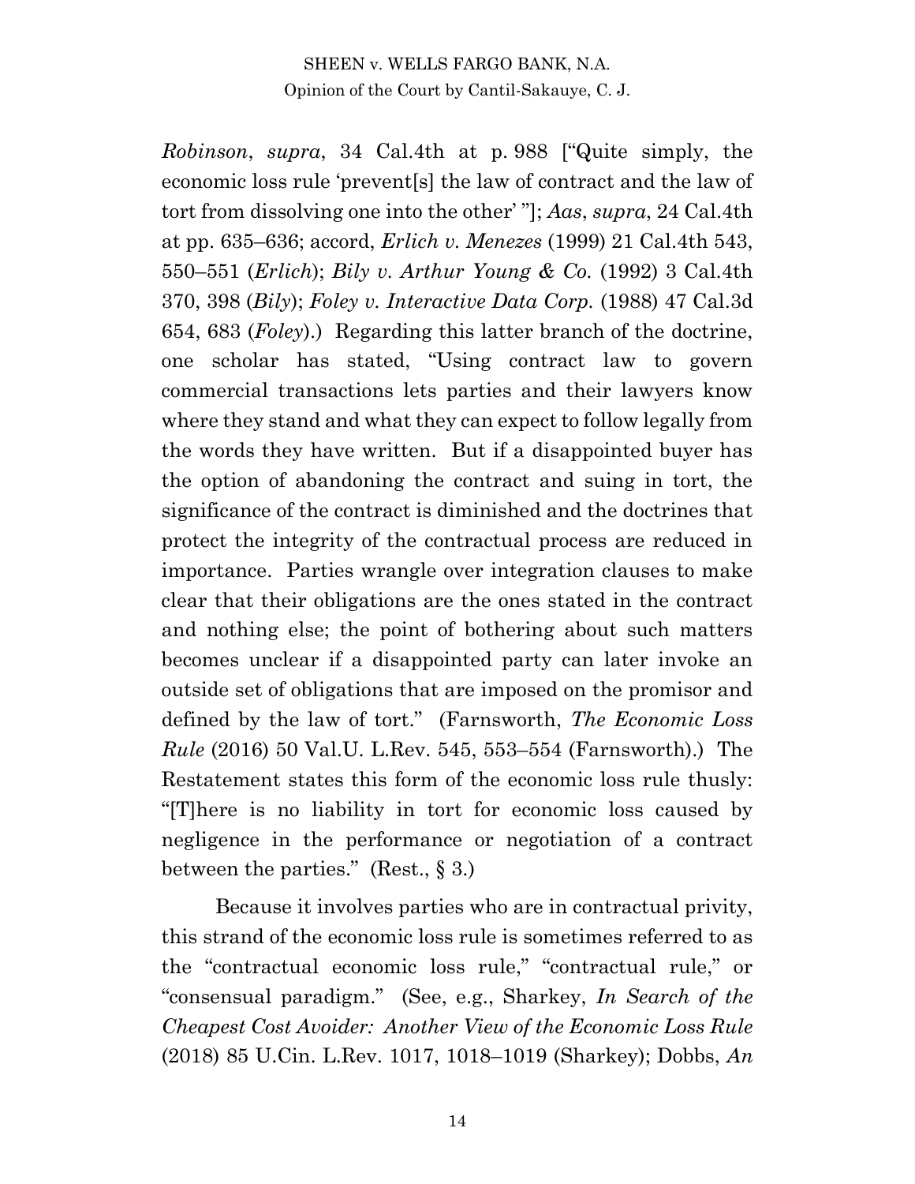*Robinson*, *supra*, 34 Cal.4th at p. 988 ["Quite simply, the economic loss rule 'prevent[s] the law of contract and the law of tort from dissolving one into the other' "]; *Aas*, *supra*, 24 Cal.4th at pp. 635–636; accord, *Erlich v. Menezes* (1999) 21 Cal.4th 543, 550–551 (*Erlich*); *Bily v. Arthur Young & Co.* (1992) 3 Cal.4th 370, 398 (*Bily*); *Foley v. Interactive Data Corp.* (1988) 47 Cal.3d 654, 683 (*Foley*).) Regarding this latter branch of the doctrine, one scholar has stated, "Using contract law to govern commercial transactions lets parties and their lawyers know where they stand and what they can expect to follow legally from the words they have written. But if a disappointed buyer has the option of abandoning the contract and suing in tort, the significance of the contract is diminished and the doctrines that protect the integrity of the contractual process are reduced in importance. Parties wrangle over integration clauses to make clear that their obligations are the ones stated in the contract and nothing else; the point of bothering about such matters becomes unclear if a disappointed party can later invoke an outside set of obligations that are imposed on the promisor and defined by the law of tort." (Farnsworth, *The Economic Loss Rule* (2016) 50 Val.U. L.Rev. 545, 553–554 (Farnsworth).) The Restatement states this form of the economic loss rule thusly: "[T]here is no liability in tort for economic loss caused by negligence in the performance or negotiation of a contract between the parties." (Rest., § 3.)

Because it involves parties who are in contractual privity, this strand of the economic loss rule is sometimes referred to as the "contractual economic loss rule," "contractual rule," or "consensual paradigm." (See, e.g., Sharkey, *In Search of the Cheapest Cost Avoider: Another View of the Economic Loss Rule* (2018) 85 U.Cin. L.Rev. 1017, 1018–1019 (Sharkey); Dobbs, *An*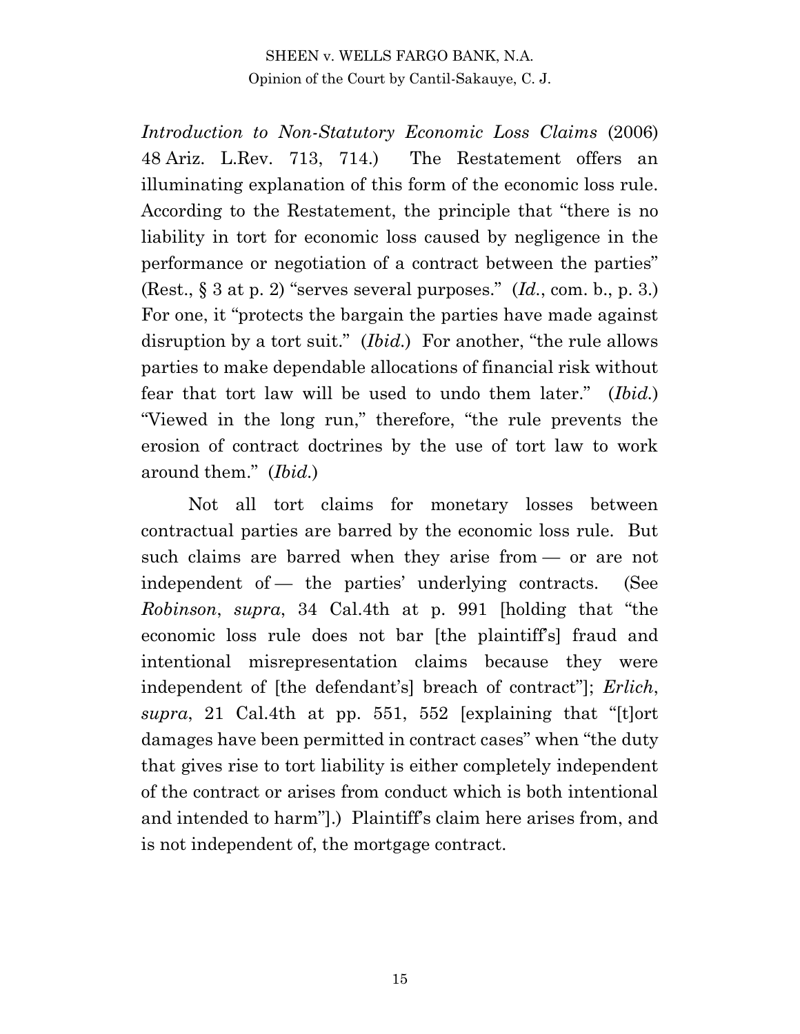*Introduction to Non-Statutory Economic Loss Claims* (2006) 48 Ariz. L.Rev. 713, 714.) The Restatement offers an illuminating explanation of this form of the economic loss rule. According to the Restatement, the principle that "there is no liability in tort for economic loss caused by negligence in the performance or negotiation of a contract between the parties" (Rest., § 3 at p. 2) "serves several purposes." (*Id.*, com. b., p. 3.) For one, it "protects the bargain the parties have made against disruption by a tort suit." (*Ibid.*) For another, "the rule allows parties to make dependable allocations of financial risk without fear that tort law will be used to undo them later." (*Ibid.*) "Viewed in the long run," therefore, "the rule prevents the erosion of contract doctrines by the use of tort law to work around them." (*Ibid.*)

Not all tort claims for monetary losses between contractual parties are barred by the economic loss rule. But such claims are barred when they arise from — or are not independent of — the parties' underlying contracts. (See *Robinson*, *supra*, 34 Cal.4th at p. 991 [holding that "the economic loss rule does not bar [the plaintiff's] fraud and intentional misrepresentation claims because they were independent of [the defendant's] breach of contract"]; *Erlich*, *supra*, 21 Cal.4th at pp. 551, 552 [explaining that "[t]ort damages have been permitted in contract cases" when "the duty that gives rise to tort liability is either completely independent of the contract or arises from conduct which is both intentional and intended to harm"].) Plaintiff's claim here arises from, and is not independent of, the mortgage contract.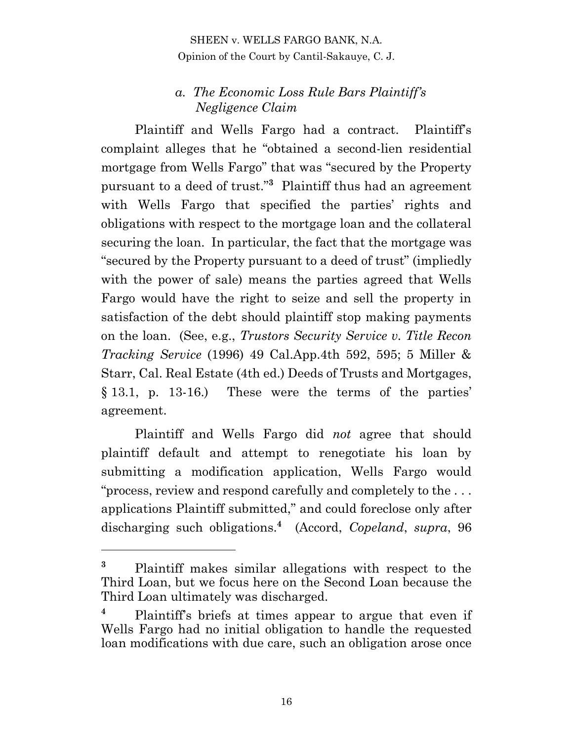#### *a. The Economic Loss Rule Bars Plaintiff's Negligence Claim*

Plaintiff and Wells Fargo had a contract. Plaintiff's complaint alleges that he "obtained a second-lien residential mortgage from Wells Fargo" that was "secured by the Property pursuant to a deed of trust."[3] Plaintiff thus had an agreement with Wells Fargo that specified the parties' rights and obligations with respect to the mortgage loan and the collateral securing the loan. In particular, the fact that the mortgage was "secured by the Property pursuant to a deed of trust" (impliedly with the power of sale) means the parties agreed that Wells Fargo would have the right to seize and sell the property in satisfaction of the debt should plaintiff stop making payments on the loan. (See, e.g., *Trustors Security Service v. Title Recon Tracking Service* (1996) 49 Cal.App.4th 592, 595; 5 Miller & Starr, Cal. Real Estate (4th ed.) Deeds of Trusts and Mortgages, § 13.1, p. 13-16.) These were the terms of the parties' agreement.

Plaintiff and Wells Fargo did *not* agree that should plaintiff default and attempt to renegotiate his loan by submitting a modification application, Wells Fargo would "process, review and respond carefully and completely to the . . . applications Plaintiff submitted," and could foreclose only after discharging such obligations.[4] (Accord, *Copeland*, *supra*, 96

---

[3] Plaintiff makes similar allegations with respect to the Third Loan, but we focus here on the Second Loan because the Third Loan ultimately was discharged.

[4] Plaintiff's briefs at times appear to argue that even if Wells Fargo had no initial obligation to handle the requested loan modifications with due care, such an obligation arose once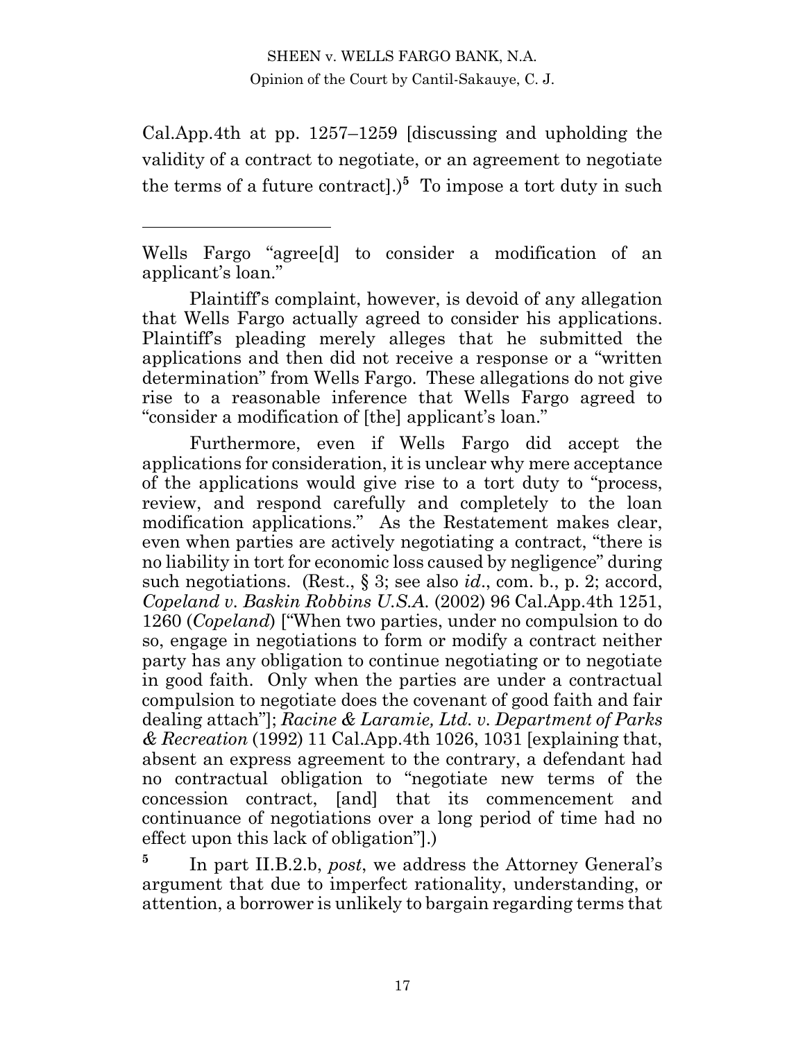Cal.App.4th at pp. 1257–1259 [discussing and upholding the validity of a contract to negotiate, or an agreement to negotiate the terms of a future contract].)[5] To impose a tort duty in such

---

Wells Fargo "agree[d] to consider a modification of an applicant's loan."

Plaintiff's complaint, however, is devoid of any allegation that Wells Fargo actually agreed to consider his applications. Plaintiff's pleading merely alleges that he submitted the applications and then did not receive a response or a "written determination" from Wells Fargo. These allegations do not give rise to a reasonable inference that Wells Fargo agreed to "consider a modification of [the] applicant's loan."

Furthermore, even if Wells Fargo did accept the applications for consideration, it is unclear why mere acceptance of the applications would give rise to a tort duty to "process, review, and respond carefully and completely to the loan modification applications." As the Restatement makes clear, even when parties are actively negotiating a contract, "there is no liability in tort for economic loss caused by negligence" during such negotiations. (Rest., § 3; see also *id*., com. b., p. 2; accord, *Copeland v. Baskin Robbins U.S.A.* (2002) 96 Cal.App.4th 1251, 1260 (*Copeland*) ["When two parties, under no compulsion to do so, engage in negotiations to form or modify a contract neither party has any obligation to continue negotiating or to negotiate in good faith. Only when the parties are under a contractual compulsion to negotiate does the covenant of good faith and fair dealing attach"]; *Racine & Laramie, Ltd. v. Department of Parks & Recreation* (1992) 11 Cal.App.4th 1026, 1031 [explaining that, absent an express agreement to the contrary, a defendant had no contractual obligation to "negotiate new terms of the concession contract, [and] that its commencement and continuance of negotiations over a long period of time had no effect upon this lack of obligation"].)

[5] In part II.B.2.b, *post*, we address the Attorney General's argument that due to imperfect rationality, understanding, or attention, a borrower is unlikely to bargain regarding terms that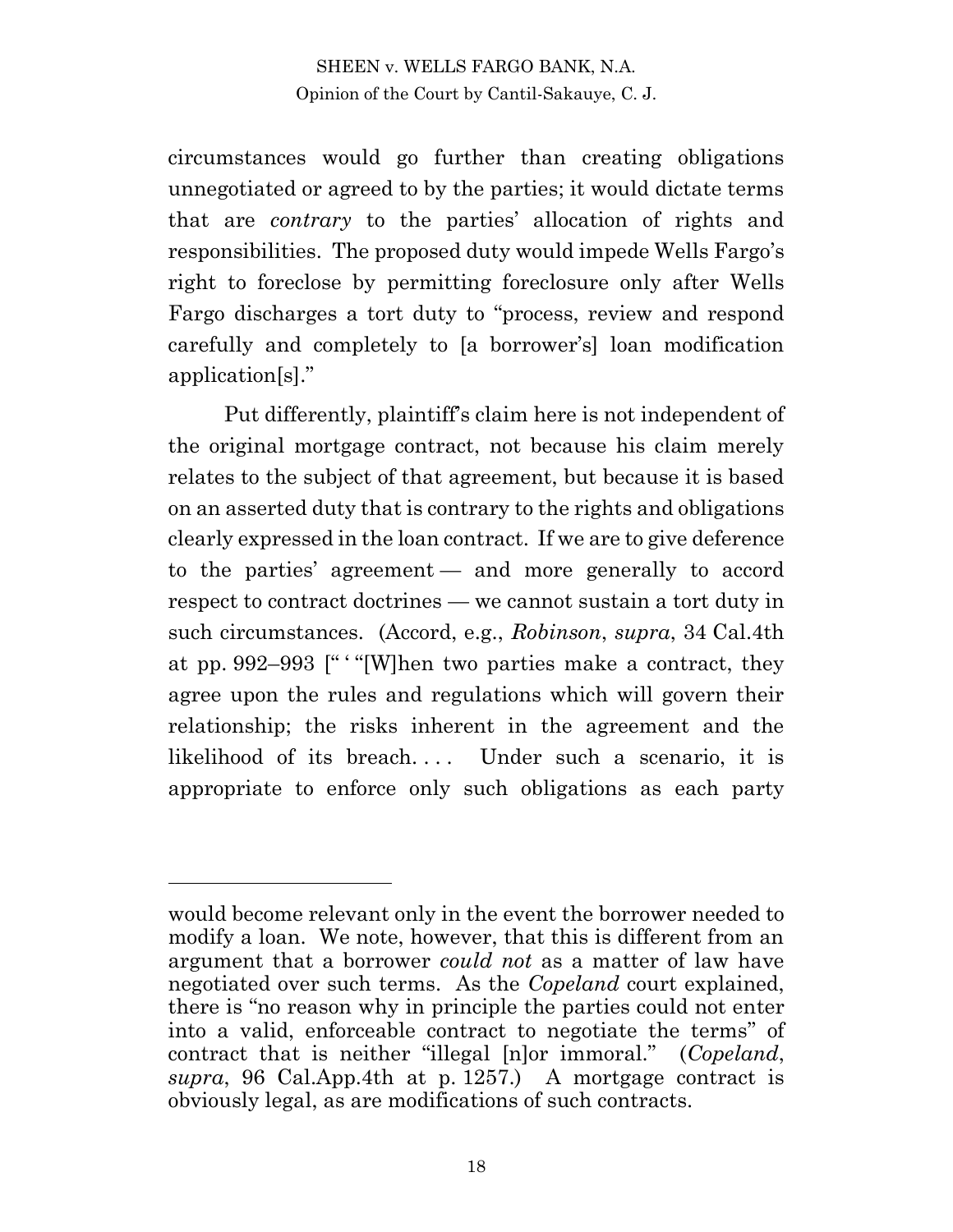circumstances would go further than creating obligations unnegotiated or agreed to by the parties; it would dictate terms that are *contrary* to the parties' allocation of rights and responsibilities. The proposed duty would impede Wells Fargo's right to foreclose by permitting foreclosure only after Wells Fargo discharges a tort duty to "process, review and respond carefully and completely to [a borrower's] loan modification application[s]."

Put differently, plaintiff's claim here is not independent of the original mortgage contract, not because his claim merely relates to the subject of that agreement, but because it is based on an asserted duty that is contrary to the rights and obligations clearly expressed in the loan contract. If we are to give deference to the parties' agreement — and more generally to accord respect to contract doctrines — we cannot sustain a tort duty in such circumstances. (Accord, e.g., *Robinson*, *supra*, 34 Cal.4th at pp. 992–993 [" ' "[W]hen two parties make a contract, they agree upon the rules and regulations which will govern their relationship; the risks inherent in the agreement and the likelihood of its breach. . . . Under such a scenario, it is appropriate to enforce only such obligations as each party

---

would become relevant only in the event the borrower needed to modify a loan. We note, however, that this is different from an argument that a borrower *could not* as a matter of law have negotiated over such terms. As the *Copeland* court explained, there is "no reason why in principle the parties could not enter into a valid, enforceable contract to negotiate the terms" of contract that is neither "illegal [n]or immoral." (*Copeland*, *supra*, 96 Cal.App.4th at p. 1257.) A mortgage contract is obviously legal, as are modifications of such contracts.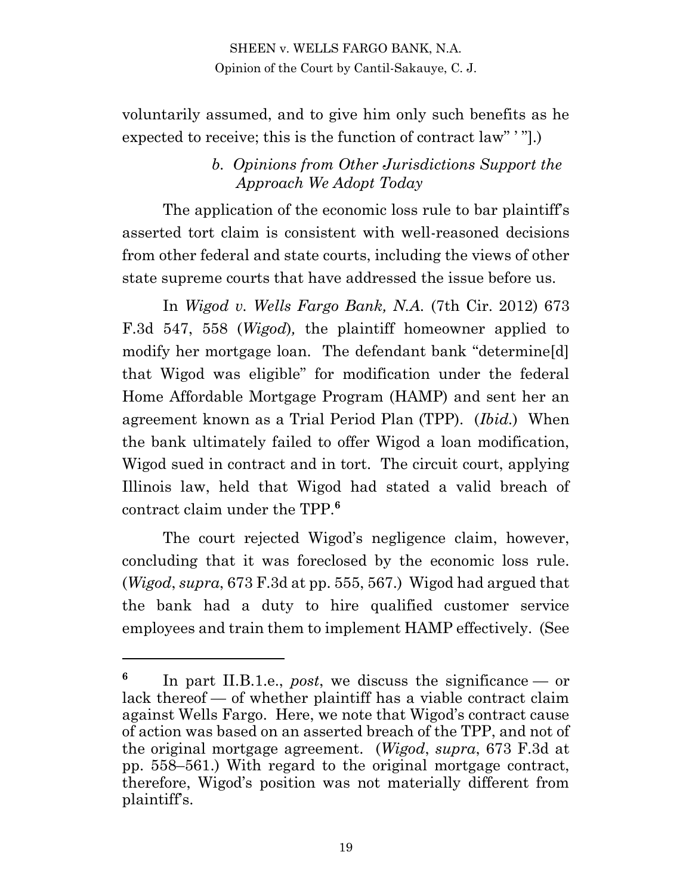voluntarily assumed, and to give him only such benefits as he expected to receive; this is the function of contract law" ' "].)

### *b. Opinions from Other Jurisdictions Support the Approach We Adopt Today*

The application of the economic loss rule to bar plaintiff's asserted tort claim is consistent with well-reasoned decisions from other federal and state courts, including the views of other state supreme courts that have addressed the issue before us.

In *Wigod v. Wells Fargo Bank, N.A.* (7th Cir. 2012) 673 F.3d 547, 558 (*Wigod*)*,* the plaintiff homeowner applied to modify her mortgage loan. The defendant bank "determine[d] that Wigod was eligible" for modification under the federal Home Affordable Mortgage Program (HAMP) and sent her an agreement known as a Trial Period Plan (TPP). (*Ibid.*) When the bank ultimately failed to offer Wigod a loan modification, Wigod sued in contract and in tort. The circuit court, applying Illinois law, held that Wigod had stated a valid breach of contract claim under the TPP.[6]

The court rejected Wigod's negligence claim, however, concluding that it was foreclosed by the economic loss rule. (*Wigod*, *supra*, 673 F.3d at pp. 555, 567.) Wigod had argued that the bank had a duty to hire qualified customer service employees and train them to implement HAMP effectively. (See

---

[6] In part II.B.1.e., *post*, we discuss the significance — or lack thereof — of whether plaintiff has a viable contract claim against Wells Fargo. Here, we note that Wigod's contract cause of action was based on an asserted breach of the TPP, and not of the original mortgage agreement. (*Wigod*, *supra*, 673 F.3d at pp. 558–561.) With regard to the original mortgage contract, therefore, Wigod's position was not materially different from plaintiff's.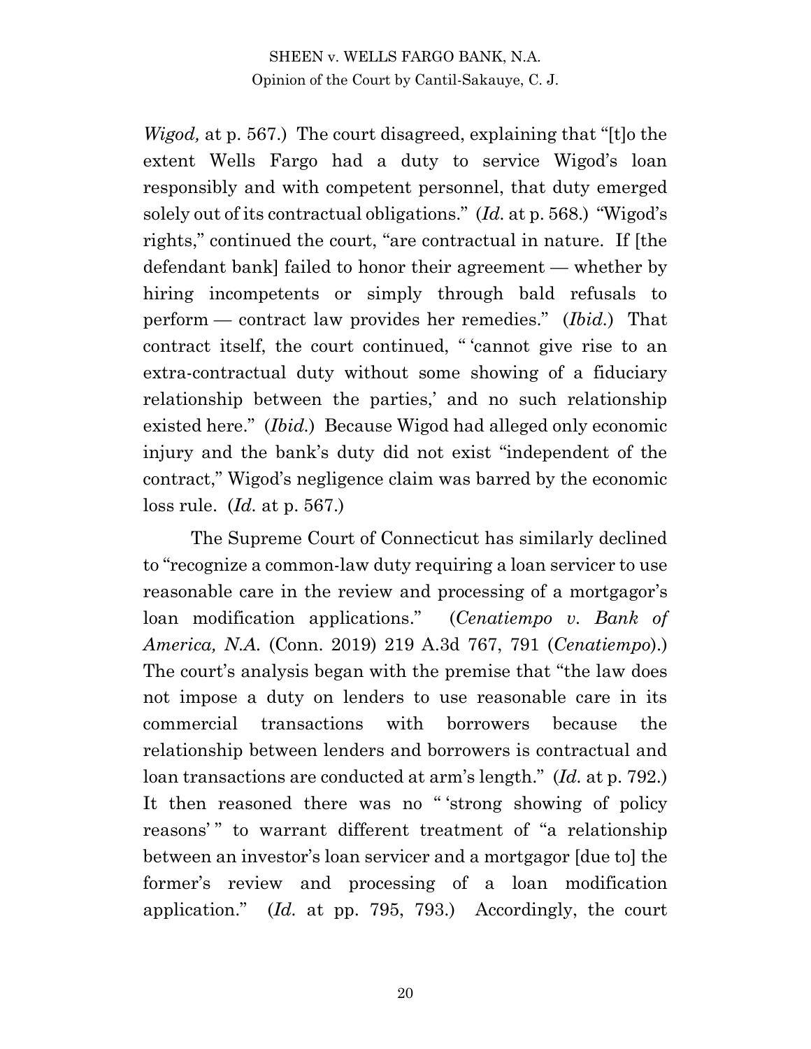*Wigod,* at p. 567.) The court disagreed, explaining that "[t]o the extent Wells Fargo had a duty to service Wigod's loan responsibly and with competent personnel, that duty emerged solely out of its contractual obligations." (*Id.* at p. 568.) "Wigod's rights," continued the court, "are contractual in nature. If [the defendant bank] failed to honor their agreement — whether by hiring incompetents or simply through bald refusals to perform — contract law provides her remedies." (*Ibid.*) That contract itself, the court continued, " 'cannot give rise to an extra-contractual duty without some showing of a fiduciary relationship between the parties,' and no such relationship existed here." (*Ibid.*) Because Wigod had alleged only economic injury and the bank's duty did not exist "independent of the contract," Wigod's negligence claim was barred by the economic loss rule. (*Id.* at p. 567.)

The Supreme Court of Connecticut has similarly declined to "recognize a common-law duty requiring a loan servicer to use reasonable care in the review and processing of a mortgagor's loan modification applications." (*Cenatiempo v. Bank of America, N.A.* (Conn. 2019) 219 A.3d 767, 791 (*Cenatiempo*).) The court's analysis began with the premise that "the law does not impose a duty on lenders to use reasonable care in its commercial transactions with borrowers because the relationship between lenders and borrowers is contractual and loan transactions are conducted at arm's length." (*Id.* at p. 792.) It then reasoned there was no " 'strong showing of policy reasons' " to warrant different treatment of "a relationship between an investor's loan servicer and a mortgagor [due to] the former's review and processing of a loan modification application." (*Id.* at pp. 795, 793.) Accordingly, the court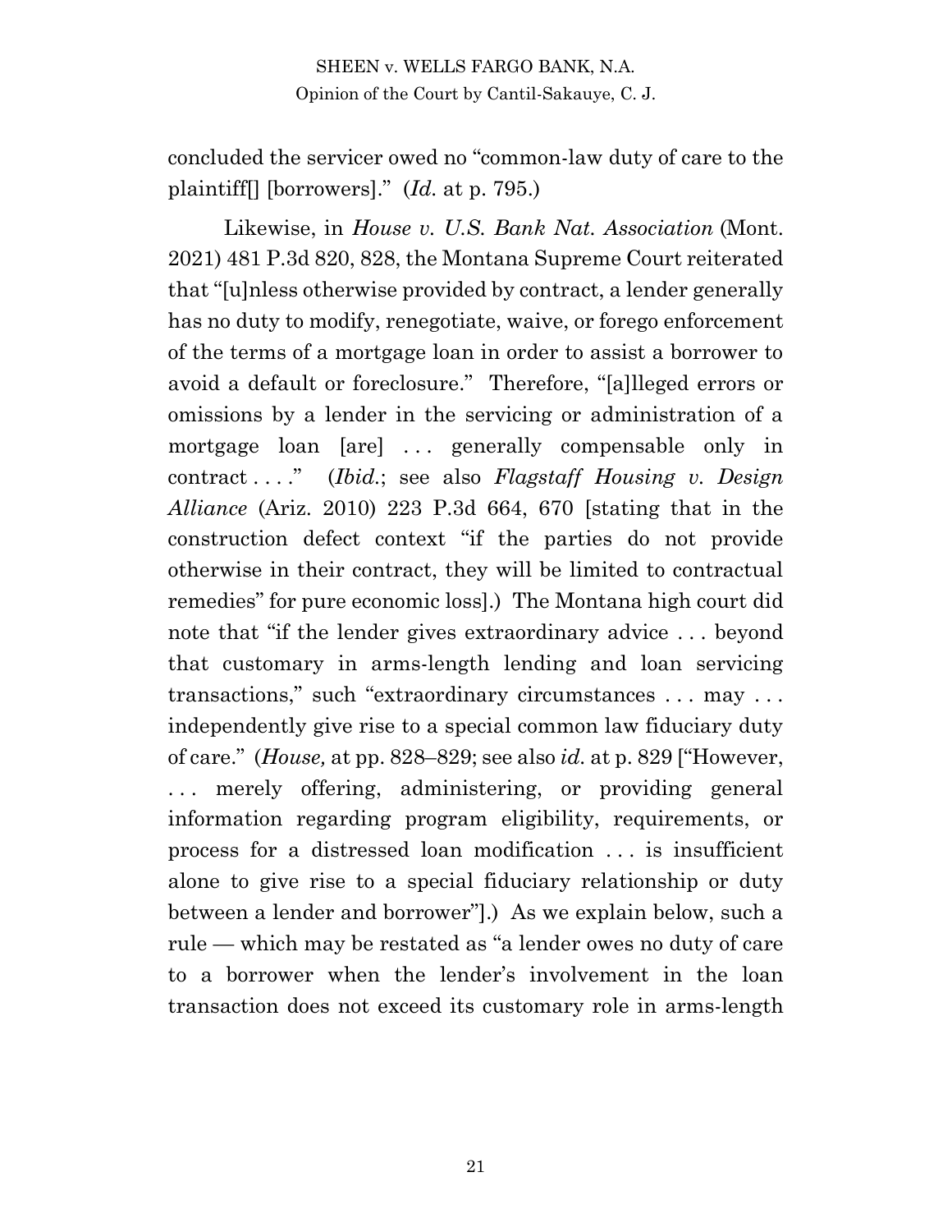concluded the servicer owed no "common-law duty of care to the plaintiff[] [borrowers]." (*Id.* at p. 795.)

Likewise, in *House v. U.S. Bank Nat. Association* (Mont. 2021) 481 P.3d 820, 828, the Montana Supreme Court reiterated that "[u]nless otherwise provided by contract, a lender generally has no duty to modify, renegotiate, waive, or forego enforcement of the terms of a mortgage loan in order to assist a borrower to avoid a default or foreclosure." Therefore, "[a]lleged errors or omissions by a lender in the servicing or administration of a mortgage loan [are] . . . generally compensable only in contract . . . ." (*Ibid.*; see also *Flagstaff Housing v. Design Alliance* (Ariz. 2010) 223 P.3d 664, 670 [stating that in the construction defect context "if the parties do not provide otherwise in their contract, they will be limited to contractual remedies" for pure economic loss].) The Montana high court did note that "if the lender gives extraordinary advice . . . beyond that customary in arms-length lending and loan servicing transactions," such "extraordinary circumstances . . . may . . . independently give rise to a special common law fiduciary duty of care." (*House,* at pp. 828–829; see also *id.* at p. 829 ["However, . . . merely offering, administering, or providing general information regarding program eligibility, requirements, or process for a distressed loan modification . . . is insufficient alone to give rise to a special fiduciary relationship or duty between a lender and borrower"].) As we explain below, such a rule — which may be restated as "a lender owes no duty of care to a borrower when the lender's involvement in the loan transaction does not exceed its customary role in arms-length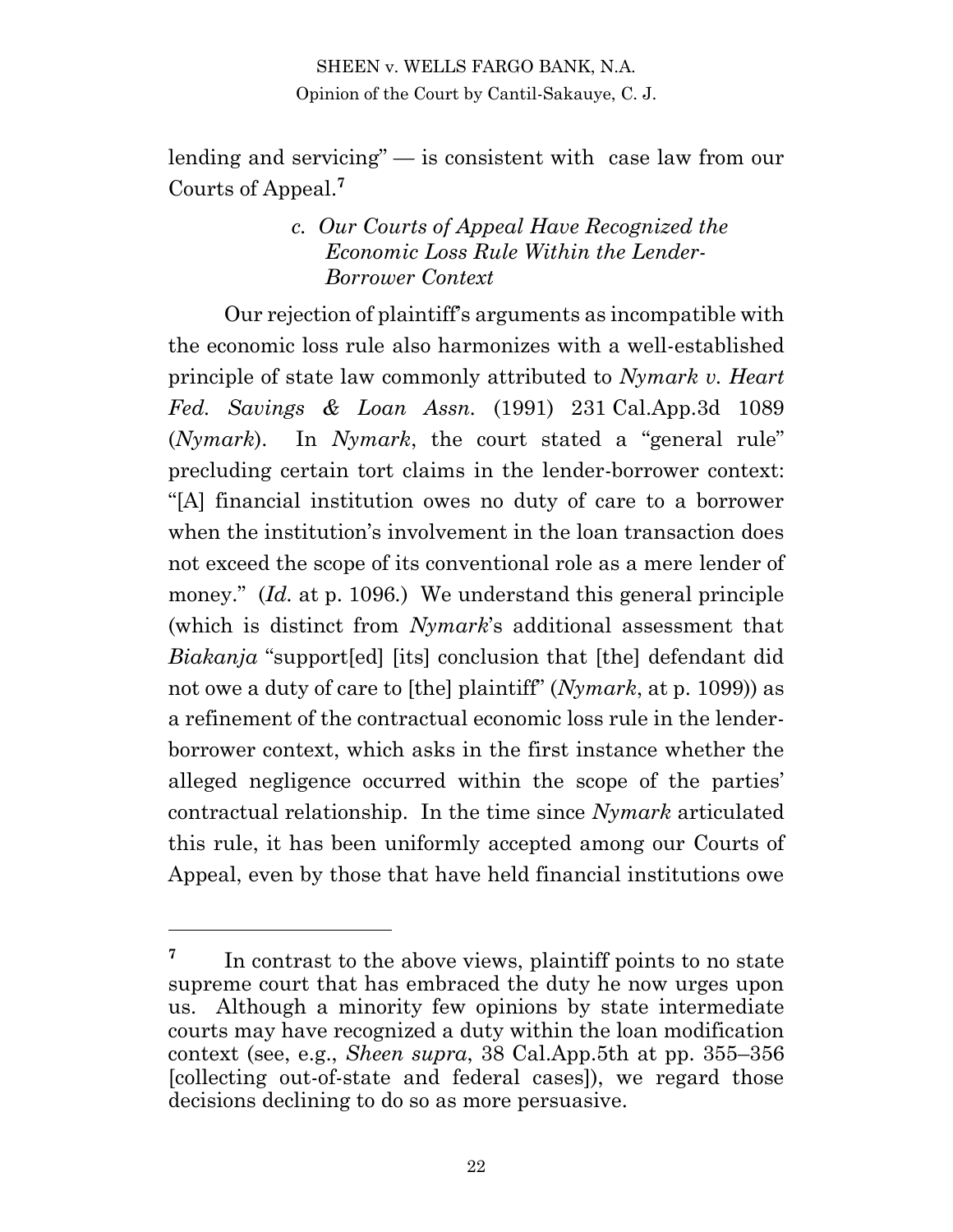lending and servicing" — is consistent with case law from our Courts of Appeal.[7]

### *c. Our Courts of Appeal Have Recognized the Economic Loss Rule Within the Lender-Borrower Context*

Our rejection of plaintiff's arguments as incompatible with the economic loss rule also harmonizes with a well-established principle of state law commonly attributed to *Nymark v. Heart Fed. Savings & Loan Assn.* (1991) 231 Cal.App.3d 1089 (*Nymark*). In *Nymark*, the court stated a "general rule" precluding certain tort claims in the lender-borrower context: "[A] financial institution owes no duty of care to a borrower when the institution's involvement in the loan transaction does not exceed the scope of its conventional role as a mere lender of money." (*Id.* at p. 1096.) We understand this general principle (which is distinct from *Nymark*'s additional assessment that *Biakanja* "support[ed] [its] conclusion that [the] defendant did not owe a duty of care to [the] plaintiff" (*Nymark*, at p. 1099)) as a refinement of the contractual economic loss rule in the lender-borrower context, which asks in the first instance whether the alleged negligence occurred within the scope of the parties' contractual relationship. In the time since *Nymark* articulated this rule, it has been uniformly accepted among our Courts of Appeal, even by those that have held financial institutions owe

---

[7] In contrast to the above views, plaintiff points to no state supreme court that has embraced the duty he now urges upon us. Although a minority few opinions by state intermediate courts may have recognized a duty within the loan modification context (see, e.g., *Sheen supra*, 38 Cal.App.5th at pp. 355–356 [collecting out-of-state and federal cases]), we regard those decisions declining to do so as more persuasive.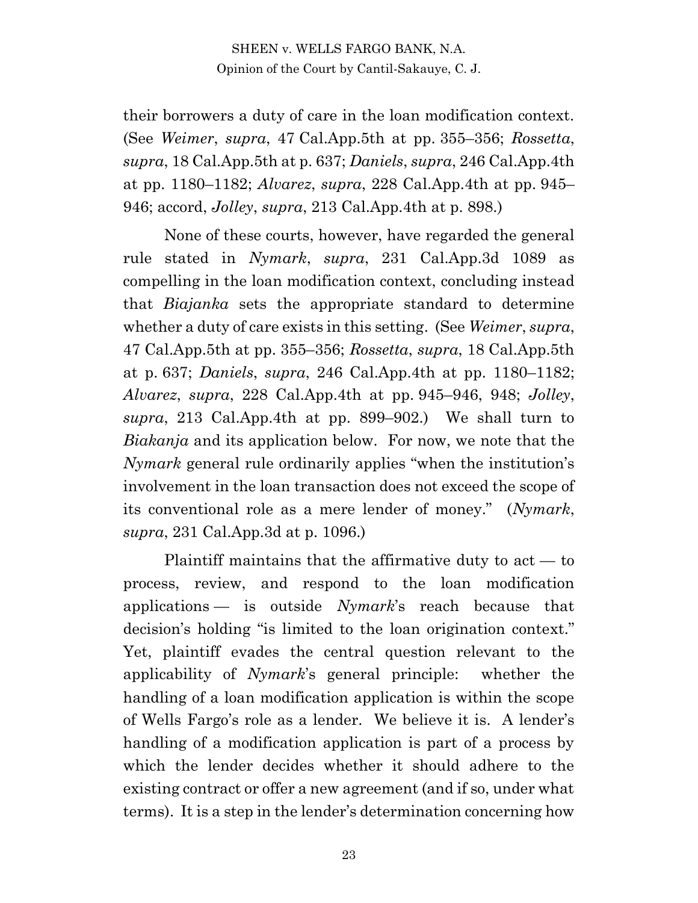their borrowers a duty of care in the loan modification context. (See *Weimer*, *supra*, 47 Cal.App.5th at pp. 355–356; *Rossetta*, *supra*, 18 Cal.App.5th at p. 637; *Daniels*, *supra*, 246 Cal.App.4th at pp. 1180–1182; *Alvarez*, *supra*, 228 Cal.App.4th at pp. 945–946; accord, *Jolley*, *supra*, 213 Cal.App.4th at p. 898.)

None of these courts, however, have regarded the general rule stated in *Nymark*, *supra*, 231 Cal.App.3d 1089 as compelling in the loan modification context, concluding instead that *Biajanka* sets the appropriate standard to determine whether a duty of care exists in this setting. (See *Weimer*, *supra*, 47 Cal.App.5th at pp. 355–356; *Rossetta*, *supra*, 18 Cal.App.5th at p. 637; *Daniels*, *supra*, 246 Cal.App.4th at pp. 1180–1182; *Alvarez*, *supra*, 228 Cal.App.4th at pp. 945–946, 948; *Jolley*, *supra*, 213 Cal.App.4th at pp. 899–902.) We shall turn to *Biakanja* and its application below. For now, we note that the *Nymark* general rule ordinarily applies "when the institution's involvement in the loan transaction does not exceed the scope of its conventional role as a mere lender of money." (*Nymark*, *supra*, 231 Cal.App.3d at p. 1096.)

Plaintiff maintains that the affirmative duty to act — to process, review, and respond to the loan modification applications — is outside *Nymark*'s reach because that decision's holding "is limited to the loan origination context." Yet, plaintiff evades the central question relevant to the applicability of *Nymark*'s general principle: whether the handling of a loan modification application is within the scope of Wells Fargo's role as a lender. We believe it is. A lender's handling of a modification application is part of a process by which the lender decides whether it should adhere to the existing contract or offer a new agreement (and if so, under what terms). It is a step in the lender's determination concerning how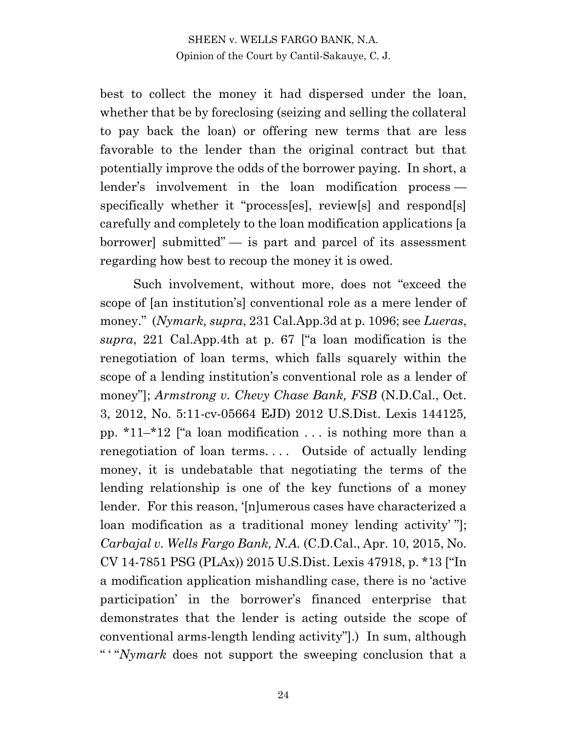best to collect the money it had dispersed under the loan, whether that be by foreclosing (seizing and selling the collateral to pay back the loan) or offering new terms that are less favorable to the lender than the original contract but that potentially improve the odds of the borrower paying. In short, a lender's involvement in the loan modification process — specifically whether it "process[es], review[s] and respond[s] carefully and completely to the loan modification applications [a borrower] submitted" — is part and parcel of its assessment regarding how best to recoup the money it is owed.

Such involvement, without more, does not "exceed the scope of [an institution's] conventional role as a mere lender of money." (*Nymark, supra*, 231 Cal.App.3d at p. 1096; see *Lueras*, *supra*, 221 Cal.App.4th at p. 67 ["a loan modification is the renegotiation of loan terms, which falls squarely within the scope of a lending institution's conventional role as a lender of money"]; *Armstrong v. Chevy Chase Bank, FSB* (N.D.Cal., Oct. 3, 2012, No. 5:11-cv-05664 EJD) 2012 U.S.Dist. Lexis 144125*,* pp. *11–*12 ["a loan modification . . . is nothing more than a renegotiation of loan terms. . . . Outside of actually lending money, it is undebatable that negotiating the terms of the lending relationship is one of the key functions of a money lender. For this reason, '[n]umerous cases have characterized a loan modification as a traditional money lending activity' "]; *Carbajal v. Wells Fargo Bank, N.A.* (C.D.Cal., Apr. 10, 2015, No. CV 14-7851 PSG (PLAx)) 2015 U.S.Dist. Lexis 47918, p. *13 ["In a modification application mishandling case, there is no 'active participation' in the borrower's financed enterprise that demonstrates that the lender is acting outside the scope of conventional arms-length lending activity"].) In sum, although " ' "*Nymark* does not support the sweeping conclusion that a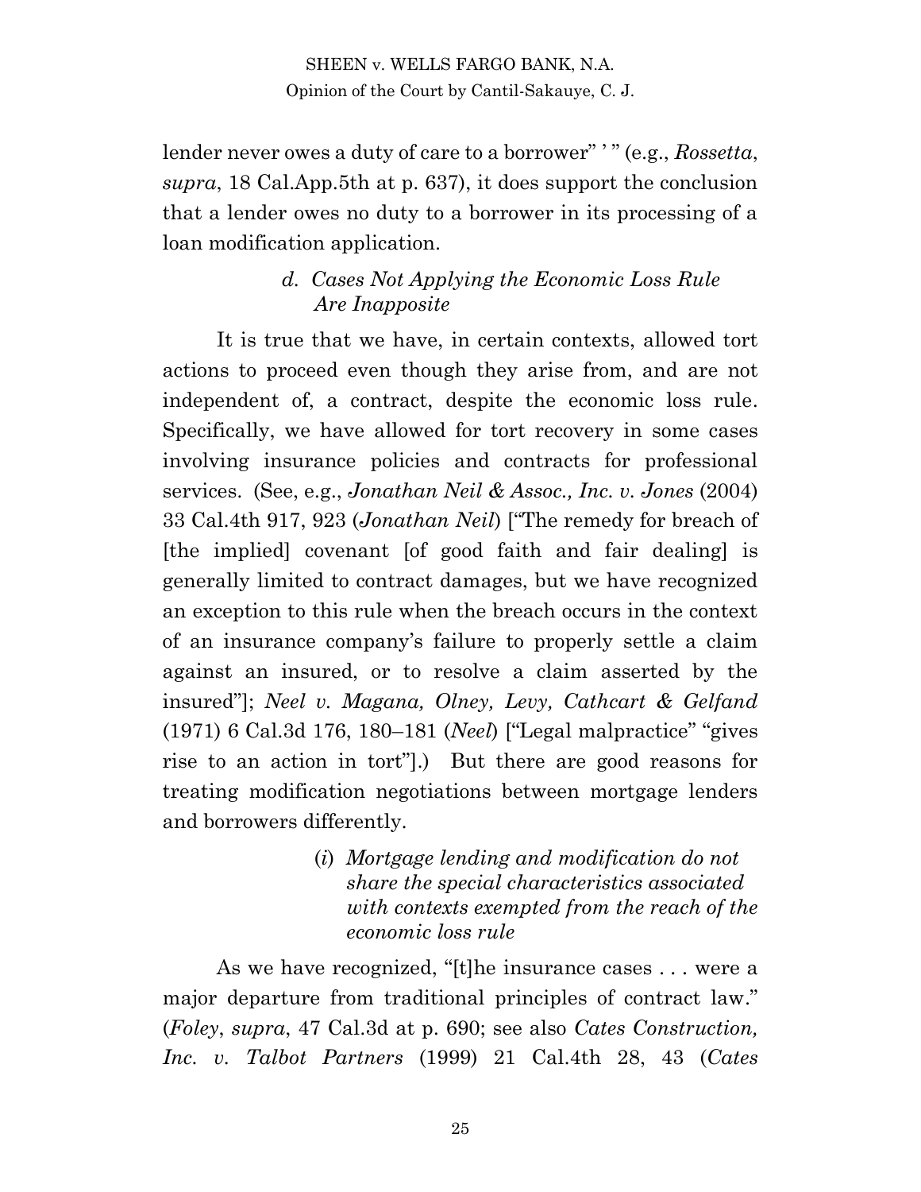lender never owes a duty of care to a borrower" ' " (e.g., *Rossetta*, *supra*, 18 Cal.App.5th at p. 637), it does support the conclusion that a lender owes no duty to a borrower in its processing of a loan modification application.

#### *d. Cases Not Applying the Economic Loss Rule Are Inapposite*

It is true that we have, in certain contexts, allowed tort actions to proceed even though they arise from, and are not independent of, a contract, despite the economic loss rule. Specifically, we have allowed for tort recovery in some cases involving insurance policies and contracts for professional services. (See, e.g., *Jonathan Neil & Assoc., Inc. v. Jones* (2004) 33 Cal.4th 917, 923 (*Jonathan Neil*) ["The remedy for breach of [the implied] covenant [of good faith and fair dealing] is generally limited to contract damages, but we have recognized an exception to this rule when the breach occurs in the context of an insurance company's failure to properly settle a claim against an insured, or to resolve a claim asserted by the insured"]; *Neel v. Magana, Olney, Levy, Cathcart & Gelfand* (1971) 6 Cal.3d 176, 180–181 (*Neel*) ["Legal malpractice" "gives rise to an action in tort"].) But there are good reasons for treating modification negotiations between mortgage lenders and borrowers differently.

##### (*i*) *Mortgage lending and modification do not share the special characteristics associated with contexts exempted from the reach of the economic loss rule*

As we have recognized, "[t]he insurance cases . . . were a major departure from traditional principles of contract law." (*Foley*, *supra*, 47 Cal.3d at p. 690; see also *Cates Construction, Inc. v. Talbot Partners* (1999) 21 Cal.4th 28, 43 (*Cates*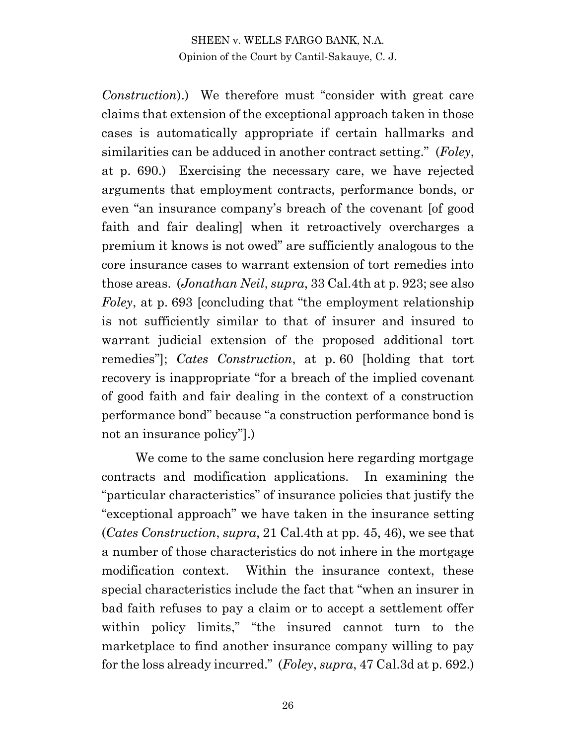*Construction*).) We therefore must "consider with great care claims that extension of the exceptional approach taken in those cases is automatically appropriate if certain hallmarks and similarities can be adduced in another contract setting." (*Foley*, at p. 690.) Exercising the necessary care, we have rejected arguments that employment contracts, performance bonds, or even "an insurance company's breach of the covenant [of good faith and fair dealing] when it retroactively overcharges a premium it knows is not owed" are sufficiently analogous to the core insurance cases to warrant extension of tort remedies into those areas. (*Jonathan Neil*, *supra*, 33 Cal.4th at p. 923; see also *Foley*, at p. 693 [concluding that "the employment relationship is not sufficiently similar to that of insurer and insured to warrant judicial extension of the proposed additional tort remedies"]; *Cates Construction*, at p. 60 [holding that tort recovery is inappropriate "for a breach of the implied covenant of good faith and fair dealing in the context of a construction performance bond" because "a construction performance bond is not an insurance policy"].)

We come to the same conclusion here regarding mortgage contracts and modification applications. In examining the "particular characteristics" of insurance policies that justify the "exceptional approach" we have taken in the insurance setting (*Cates Construction*, *supra*, 21 Cal.4th at pp. 45, 46), we see that a number of those characteristics do not inhere in the mortgage modification context. Within the insurance context, these special characteristics include the fact that "when an insurer in bad faith refuses to pay a claim or to accept a settlement offer within policy limits," "the insured cannot turn to the marketplace to find another insurance company willing to pay for the loss already incurred." (*Foley*, *supra*, 47 Cal.3d at p. 692.)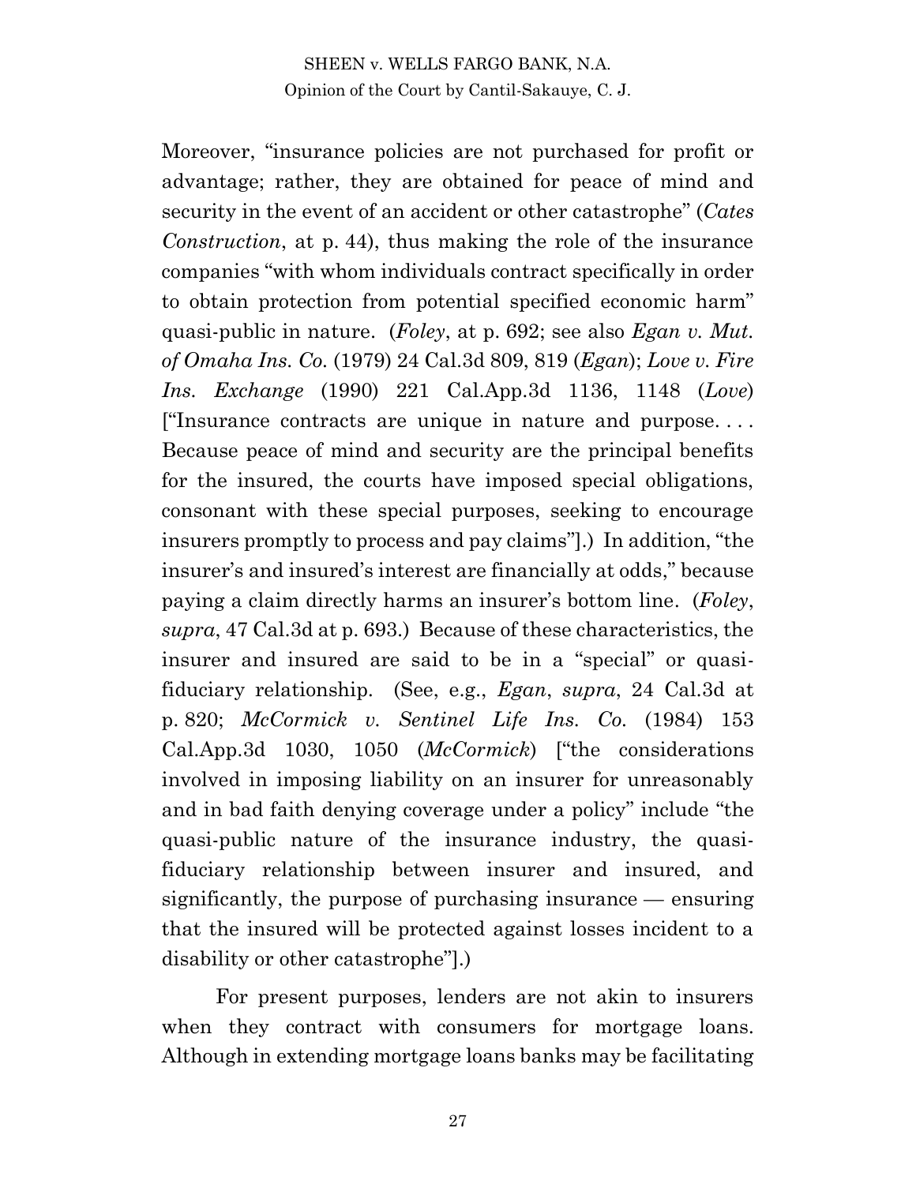Moreover, "insurance policies are not purchased for profit or advantage; rather, they are obtained for peace of mind and security in the event of an accident or other catastrophe" (*Cates Construction*, at p. 44), thus making the role of the insurance companies "with whom individuals contract specifically in order to obtain protection from potential specified economic harm" quasi-public in nature. (*Foley*, at p. 692; see also *Egan v. Mut. of Omaha Ins. Co.* (1979) 24 Cal.3d 809, 819 (*Egan*); *Love v. Fire Ins. Exchange* (1990) 221 Cal.App.3d 1136, 1148 (*Love*) ["Insurance contracts are unique in nature and purpose. . . . Because peace of mind and security are the principal benefits for the insured, the courts have imposed special obligations, consonant with these special purposes, seeking to encourage insurers promptly to process and pay claims"].) In addition, "the insurer's and insured's interest are financially at odds," because paying a claim directly harms an insurer's bottom line. (*Foley*, *supra*, 47 Cal.3d at p. 693.) Because of these characteristics, the insurer and insured are said to be in a "special" or quasi-fiduciary relationship. (See, e.g., *Egan*, *supra*, 24 Cal.3d at p. 820; *McCormick v. Sentinel Life Ins. Co.* (1984) 153 Cal.App.3d 1030, 1050 (*McCormick*) ["the considerations involved in imposing liability on an insurer for unreasonably and in bad faith denying coverage under a policy" include "the quasi-public nature of the insurance industry, the quasi-fiduciary relationship between insurer and insured, and significantly, the purpose of purchasing insurance — ensuring that the insured will be protected against losses incident to a disability or other catastrophe"].)

For present purposes, lenders are not akin to insurers when they contract with consumers for mortgage loans. Although in extending mortgage loans banks may be facilitating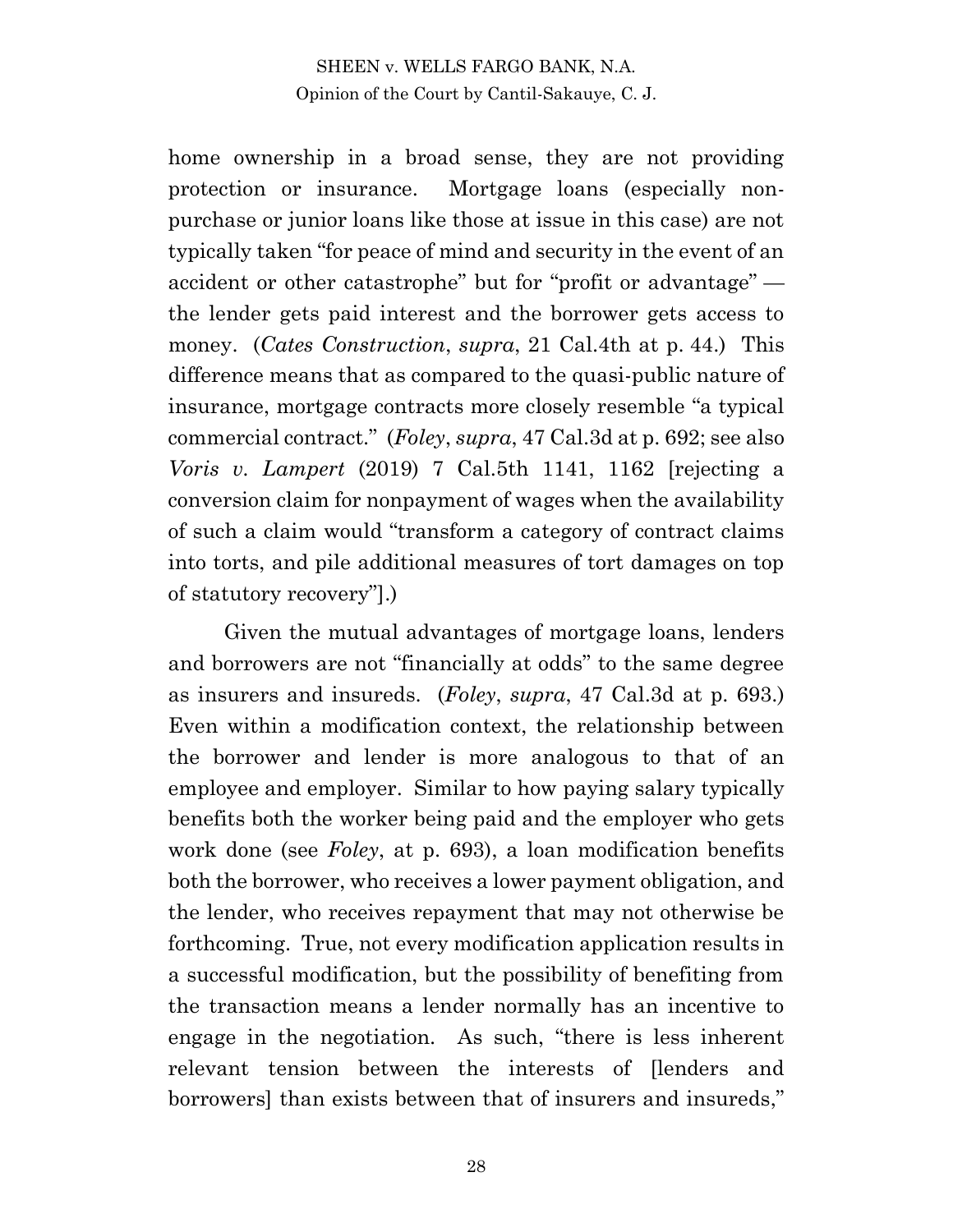home ownership in a broad sense, they are not providing protection or insurance. Mortgage loans (especially non-purchase or junior loans like those at issue in this case) are not typically taken "for peace of mind and security in the event of an accident or other catastrophe" but for "profit or advantage" — the lender gets paid interest and the borrower gets access to money. (*Cates Construction*, *supra*, 21 Cal.4th at p. 44.) This difference means that as compared to the quasi-public nature of insurance, mortgage contracts more closely resemble "a typical commercial contract." (*Foley*, *supra*, 47 Cal.3d at p. 692; see also *Voris v. Lampert* (2019) 7 Cal.5th 1141, 1162 [rejecting a conversion claim for nonpayment of wages when the availability of such a claim would "transform a category of contract claims into torts, and pile additional measures of tort damages on top of statutory recovery"].)

Given the mutual advantages of mortgage loans, lenders and borrowers are not "financially at odds" to the same degree as insurers and insureds. (*Foley*, *supra*, 47 Cal.3d at p. 693.) Even within a modification context, the relationship between the borrower and lender is more analogous to that of an employee and employer. Similar to how paying salary typically benefits both the worker being paid and the employer who gets work done (see *Foley*, at p. 693), a loan modification benefits both the borrower, who receives a lower payment obligation, and the lender, who receives repayment that may not otherwise be forthcoming. True, not every modification application results in a successful modification, but the possibility of benefiting from the transaction means a lender normally has an incentive to engage in the negotiation. As such, "there is less inherent relevant tension between the interests of [lenders and borrowers] than exists between that of insurers and insureds,"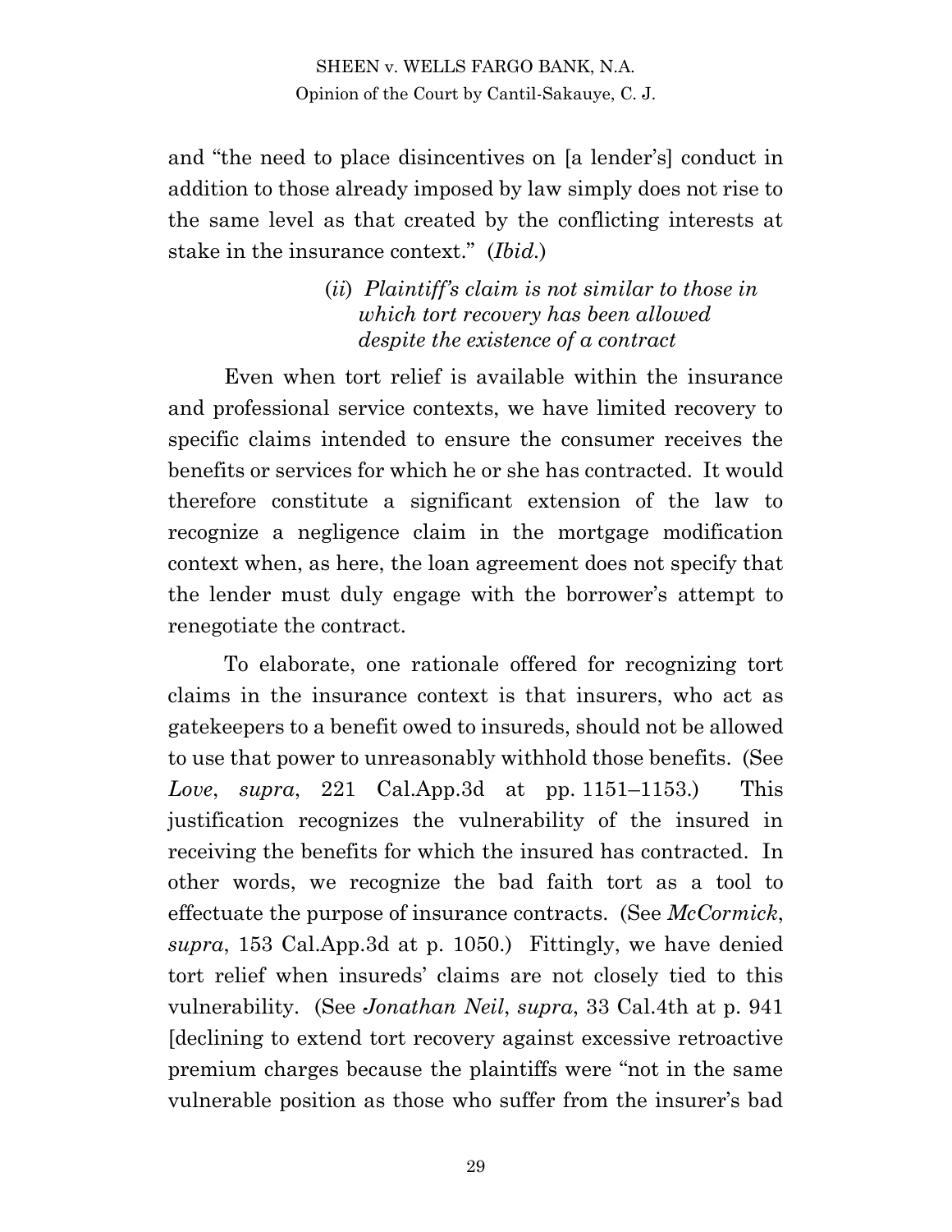and "the need to place disincentives on [a lender's] conduct in addition to those already imposed by law simply does not rise to the same level as that created by the conflicting interests at stake in the insurance context." (*Ibid.*)

(*ii*) *Plaintiff's claim is not similar to those in which tort recovery has been allowed despite the existence of a contract*

Even when tort relief is available within the insurance and professional service contexts, we have limited recovery to specific claims intended to ensure the consumer receives the benefits or services for which he or she has contracted. It would therefore constitute a significant extension of the law to recognize a negligence claim in the mortgage modification context when, as here, the loan agreement does not specify that the lender must duly engage with the borrower's attempt to renegotiate the contract.

To elaborate, one rationale offered for recognizing tort claims in the insurance context is that insurers, who act as gatekeepers to a benefit owed to insureds, should not be allowed to use that power to unreasonably withhold those benefits. (See *Love*, *supra*, 221 Cal.App.3d at pp. 1151–1153.) This justification recognizes the vulnerability of the insured in receiving the benefits for which the insured has contracted. In other words, we recognize the bad faith tort as a tool to effectuate the purpose of insurance contracts. (See *McCormick*, *supra*, 153 Cal.App.3d at p. 1050.) Fittingly, we have denied tort relief when insureds' claims are not closely tied to this vulnerability. (See *Jonathan Neil*, *supra*, 33 Cal.4th at p. 941 [declining to extend tort recovery against excessive retroactive premium charges because the plaintiffs were "not in the same vulnerable position as those who suffer from the insurer's bad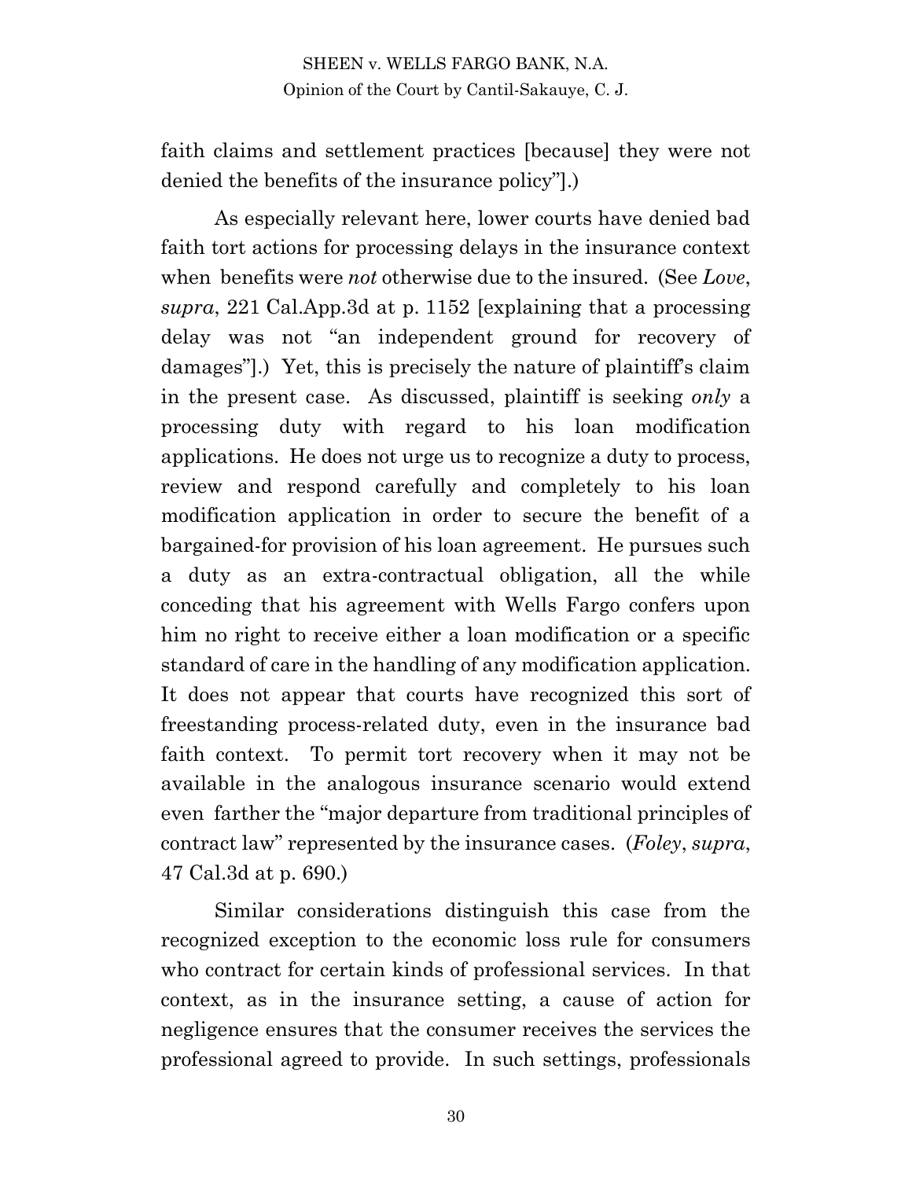faith claims and settlement practices [because] they were not denied the benefits of the insurance policy"].)

As especially relevant here, lower courts have denied bad faith tort actions for processing delays in the insurance context when benefits were *not* otherwise due to the insured. (See *Love*, *supra*, 221 Cal.App.3d at p. 1152 [explaining that a processing delay was not "an independent ground for recovery of damages"].) Yet, this is precisely the nature of plaintiff's claim in the present case. As discussed, plaintiff is seeking *only* a processing duty with regard to his loan modification applications. He does not urge us to recognize a duty to process, review and respond carefully and completely to his loan modification application in order to secure the benefit of a bargained-for provision of his loan agreement. He pursues such a duty as an extra-contractual obligation, all the while conceding that his agreement with Wells Fargo confers upon him no right to receive either a loan modification or a specific standard of care in the handling of any modification application. It does not appear that courts have recognized this sort of freestanding process-related duty, even in the insurance bad faith context. To permit tort recovery when it may not be available in the analogous insurance scenario would extend even farther the "major departure from traditional principles of contract law" represented by the insurance cases. (*Foley*, *supra*, 47 Cal.3d at p. 690.)

Similar considerations distinguish this case from the recognized exception to the economic loss rule for consumers who contract for certain kinds of professional services. In that context, as in the insurance setting, a cause of action for negligence ensures that the consumer receives the services the professional agreed to provide. In such settings, professionals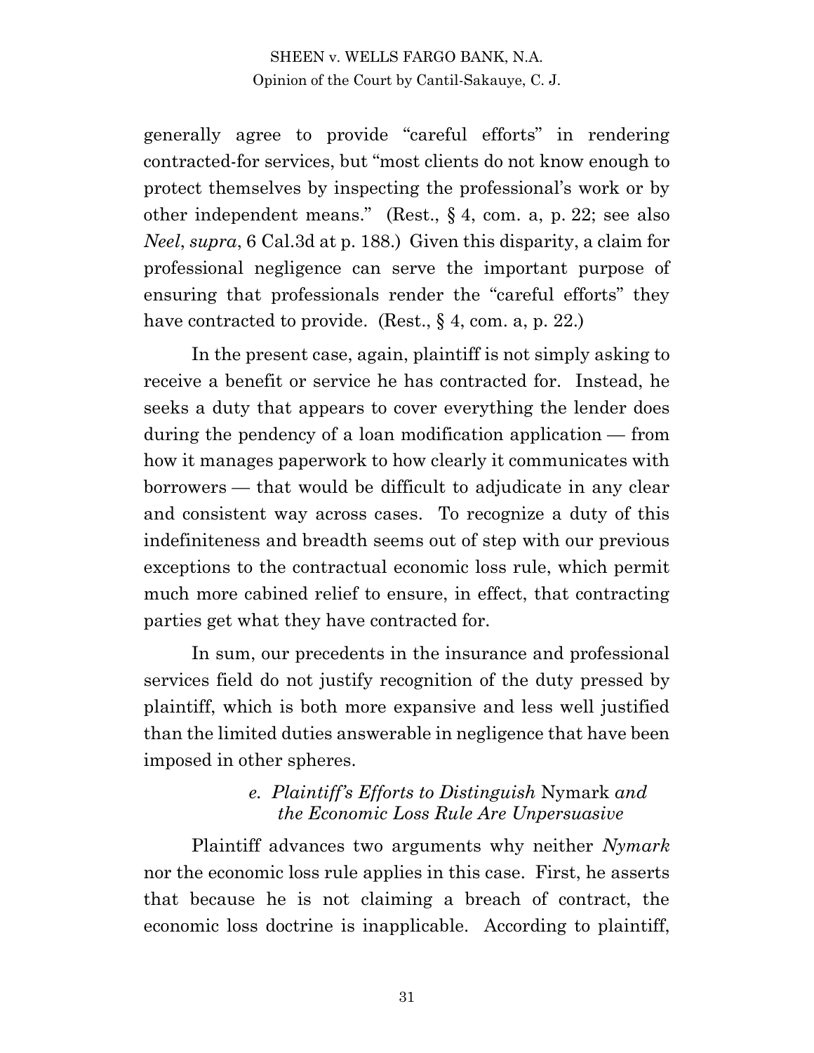generally agree to provide "careful efforts" in rendering contracted-for services, but "most clients do not know enough to protect themselves by inspecting the professional's work or by other independent means." (Rest., § 4, com. a, p. 22; see also *Neel*, *supra*, 6 Cal.3d at p. 188.) Given this disparity, a claim for professional negligence can serve the important purpose of ensuring that professionals render the "careful efforts" they have contracted to provide. (Rest., § 4, com. a, p. 22.)

In the present case, again, plaintiff is not simply asking to receive a benefit or service he has contracted for. Instead, he seeks a duty that appears to cover everything the lender does during the pendency of a loan modification application — from how it manages paperwork to how clearly it communicates with borrowers — that would be difficult to adjudicate in any clear and consistent way across cases. To recognize a duty of this indefiniteness and breadth seems out of step with our previous exceptions to the contractual economic loss rule, which permit much more cabined relief to ensure, in effect, that contracting parties get what they have contracted for.

In sum, our precedents in the insurance and professional services field do not justify recognition of the duty pressed by plaintiff, which is both more expansive and less well justified than the limited duties answerable in negligence that have been imposed in other spheres.

*e. Plaintiff's Efforts to Distinguish* Nymark *and the Economic Loss Rule Are Unpersuasive*

Plaintiff advances two arguments why neither *Nymark* nor the economic loss rule applies in this case. First, he asserts that because he is not claiming a breach of contract, the economic loss doctrine is inapplicable. According to plaintiff,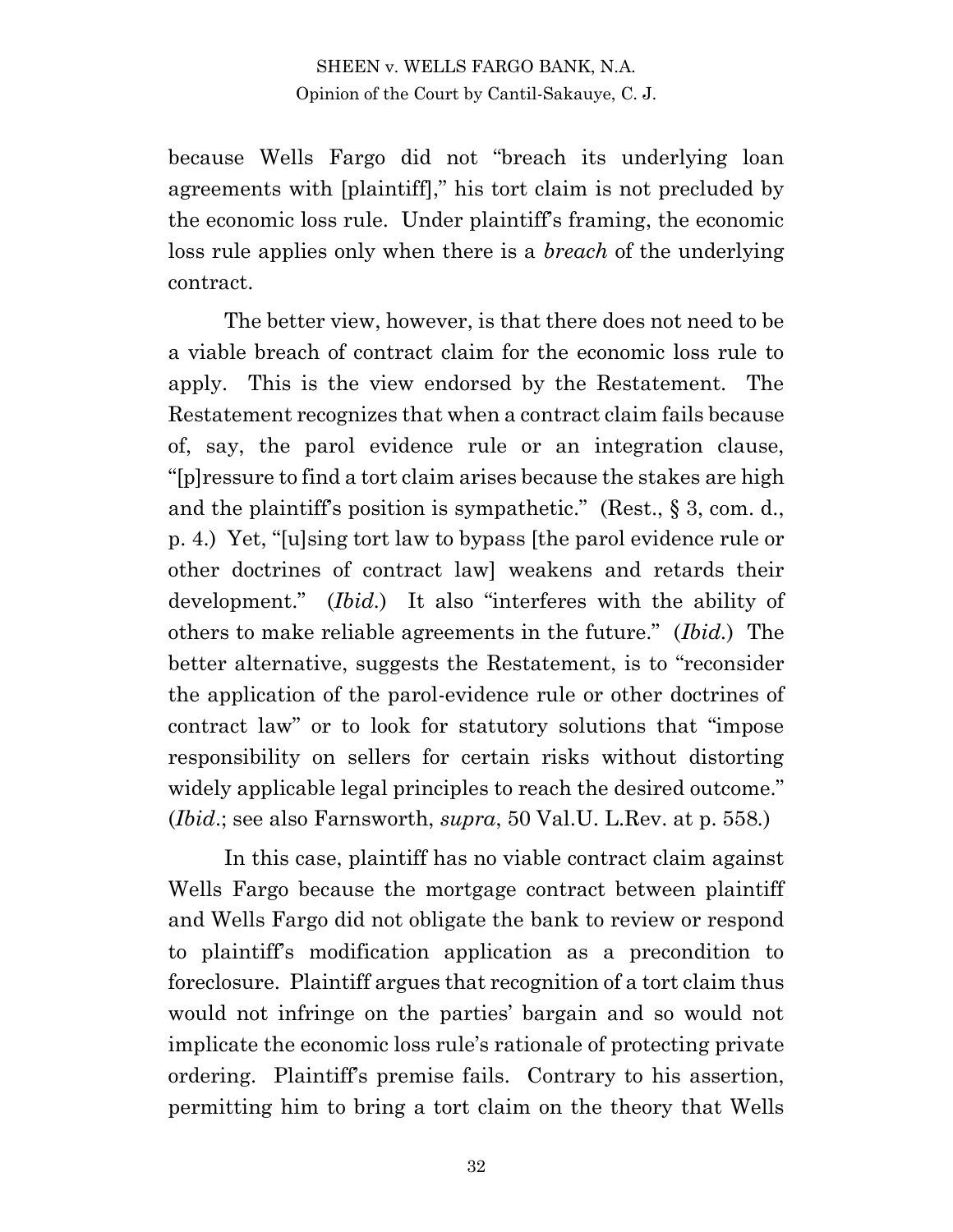because Wells Fargo did not "breach its underlying loan agreements with [plaintiff]," his tort claim is not precluded by the economic loss rule. Under plaintiff's framing, the economic loss rule applies only when there is a *breach* of the underlying contract.

The better view, however, is that there does not need to be a viable breach of contract claim for the economic loss rule to apply. This is the view endorsed by the Restatement. The Restatement recognizes that when a contract claim fails because of, say, the parol evidence rule or an integration clause, "[p]ressure to find a tort claim arises because the stakes are high and the plaintiff's position is sympathetic." (Rest., § 3, com. d., p. 4.) Yet, "[u]sing tort law to bypass [the parol evidence rule or other doctrines of contract law] weakens and retards their development." (*Ibid.*) It also "interferes with the ability of others to make reliable agreements in the future." (*Ibid.*) The better alternative, suggests the Restatement, is to "reconsider the application of the parol-evidence rule or other doctrines of contract law" or to look for statutory solutions that "impose responsibility on sellers for certain risks without distorting widely applicable legal principles to reach the desired outcome." (*Ibid.*; see also Farnsworth, *supra*, 50 Val.U. L.Rev. at p. 558.)

In this case, plaintiff has no viable contract claim against Wells Fargo because the mortgage contract between plaintiff and Wells Fargo did not obligate the bank to review or respond to plaintiff's modification application as a precondition to foreclosure. Plaintiff argues that recognition of a tort claim thus would not infringe on the parties' bargain and so would not implicate the economic loss rule's rationale of protecting private ordering. Plaintiff's premise fails. Contrary to his assertion, permitting him to bring a tort claim on the theory that Wells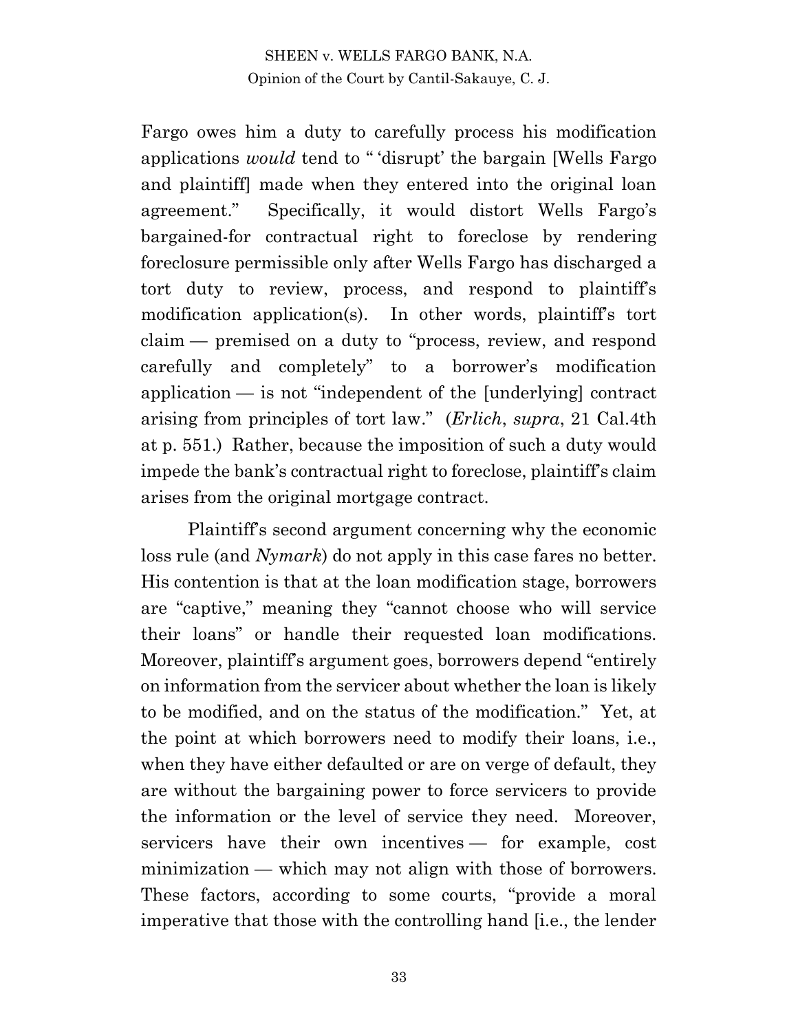Fargo owes him a duty to carefully process his modification applications *would* tend to " 'disrupt' the bargain [Wells Fargo and plaintiff] made when they entered into the original loan agreement." Specifically, it would distort Wells Fargo's bargained-for contractual right to foreclose by rendering foreclosure permissible only after Wells Fargo has discharged a tort duty to review, process, and respond to plaintiff's modification application(s). In other words, plaintiff's tort claim — premised on a duty to "process, review, and respond carefully and completely" to a borrower's modification application — is not "independent of the [underlying] contract arising from principles of tort law." (*Erlich*, *supra*, 21 Cal.4th at p. 551.) Rather, because the imposition of such a duty would impede the bank's contractual right to foreclose, plaintiff's claim arises from the original mortgage contract.

Plaintiff's second argument concerning why the economic loss rule (and *Nymark*) do not apply in this case fares no better. His contention is that at the loan modification stage, borrowers are "captive," meaning they "cannot choose who will service their loans" or handle their requested loan modifications. Moreover, plaintiff's argument goes, borrowers depend "entirely on information from the servicer about whether the loan is likely to be modified, and on the status of the modification." Yet, at the point at which borrowers need to modify their loans, i.e., when they have either defaulted or are on verge of default, they are without the bargaining power to force servicers to provide the information or the level of service they need. Moreover, servicers have their own incentives — for example, cost minimization — which may not align with those of borrowers. These factors, according to some courts, "provide a moral imperative that those with the controlling hand [i.e., the lender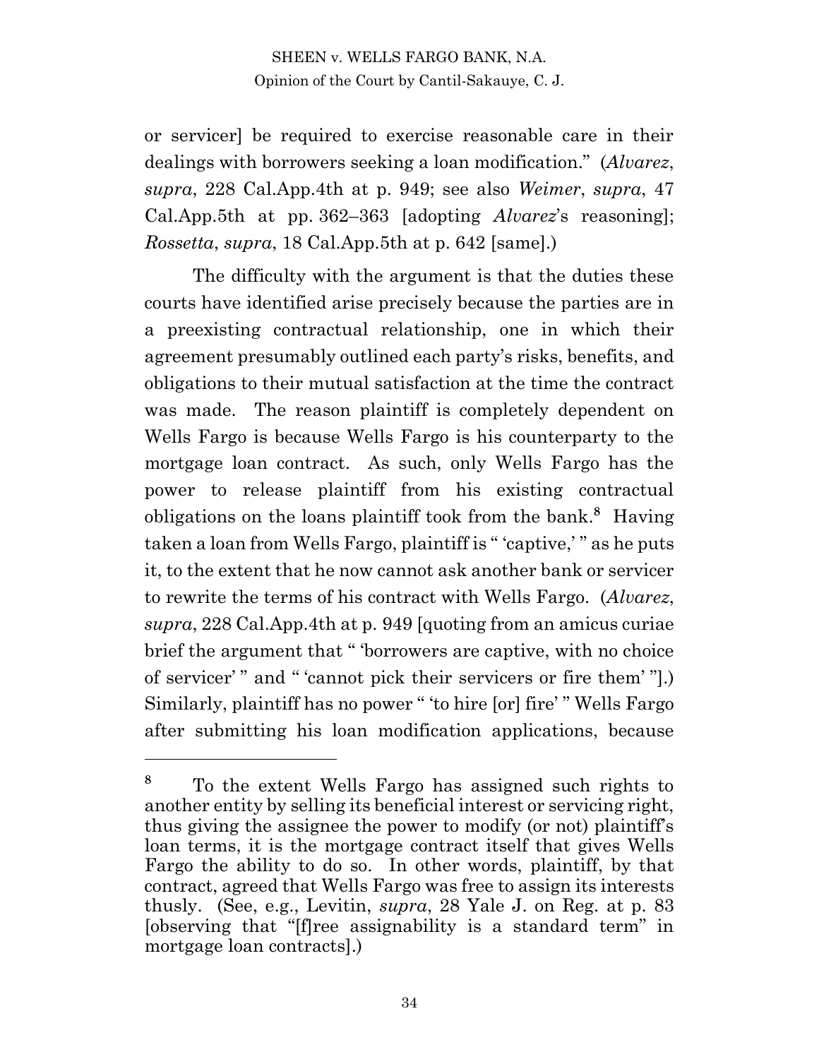or servicer] be required to exercise reasonable care in their dealings with borrowers seeking a loan modification." (*Alvarez*, *supra*, 228 Cal.App.4th at p. 949; see also *Weimer*, *supra*, 47 Cal.App.5th at pp. 362–363 [adopting *Alvarez*'s reasoning]; *Rossetta*, *supra*, 18 Cal.App.5th at p. 642 [same].)

The difficulty with the argument is that the duties these courts have identified arise precisely because the parties are in a preexisting contractual relationship, one in which their agreement presumably outlined each party's risks, benefits, and obligations to their mutual satisfaction at the time the contract was made. The reason plaintiff is completely dependent on Wells Fargo is because Wells Fargo is his counterparty to the mortgage loan contract. As such, only Wells Fargo has the power to release plaintiff from his existing contractual obligations on the loans plaintiff took from the bank.[8] Having taken a loan from Wells Fargo, plaintiff is " 'captive,' " as he puts it, to the extent that he now cannot ask another bank or servicer to rewrite the terms of his contract with Wells Fargo. (*Alvarez*, *supra*, 228 Cal.App.4th at p. 949 [quoting from an amicus curiae brief the argument that " 'borrowers are captive, with no choice of servicer' " and " 'cannot pick their servicers or fire them' "].) Similarly, plaintiff has no power " 'to hire [or] fire' " Wells Fargo after submitting his loan modification applications, because

---

[8] To the extent Wells Fargo has assigned such rights to another entity by selling its beneficial interest or servicing right, thus giving the assignee the power to modify (or not) plaintiff's loan terms, it is the mortgage contract itself that gives Wells Fargo the ability to do so. In other words, plaintiff, by that contract, agreed that Wells Fargo was free to assign its interests thusly. (See, e.g., Levitin, *supra*, 28 Yale J. on Reg. at p. 83 [observing that "[f]ree assignability is a standard term" in mortgage loan contracts].)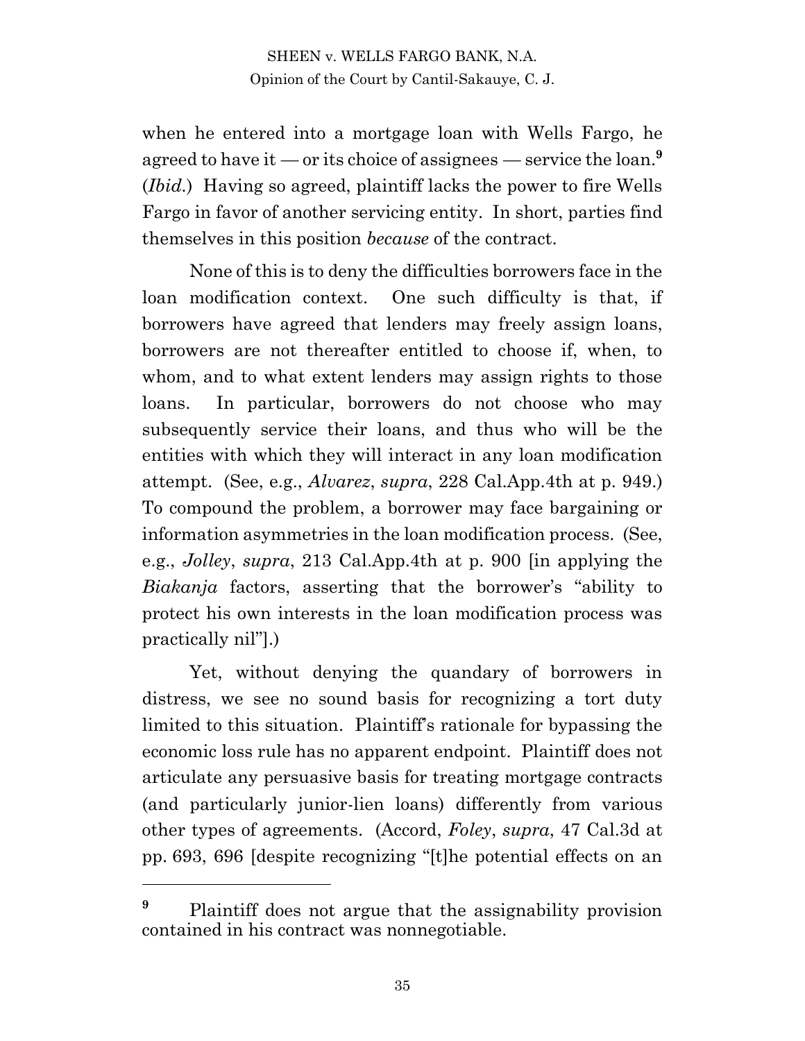when he entered into a mortgage loan with Wells Fargo, he agreed to have it — or its choice of assignees — service the loan.[9] (*Ibid.*) Having so agreed, plaintiff lacks the power to fire Wells Fargo in favor of another servicing entity. In short, parties find themselves in this position *because* of the contract.

None of this is to deny the difficulties borrowers face in the loan modification context. One such difficulty is that, if borrowers have agreed that lenders may freely assign loans, borrowers are not thereafter entitled to choose if, when, to whom, and to what extent lenders may assign rights to those loans. In particular, borrowers do not choose who may subsequently service their loans, and thus who will be the entities with which they will interact in any loan modification attempt. (See, e.g., *Alvarez*, *supra*, 228 Cal.App.4th at p. 949.) To compound the problem, a borrower may face bargaining or information asymmetries in the loan modification process. (See, e.g., *Jolley*, *supra*, 213 Cal.App.4th at p. 900 [in applying the *Biakanja* factors, asserting that the borrower's "ability to protect his own interests in the loan modification process was practically nil"].)

Yet, without denying the quandary of borrowers in distress, we see no sound basis for recognizing a tort duty limited to this situation. Plaintiff's rationale for bypassing the economic loss rule has no apparent endpoint. Plaintiff does not articulate any persuasive basis for treating mortgage contracts (and particularly junior-lien loans) differently from various other types of agreements. (Accord, *Foley*, *supra*, 47 Cal.3d at pp. 693, 696 [despite recognizing "[t]he potential effects on an

---

[9] Plaintiff does not argue that the assignability provision contained in his contract was nonnegotiable.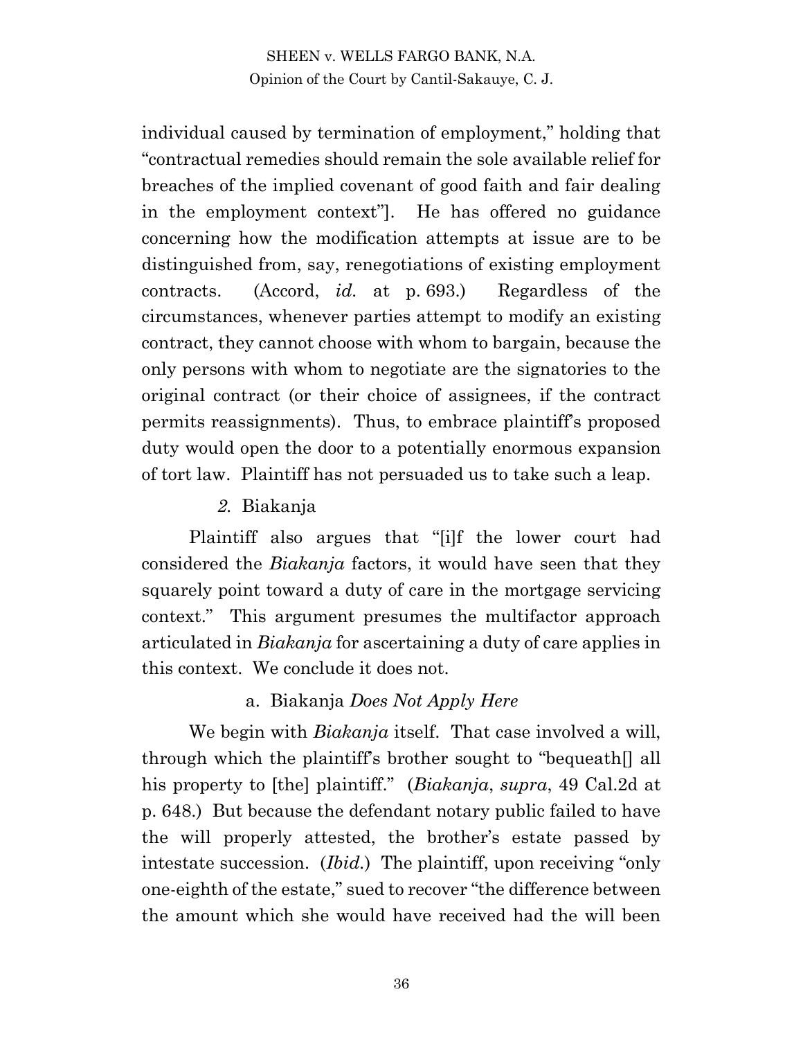individual caused by termination of employment," holding that "contractual remedies should remain the sole available relief for breaches of the implied covenant of good faith and fair dealing in the employment context"]. He has offered no guidance concerning how the modification attempts at issue are to be distinguished from, say, renegotiations of existing employment contracts. (Accord, *id.* at p. 693.) Regardless of the circumstances, whenever parties attempt to modify an existing contract, they cannot choose with whom to bargain, because the only persons with whom to negotiate are the signatories to the original contract (or their choice of assignees, if the contract permits reassignments). Thus, to embrace plaintiff's proposed duty would open the door to a potentially enormous expansion of tort law. Plaintiff has not persuaded us to take such a leap.

#### *2.* Biakanja

Plaintiff also argues that "[i]f the lower court had considered the *Biakanja* factors, it would have seen that they squarely point toward a duty of care in the mortgage servicing context." This argument presumes the multifactor approach articulated in *Biakanja* for ascertaining a duty of care applies in this context. We conclude it does not.

##### a. Biakanja *Does Not Apply Here*

We begin with *Biakanja* itself. That case involved a will, through which the plaintiff's brother sought to "bequeath[] all his property to [the] plaintiff." (*Biakanja*, *supra*, 49 Cal.2d at p. 648.) But because the defendant notary public failed to have the will properly attested, the brother's estate passed by intestate succession. (*Ibid.*) The plaintiff, upon receiving "only one-eighth of the estate," sued to recover "the difference between the amount which she would have received had the will been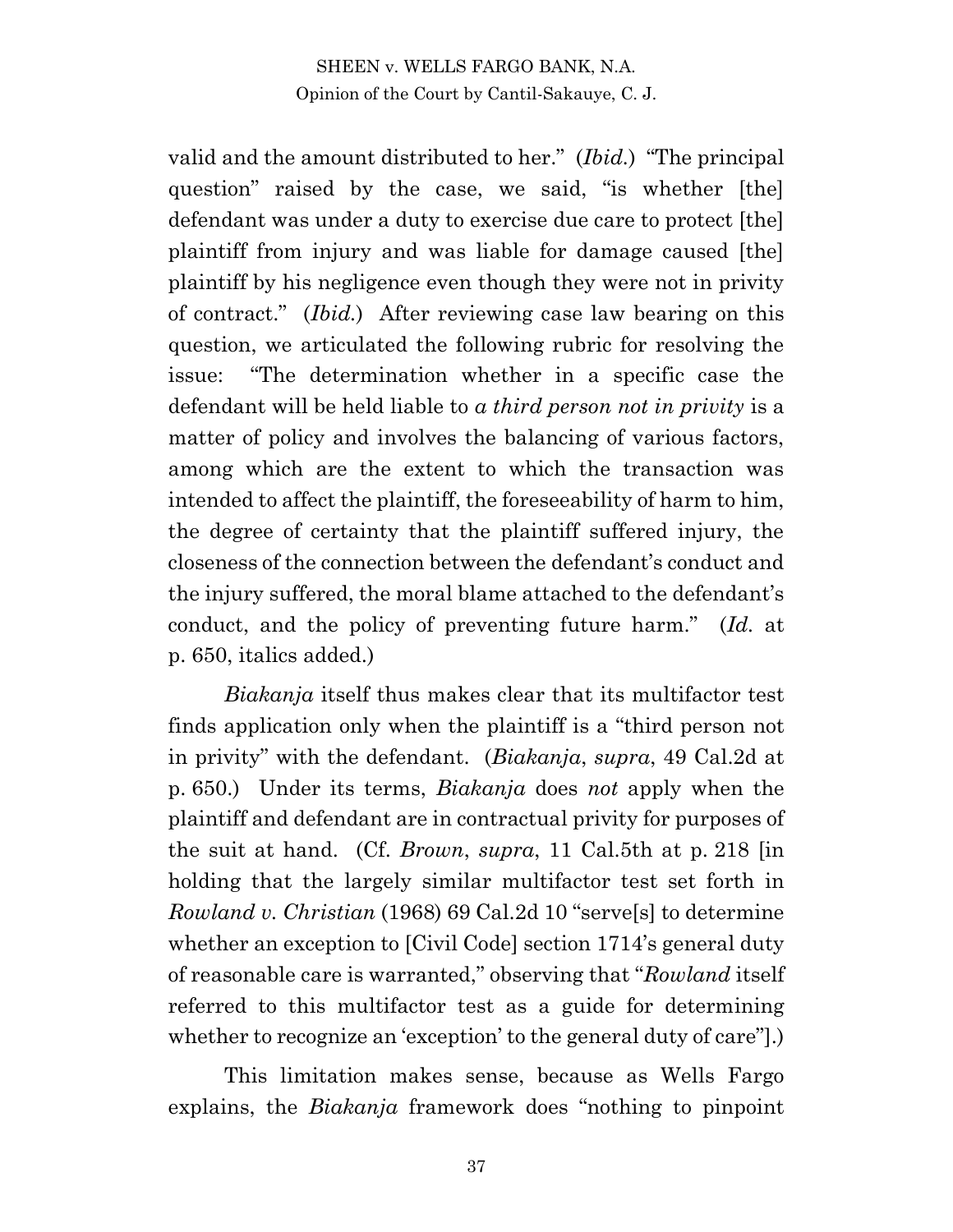valid and the amount distributed to her." (*Ibid.*) "The principal question" raised by the case, we said, "is whether [the] defendant was under a duty to exercise due care to protect [the] plaintiff from injury and was liable for damage caused [the] plaintiff by his negligence even though they were not in privity of contract." (*Ibid.*) After reviewing case law bearing on this question, we articulated the following rubric for resolving the issue: "The determination whether in a specific case the defendant will be held liable to *a third person not in privity* is a matter of policy and involves the balancing of various factors, among which are the extent to which the transaction was intended to affect the plaintiff, the foreseeability of harm to him, the degree of certainty that the plaintiff suffered injury, the closeness of the connection between the defendant's conduct and the injury suffered, the moral blame attached to the defendant's conduct, and the policy of preventing future harm." (*Id.* at p. 650, italics added.)

*Biakanja* itself thus makes clear that its multifactor test finds application only when the plaintiff is a "third person not in privity" with the defendant. (*Biakanja*, *supra*, 49 Cal.2d at p. 650.) Under its terms, *Biakanja* does *not* apply when the plaintiff and defendant are in contractual privity for purposes of the suit at hand. (Cf. *Brown*, *supra*, 11 Cal.5th at p. 218 [in holding that the largely similar multifactor test set forth in *Rowland v. Christian* (1968) 69 Cal.2d 10 "serve[s] to determine whether an exception to [Civil Code] section 1714's general duty of reasonable care is warranted," observing that "*Rowland* itself referred to this multifactor test as a guide for determining whether to recognize an 'exception' to the general duty of care"].)

This limitation makes sense, because as Wells Fargo explains, the *Biakanja* framework does "nothing to pinpoint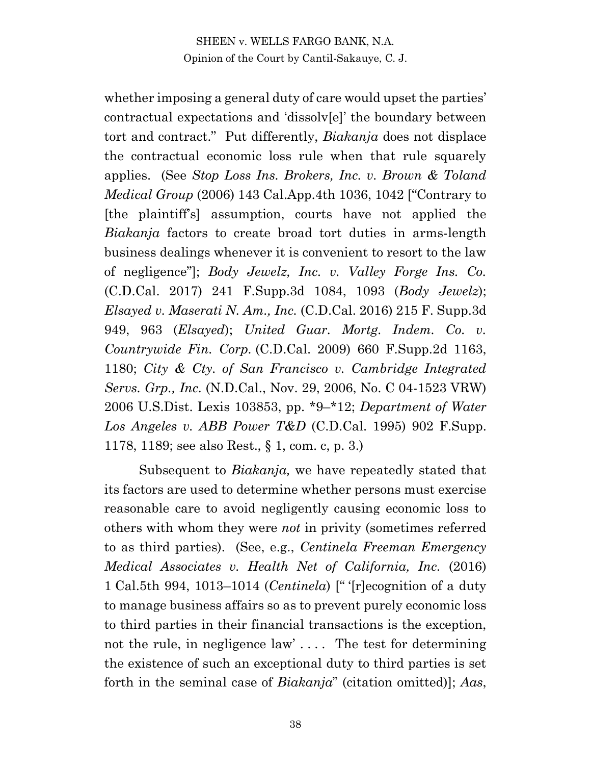whether imposing a general duty of care would upset the parties' contractual expectations and 'dissolv[e]' the boundary between tort and contract." Put differently, *Biakanja* does not displace the contractual economic loss rule when that rule squarely applies. (See *Stop Loss Ins. Brokers, Inc. v. Brown & Toland Medical Group* (2006) 143 Cal.App.4th 1036, 1042 ["Contrary to [the plaintiff's] assumption, courts have not applied the *Biakanja* factors to create broad tort duties in arms-length business dealings whenever it is convenient to resort to the law of negligence"]; *Body Jewelz, Inc. v. Valley Forge Ins. Co.* (C.D.Cal. 2017) 241 F.Supp.3d 1084, 1093 (*Body Jewelz*); *Elsayed v. Maserati N. Am., Inc.* (C.D.Cal. 2016) 215 F. Supp.3d 949, 963 (*Elsayed*); *United Guar. Mortg. Indem. Co. v. Countrywide Fin. Corp.* (C.D.Cal. 2009) 660 F.Supp.2d 1163, 1180; *City & Cty. of San Francisco v. Cambridge Integrated Servs. Grp., Inc.* (N.D.Cal., Nov. 29, 2006, No. C 04-1523 VRW) 2006 U.S.Dist. Lexis 103853, pp. *9–*12; *Department of Water Los Angeles v. ABB Power T&D* (C.D.Cal. 1995) 902 F.Supp. 1178, 1189; see also Rest., § 1, com. c, p. 3.)

Subsequent to *Biakanja,* we have repeatedly stated that its factors are used to determine whether persons must exercise reasonable care to avoid negligently causing economic loss to others with whom they were *not* in privity (sometimes referred to as third parties). (See, e.g., *Centinela Freeman Emergency Medical Associates v. Health Net of California, Inc.* (2016) 1 Cal.5th 994, 1013–1014 (*Centinela*) [" '[r]ecognition of a duty to manage business affairs so as to prevent purely economic loss to third parties in their financial transactions is the exception, not the rule, in negligence law' . . . . The test for determining the existence of such an exceptional duty to third parties is set forth in the seminal case of *Biakanja*" (citation omitted)]; *Aas*,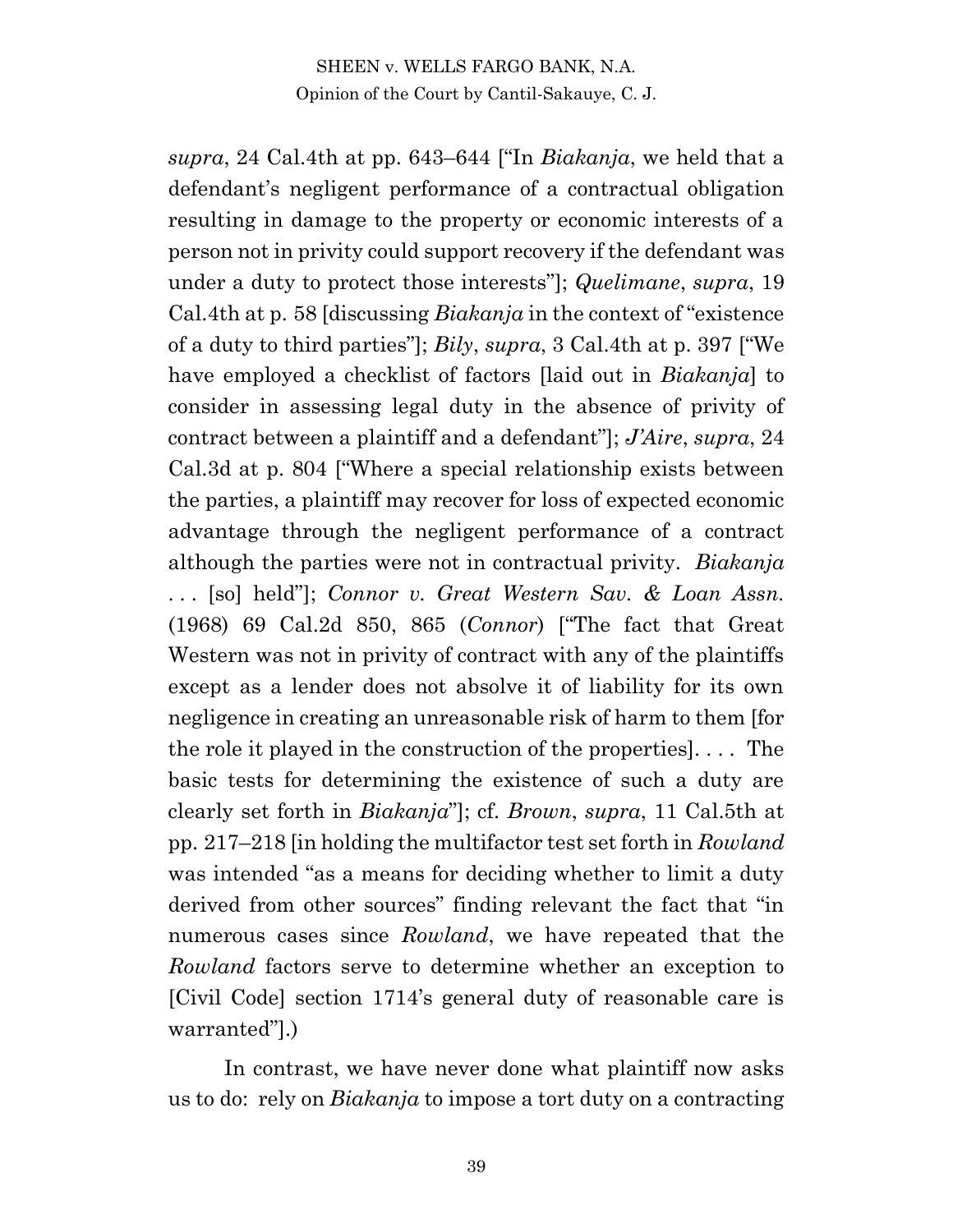*supra*, 24 Cal.4th at pp. 643–644 ["In *Biakanja*, we held that a defendant's negligent performance of a contractual obligation resulting in damage to the property or economic interests of a person not in privity could support recovery if the defendant was under a duty to protect those interests"]; *Quelimane*, *supra*, 19 Cal.4th at p. 58 [discussing *Biakanja* in the context of "existence of a duty to third parties"]; *Bily*, *supra*, 3 Cal.4th at p. 397 ["We have employed a checklist of factors [laid out in *Biakanja*] to consider in assessing legal duty in the absence of privity of contract between a plaintiff and a defendant"]; *J'Aire*, *supra*, 24 Cal.3d at p. 804 ["Where a special relationship exists between the parties, a plaintiff may recover for loss of expected economic advantage through the negligent performance of a contract although the parties were not in contractual privity. *Biakanja* . . . [so] held"]; *Connor v. Great Western Sav. & Loan Assn.* (1968) 69 Cal.2d 850, 865 (*Connor*) ["The fact that Great Western was not in privity of contract with any of the plaintiffs except as a lender does not absolve it of liability for its own negligence in creating an unreasonable risk of harm to them [for the role it played in the construction of the properties]. . . . The basic tests for determining the existence of such a duty are clearly set forth in *Biakanja*"]; cf. *Brown*, *supra*, 11 Cal.5th at pp. 217–218 [in holding the multifactor test set forth in *Rowland* was intended "as a means for deciding whether to limit a duty derived from other sources" finding relevant the fact that "in numerous cases since *Rowland*, we have repeated that the *Rowland* factors serve to determine whether an exception to [Civil Code] section 1714's general duty of reasonable care is warranted"].)

In contrast, we have never done what plaintiff now asks us to do: rely on *Biakanja* to impose a tort duty on a contracting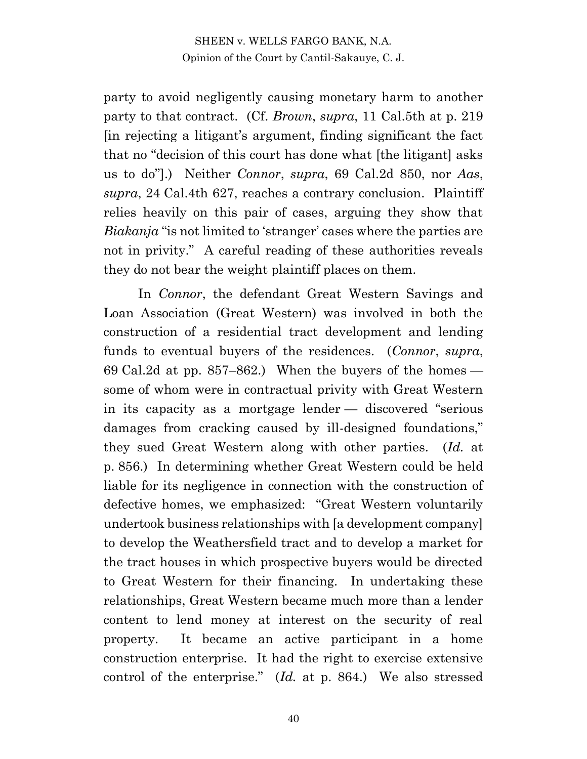party to avoid negligently causing monetary harm to another party to that contract. (Cf. *Brown*, *supra*, 11 Cal.5th at p. 219 [in rejecting a litigant's argument, finding significant the fact that no "decision of this court has done what [the litigant] asks us to do"].) Neither *Connor*, *supra*, 69 Cal.2d 850, nor *Aas*, *supra*, 24 Cal.4th 627, reaches a contrary conclusion. Plaintiff relies heavily on this pair of cases, arguing they show that *Biakanja* "is not limited to 'stranger' cases where the parties are not in privity." A careful reading of these authorities reveals they do not bear the weight plaintiff places on them.

In *Connor*, the defendant Great Western Savings and Loan Association (Great Western) was involved in both the construction of a residential tract development and lending funds to eventual buyers of the residences. (*Connor*, *supra*, 69 Cal.2d at pp. 857–862.) When the buyers of the homes — some of whom were in contractual privity with Great Western in its capacity as a mortgage lender — discovered "serious damages from cracking caused by ill-designed foundations," they sued Great Western along with other parties. (*Id.* at p. 856.) In determining whether Great Western could be held liable for its negligence in connection with the construction of defective homes, we emphasized: "Great Western voluntarily undertook business relationships with [a development company] to develop the Weathersfield tract and to develop a market for the tract houses in which prospective buyers would be directed to Great Western for their financing. In undertaking these relationships, Great Western became much more than a lender content to lend money at interest on the security of real property. It became an active participant in a home construction enterprise. It had the right to exercise extensive control of the enterprise." (*Id.* at p. 864.) We also stressed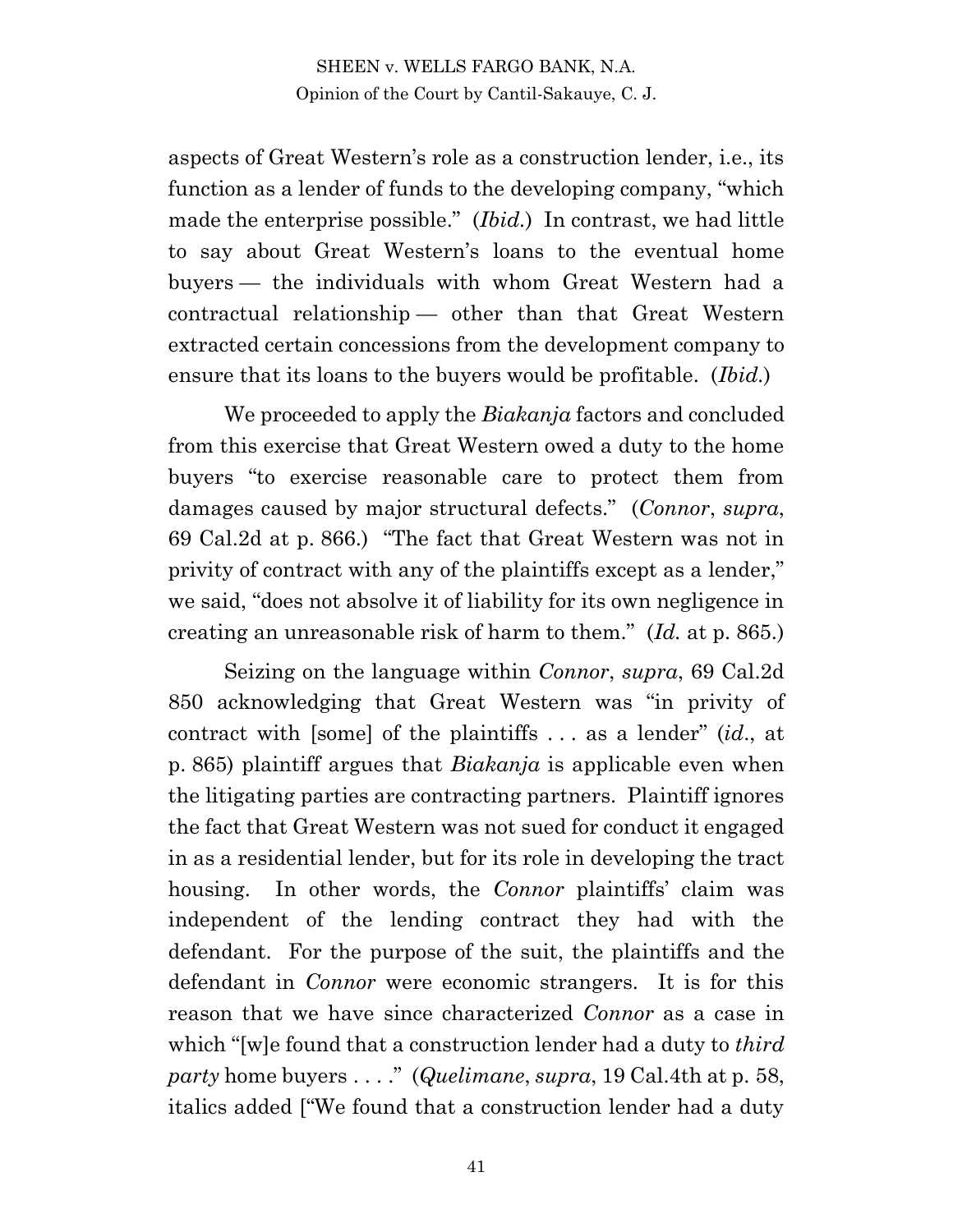aspects of Great Western's role as a construction lender, i.e., its function as a lender of funds to the developing company, "which made the enterprise possible." (*Ibid.*) In contrast, we had little to say about Great Western's loans to the eventual home buyers — the individuals with whom Great Western had a contractual relationship — other than that Great Western extracted certain concessions from the development company to ensure that its loans to the buyers would be profitable. (*Ibid.*)

We proceeded to apply the *Biakanja* factors and concluded from this exercise that Great Western owed a duty to the home buyers "to exercise reasonable care to protect them from damages caused by major structural defects." (*Connor*, *supra*, 69 Cal.2d at p. 866.) "The fact that Great Western was not in privity of contract with any of the plaintiffs except as a lender," we said, "does not absolve it of liability for its own negligence in creating an unreasonable risk of harm to them." (*Id.* at p. 865.)

Seizing on the language within *Connor*, *supra*, 69 Cal.2d 850 acknowledging that Great Western was "in privity of contract with [some] of the plaintiffs . . . as a lender" (*id*., at p. 865) plaintiff argues that *Biakanja* is applicable even when the litigating parties are contracting partners. Plaintiff ignores the fact that Great Western was not sued for conduct it engaged in as a residential lender, but for its role in developing the tract housing. In other words, the *Connor* plaintiffs' claim was independent of the lending contract they had with the defendant. For the purpose of the suit, the plaintiffs and the defendant in *Connor* were economic strangers. It is for this reason that we have since characterized *Connor* as a case in which "[w]e found that a construction lender had a duty to *third party* home buyers . . . ." (*Quelimane*, *supra*, 19 Cal.4th at p. 58, italics added ["We found that a construction lender had a duty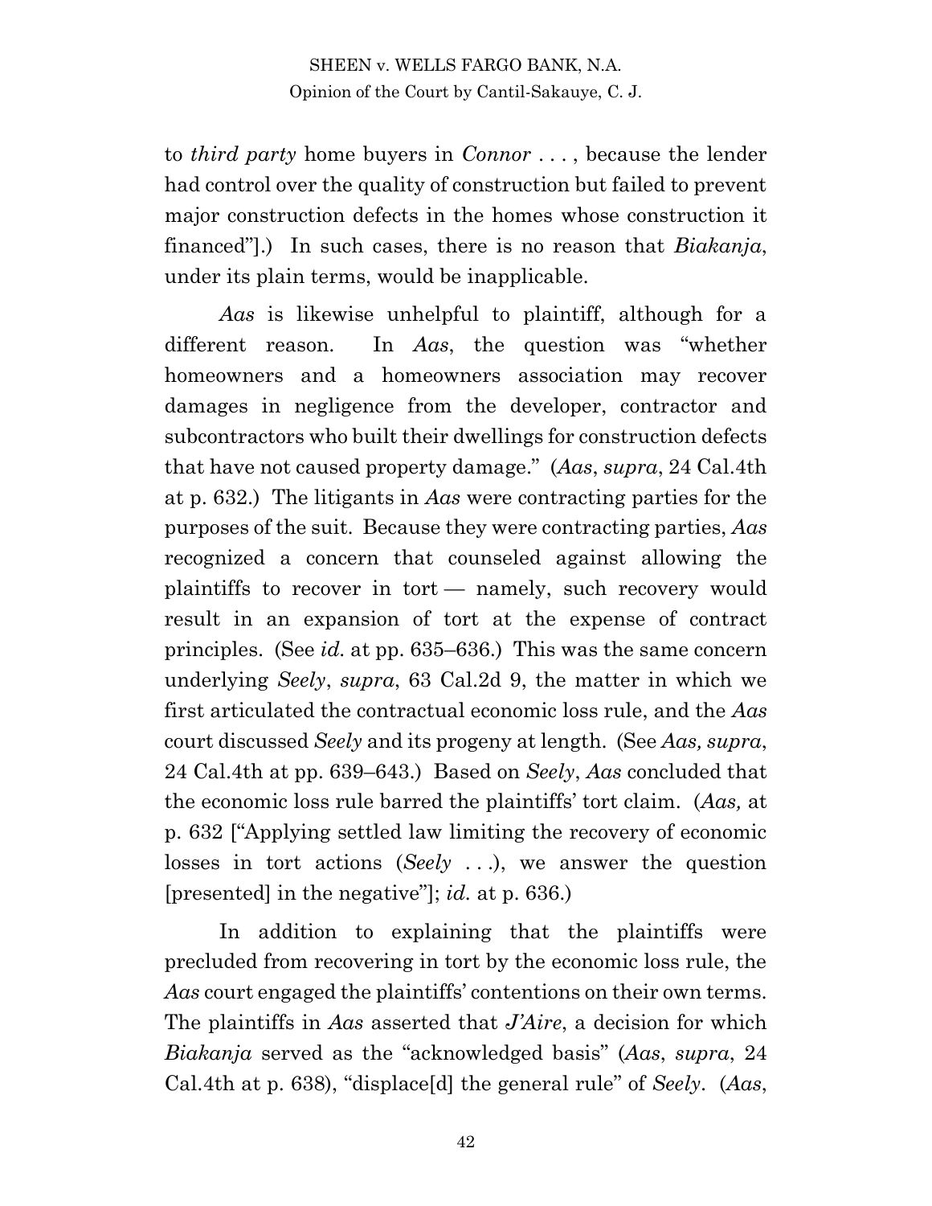to *third party* home buyers in *Connor* . . . , because the lender had control over the quality of construction but failed to prevent major construction defects in the homes whose construction it financed"].) In such cases, there is no reason that *Biakanja*, under its plain terms, would be inapplicable.

*Aas* is likewise unhelpful to plaintiff, although for a different reason. In *Aas*, the question was "whether homeowners and a homeowners association may recover damages in negligence from the developer, contractor and subcontractors who built their dwellings for construction defects that have not caused property damage." (*Aas*, *supra*, 24 Cal.4th at p. 632.) The litigants in *Aas* were contracting parties for the purposes of the suit. Because they were contracting parties, *Aas* recognized a concern that counseled against allowing the plaintiffs to recover in tort — namely, such recovery would result in an expansion of tort at the expense of contract principles. (See *id.* at pp. 635–636.) This was the same concern underlying *Seely*, *supra*, 63 Cal.2d 9, the matter in which we first articulated the contractual economic loss rule, and the *Aas* court discussed *Seely* and its progeny at length. (See *Aas, supra*, 24 Cal.4th at pp. 639–643.) Based on *Seely*, *Aas* concluded that the economic loss rule barred the plaintiffs' tort claim. (*Aas,* at p. 632 ["Applying settled law limiting the recovery of economic losses in tort actions (*Seely* . . .), we answer the question [presented] in the negative"]; *id.* at p. 636.)

In addition to explaining that the plaintiffs were precluded from recovering in tort by the economic loss rule, the *Aas* court engaged the plaintiffs' contentions on their own terms. The plaintiffs in *Aas* asserted that *J'Aire*, a decision for which *Biakanja* served as the "acknowledged basis" (*Aas*, *supra*, 24 Cal.4th at p. 638), "displace[d] the general rule" of *Seely*. (*Aas*,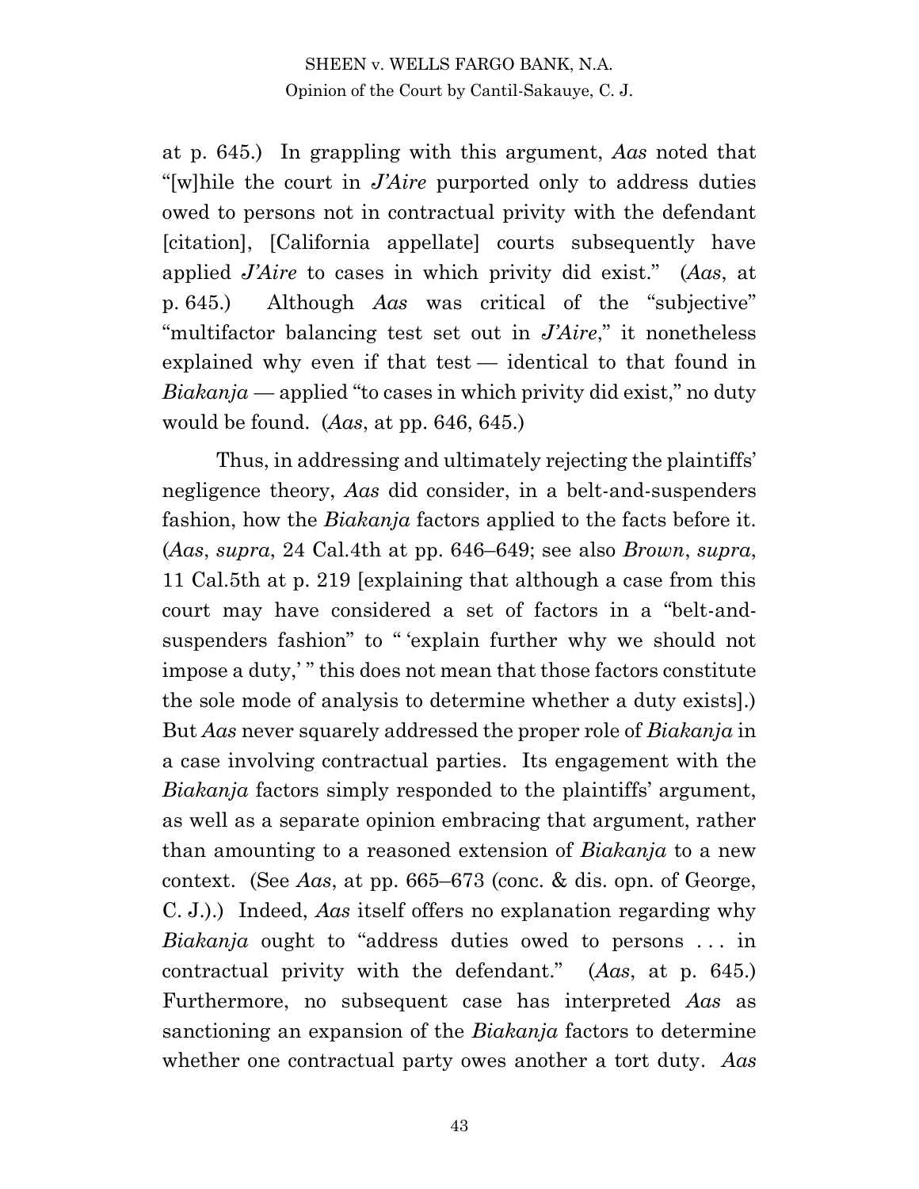at p. 645.) In grappling with this argument, *Aas* noted that "[w]hile the court in *J'Aire* purported only to address duties owed to persons not in contractual privity with the defendant [citation], [California appellate] courts subsequently have applied *J'Aire* to cases in which privity did exist." (*Aas*, at p. 645.) Although *Aas* was critical of the "subjective" "multifactor balancing test set out in *J'Aire*," it nonetheless explained why even if that test — identical to that found in *Biakanja* — applied "to cases in which privity did exist," no duty would be found. (*Aas*, at pp. 646, 645.)

Thus, in addressing and ultimately rejecting the plaintiffs' negligence theory, *Aas* did consider, in a belt-and-suspenders fashion, how the *Biakanja* factors applied to the facts before it. (*Aas*, *supra*, 24 Cal.4th at pp. 646–649; see also *Brown*, *supra*, 11 Cal.5th at p. 219 [explaining that although a case from this court may have considered a set of factors in a "belt-and-suspenders fashion" to " 'explain further why we should not impose a duty,' " this does not mean that those factors constitute the sole mode of analysis to determine whether a duty exists].) But *Aas* never squarely addressed the proper role of *Biakanja* in a case involving contractual parties. Its engagement with the *Biakanja* factors simply responded to the plaintiffs' argument, as well as a separate opinion embracing that argument, rather than amounting to a reasoned extension of *Biakanja* to a new context. (See *Aas*, at pp. 665–673 (conc. & dis. opn. of George, C. J.).) Indeed, *Aas* itself offers no explanation regarding why *Biakanja* ought to "address duties owed to persons . . . in contractual privity with the defendant." (*Aas*, at p. 645.) Furthermore, no subsequent case has interpreted *Aas* as sanctioning an expansion of the *Biakanja* factors to determine whether one contractual party owes another a tort duty. *Aas*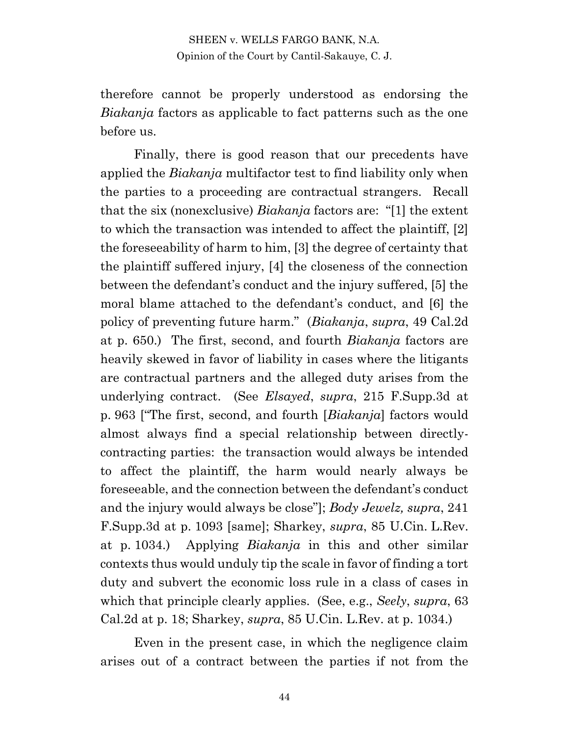therefore cannot be properly understood as endorsing the *Biakanja* factors as applicable to fact patterns such as the one before us.

Finally, there is good reason that our precedents have applied the *Biakanja* multifactor test to find liability only when the parties to a proceeding are contractual strangers. Recall that the six (nonexclusive) *Biakanja* factors are: "[1] the extent to which the transaction was intended to affect the plaintiff, [2] the foreseeability of harm to him, [3] the degree of certainty that the plaintiff suffered injury, [4] the closeness of the connection between the defendant's conduct and the injury suffered, [5] the moral blame attached to the defendant's conduct, and [6] the policy of preventing future harm." (*Biakanja*, *supra*, 49 Cal.2d at p. 650.) The first, second, and fourth *Biakanja* factors are heavily skewed in favor of liability in cases where the litigants are contractual partners and the alleged duty arises from the underlying contract. (See *Elsayed*, *supra*, 215 F.Supp.3d at p. 963 ["The first, second, and fourth [*Biakanja*] factors would almost always find a special relationship between directly-contracting parties: the transaction would always be intended to affect the plaintiff, the harm would nearly always be foreseeable, and the connection between the defendant's conduct and the injury would always be close"]; *Body Jewelz, supra*, 241 F.Supp.3d at p. 1093 [same]; Sharkey, *supra*, 85 U.Cin. L.Rev. at p. 1034.) Applying *Biakanja* in this and other similar contexts thus would unduly tip the scale in favor of finding a tort duty and subvert the economic loss rule in a class of cases in which that principle clearly applies. (See, e.g., *Seely*, *supra*, 63 Cal.2d at p. 18; Sharkey, *supra*, 85 U.Cin. L.Rev. at p. 1034.)

Even in the present case, in which the negligence claim arises out of a contract between the parties if not from the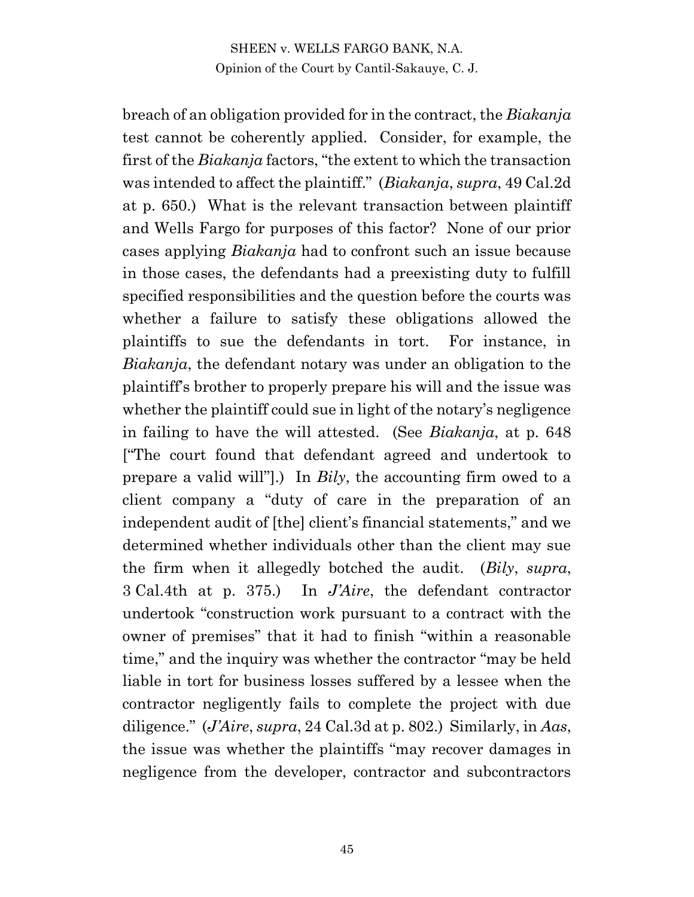breach of an obligation provided for in the contract, the *Biakanja* test cannot be coherently applied. Consider, for example, the first of the *Biakanja* factors, "the extent to which the transaction was intended to affect the plaintiff." (*Biakanja*, *supra*, 49 Cal.2d at p. 650.) What is the relevant transaction between plaintiff and Wells Fargo for purposes of this factor? None of our prior cases applying *Biakanja* had to confront such an issue because in those cases, the defendants had a preexisting duty to fulfill specified responsibilities and the question before the courts was whether a failure to satisfy these obligations allowed the plaintiffs to sue the defendants in tort. For instance, in *Biakanja*, the defendant notary was under an obligation to the plaintiff's brother to properly prepare his will and the issue was whether the plaintiff could sue in light of the notary's negligence in failing to have the will attested. (See *Biakanja*, at p. 648 ["The court found that defendant agreed and undertook to prepare a valid will"].) In *Bily*, the accounting firm owed to a client company a "duty of care in the preparation of an independent audit of [the] client's financial statements," and we determined whether individuals other than the client may sue the firm when it allegedly botched the audit. (*Bily*, *supra*, 3 Cal.4th at p. 375.) In *J'Aire*, the defendant contractor undertook "construction work pursuant to a contract with the owner of premises" that it had to finish "within a reasonable time," and the inquiry was whether the contractor "may be held liable in tort for business losses suffered by a lessee when the contractor negligently fails to complete the project with due diligence." (*J'Aire*, *supra*, 24 Cal.3d at p. 802.) Similarly, in *Aas*, the issue was whether the plaintiffs "may recover damages in negligence from the developer, contractor and subcontractors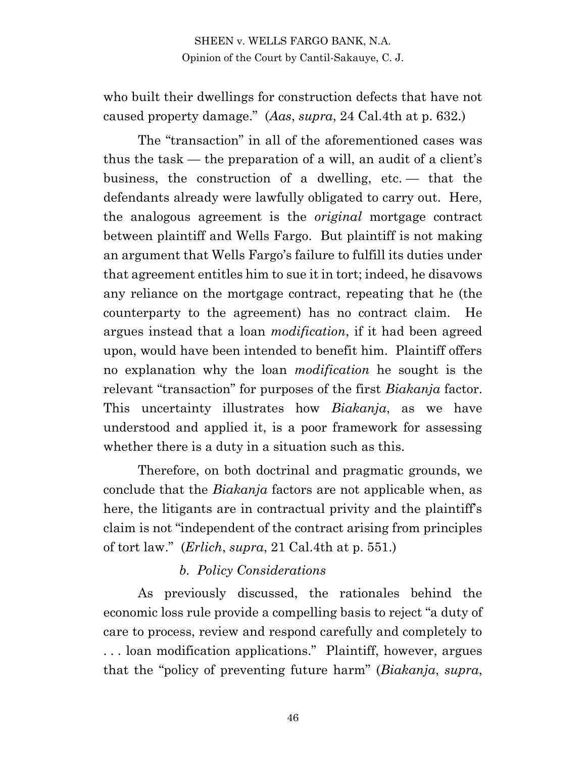who built their dwellings for construction defects that have not caused property damage." (*Aas*, *supra*, 24 Cal.4th at p. 632.)

The "transaction" in all of the aforementioned cases was thus the task — the preparation of a will, an audit of a client's business, the construction of a dwelling, etc. — that the defendants already were lawfully obligated to carry out. Here, the analogous agreement is the *original* mortgage contract between plaintiff and Wells Fargo. But plaintiff is not making an argument that Wells Fargo's failure to fulfill its duties under that agreement entitles him to sue it in tort; indeed, he disavows any reliance on the mortgage contract, repeating that he (the counterparty to the agreement) has no contract claim. He argues instead that a loan *modification*, if it had been agreed upon, would have been intended to benefit him. Plaintiff offers no explanation why the loan *modification* he sought is the relevant "transaction" for purposes of the first *Biakanja* factor. This uncertainty illustrates how *Biakanja*, as we have understood and applied it, is a poor framework for assessing whether there is a duty in a situation such as this.

Therefore, on both doctrinal and pragmatic grounds, we conclude that the *Biakanja* factors are not applicable when, as here, the litigants are in contractual privity and the plaintiff's claim is not "independent of the contract arising from principles of tort law." (*Erlich*, *supra*, 21 Cal.4th at p. 551.)

*b. Policy Considerations*

As previously discussed, the rationales behind the economic loss rule provide a compelling basis to reject "a duty of care to process, review and respond carefully and completely to . . . loan modification applications." Plaintiff, however, argues that the "policy of preventing future harm" (*Biakanja*, *supra*,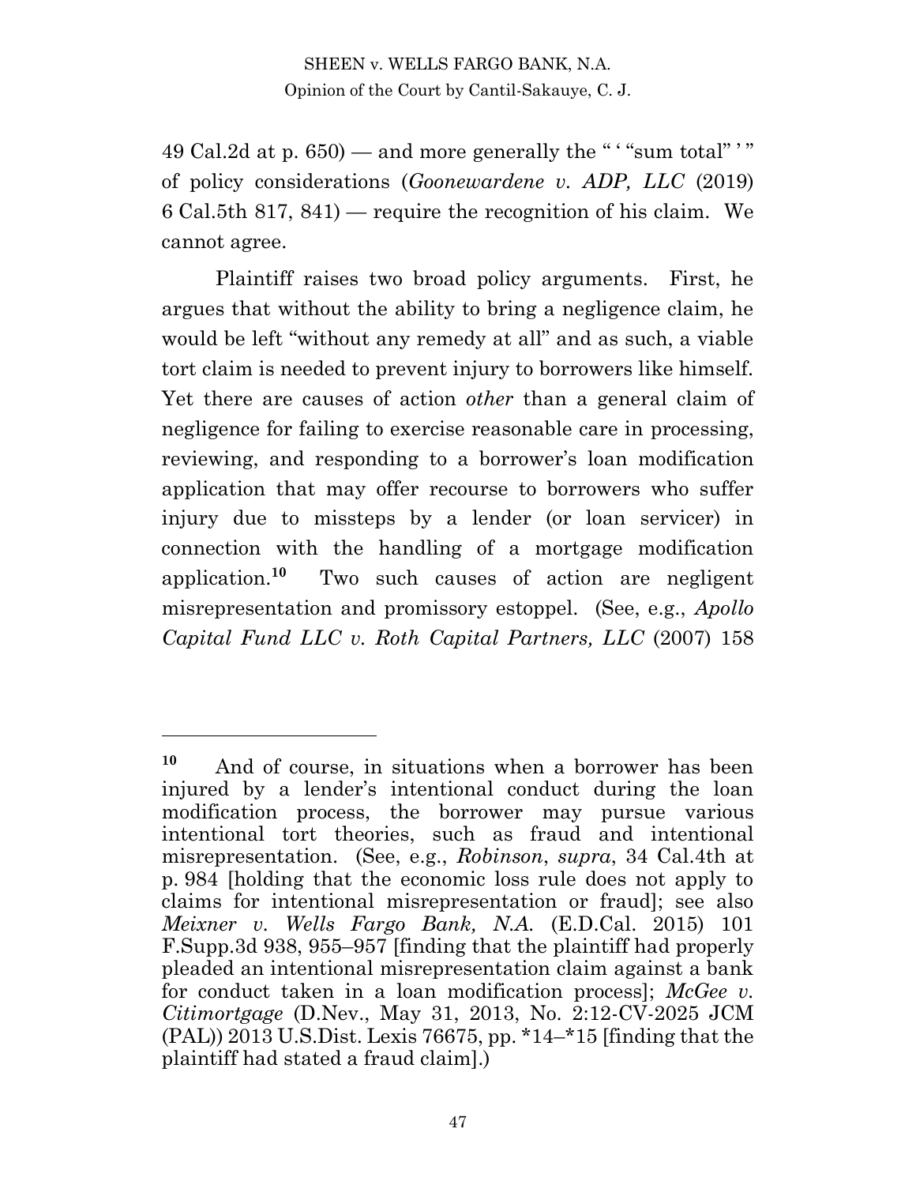49 Cal.2d at p. 650) — and more generally the " ' "sum total" ' " of policy considerations (*Goonewardene v. ADP, LLC* (2019) 6 Cal.5th 817, 841) — require the recognition of his claim. We cannot agree.

Plaintiff raises two broad policy arguments. First, he argues that without the ability to bring a negligence claim, he would be left "without any remedy at all" and as such, a viable tort claim is needed to prevent injury to borrowers like himself. Yet there are causes of action *other* than a general claim of negligence for failing to exercise reasonable care in processing, reviewing, and responding to a borrower's loan modification application that may offer recourse to borrowers who suffer injury due to missteps by a lender (or loan servicer) in connection with the handling of a mortgage modification application.[10] Two such causes of action are negligent misrepresentation and promissory estoppel. (See, e.g., *Apollo Capital Fund LLC v. Roth Capital Partners, LLC* (2007) 158

---

[10] And of course, in situations when a borrower has been injured by a lender's intentional conduct during the loan modification process, the borrower may pursue various intentional tort theories, such as fraud and intentional misrepresentation. (See, e.g., *Robinson*, *supra*, 34 Cal.4th at p. 984 [holding that the economic loss rule does not apply to claims for intentional misrepresentation or fraud]; see also *Meixner v. Wells Fargo Bank, N.A.* (E.D.Cal. 2015) 101 F.Supp.3d 938, 955–957 [finding that the plaintiff had properly pleaded an intentional misrepresentation claim against a bank for conduct taken in a loan modification process]; *McGee v. Citimortgage* (D.Nev., May 31, 2013, No. 2:12-CV-2025 JCM (PAL)) 2013 U.S.Dist. Lexis 76675, pp. *14–*15 [finding that the plaintiff had stated a fraud claim].)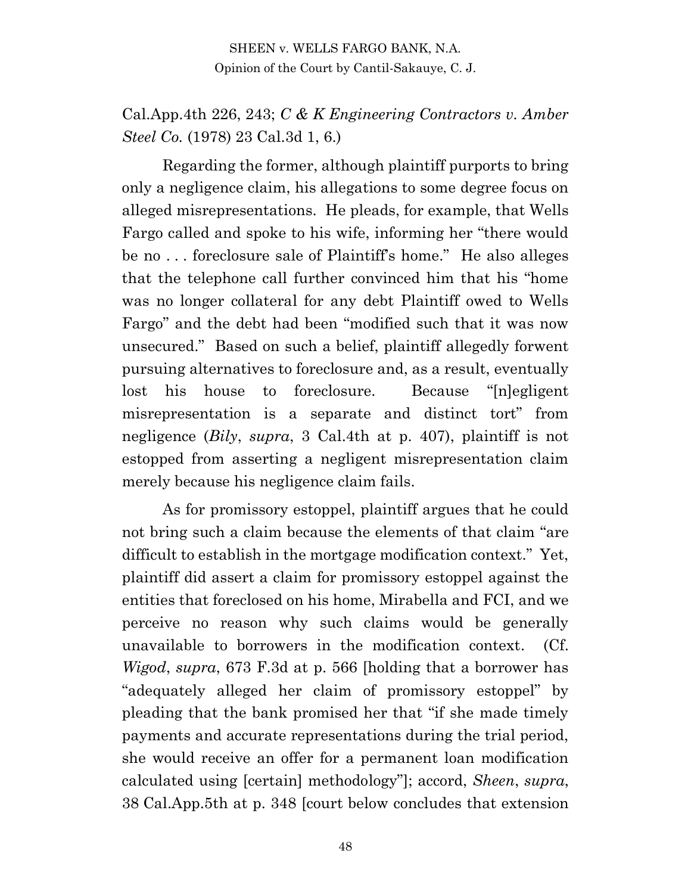Cal.App.4th 226, 243; *C & K Engineering Contractors v. Amber Steel Co.* (1978) 23 Cal.3d 1, 6.)

Regarding the former, although plaintiff purports to bring only a negligence claim, his allegations to some degree focus on alleged misrepresentations. He pleads, for example, that Wells Fargo called and spoke to his wife, informing her "there would be no . . . foreclosure sale of Plaintiff's home." He also alleges that the telephone call further convinced him that his "home was no longer collateral for any debt Plaintiff owed to Wells Fargo" and the debt had been "modified such that it was now unsecured." Based on such a belief, plaintiff allegedly forwent pursuing alternatives to foreclosure and, as a result, eventually lost his house to foreclosure. Because "[n]egligent misrepresentation is a separate and distinct tort" from negligence (*Bily*, *supra*, 3 Cal.4th at p. 407), plaintiff is not estopped from asserting a negligent misrepresentation claim merely because his negligence claim fails.

As for promissory estoppel, plaintiff argues that he could not bring such a claim because the elements of that claim "are difficult to establish in the mortgage modification context." Yet, plaintiff did assert a claim for promissory estoppel against the entities that foreclosed on his home, Mirabella and FCI, and we perceive no reason why such claims would be generally unavailable to borrowers in the modification context. (Cf. *Wigod*, *supra*, 673 F.3d at p. 566 [holding that a borrower has "adequately alleged her claim of promissory estoppel" by pleading that the bank promised her that "if she made timely payments and accurate representations during the trial period, she would receive an offer for a permanent loan modification calculated using [certain] methodology"]; accord, *Sheen*, *supra*, 38 Cal.App.5th at p. 348 [court below concludes that extension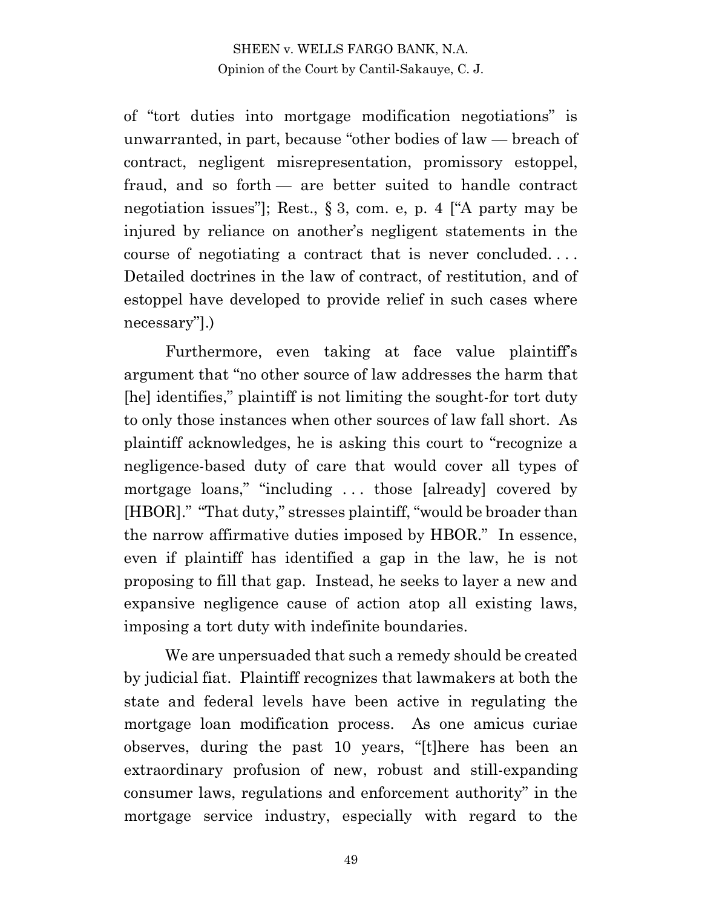of "tort duties into mortgage modification negotiations" is unwarranted, in part, because "other bodies of law — breach of contract, negligent misrepresentation, promissory estoppel, fraud, and so forth — are better suited to handle contract negotiation issues"]; Rest., § 3, com. e, p. 4 ["A party may be injured by reliance on another's negligent statements in the course of negotiating a contract that is never concluded. . . . Detailed doctrines in the law of contract, of restitution, and of estoppel have developed to provide relief in such cases where necessary"].)

Furthermore, even taking at face value plaintiff's argument that "no other source of law addresses the harm that [he] identifies," plaintiff is not limiting the sought-for tort duty to only those instances when other sources of law fall short. As plaintiff acknowledges, he is asking this court to "recognize a negligence-based duty of care that would cover all types of mortgage loans," "including . . . those [already] covered by [HBOR]." "That duty," stresses plaintiff, "would be broader than the narrow affirmative duties imposed by HBOR." In essence, even if plaintiff has identified a gap in the law, he is not proposing to fill that gap. Instead, he seeks to layer a new and expansive negligence cause of action atop all existing laws, imposing a tort duty with indefinite boundaries.

We are unpersuaded that such a remedy should be created by judicial fiat. Plaintiff recognizes that lawmakers at both the state and federal levels have been active in regulating the mortgage loan modification process. As one amicus curiae observes, during the past 10 years, "[t]here has been an extraordinary profusion of new, robust and still-expanding consumer laws, regulations and enforcement authority" in the mortgage service industry, especially with regard to the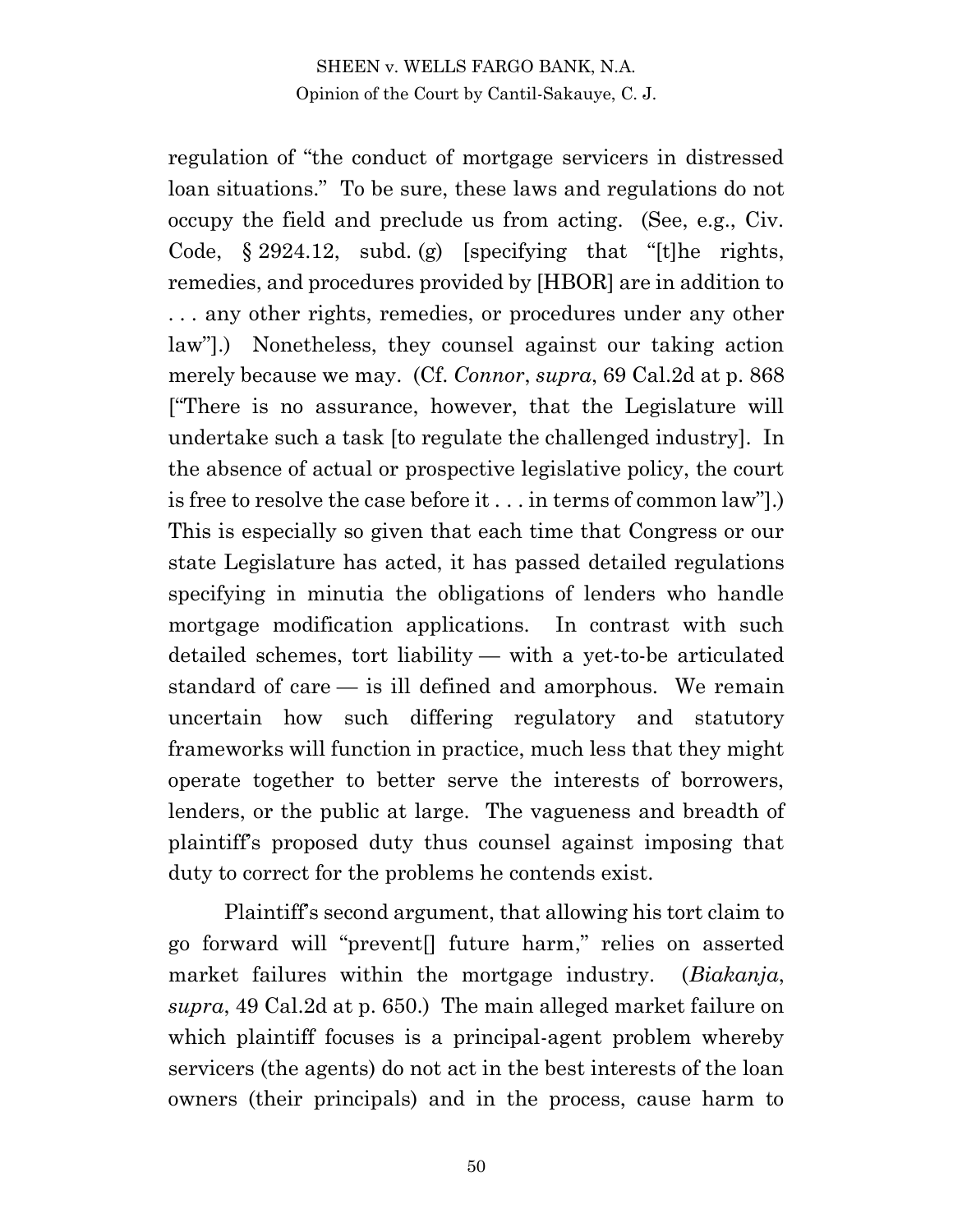regulation of "the conduct of mortgage servicers in distressed loan situations." To be sure, these laws and regulations do not occupy the field and preclude us from acting. (See, e.g., Civ. Code, § 2924.12, subd. (g) [specifying that "[t]he rights, remedies, and procedures provided by [HBOR] are in addition to . . . any other rights, remedies, or procedures under any other law"].) Nonetheless, they counsel against our taking action merely because we may. (Cf. *Connor*, *supra*, 69 Cal.2d at p. 868 ["There is no assurance, however, that the Legislature will undertake such a task [to regulate the challenged industry]. In the absence of actual or prospective legislative policy, the court is free to resolve the case before it . . . in terms of common law"].) This is especially so given that each time that Congress or our state Legislature has acted, it has passed detailed regulations specifying in minutia the obligations of lenders who handle mortgage modification applications. In contrast with such detailed schemes, tort liability — with a yet-to-be articulated standard of care — is ill defined and amorphous. We remain uncertain how such differing regulatory and statutory frameworks will function in practice, much less that they might operate together to better serve the interests of borrowers, lenders, or the public at large. The vagueness and breadth of plaintiff's proposed duty thus counsel against imposing that duty to correct for the problems he contends exist.

Plaintiff's second argument, that allowing his tort claim to go forward will "prevent[] future harm," relies on asserted market failures within the mortgage industry. (*Biakanja*, *supra*, 49 Cal.2d at p. 650.) The main alleged market failure on which plaintiff focuses is a principal-agent problem whereby servicers (the agents) do not act in the best interests of the loan owners (their principals) and in the process, cause harm to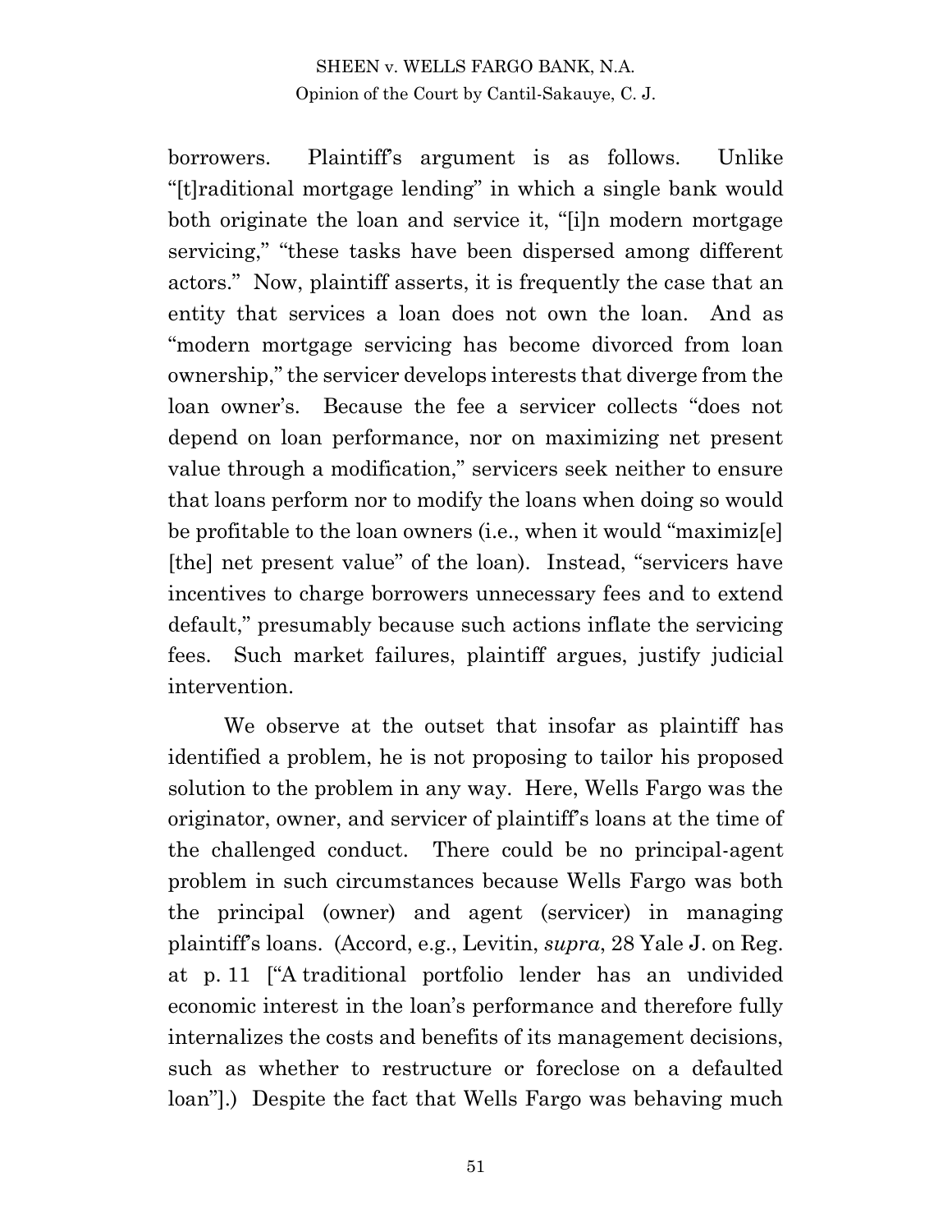borrowers. Plaintiff's argument is as follows. Unlike "[t]raditional mortgage lending" in which a single bank would both originate the loan and service it, "[i]n modern mortgage servicing," "these tasks have been dispersed among different actors." Now, plaintiff asserts, it is frequently the case that an entity that services a loan does not own the loan. And as "modern mortgage servicing has become divorced from loan ownership," the servicer develops interests that diverge from the loan owner's. Because the fee a servicer collects "does not depend on loan performance, nor on maximizing net present value through a modification," servicers seek neither to ensure that loans perform nor to modify the loans when doing so would be profitable to the loan owners (i.e., when it would "maximiz[e] [the] net present value" of the loan). Instead, "servicers have incentives to charge borrowers unnecessary fees and to extend default," presumably because such actions inflate the servicing fees. Such market failures, plaintiff argues, justify judicial intervention.

We observe at the outset that insofar as plaintiff has identified a problem, he is not proposing to tailor his proposed solution to the problem in any way. Here, Wells Fargo was the originator, owner, and servicer of plaintiff's loans at the time of the challenged conduct. There could be no principal-agent problem in such circumstances because Wells Fargo was both the principal (owner) and agent (servicer) in managing plaintiff's loans. (Accord, e.g., Levitin, *supra*, 28 Yale J. on Reg. at p. 11 ["A traditional portfolio lender has an undivided economic interest in the loan's performance and therefore fully internalizes the costs and benefits of its management decisions, such as whether to restructure or foreclose on a defaulted loan"].) Despite the fact that Wells Fargo was behaving much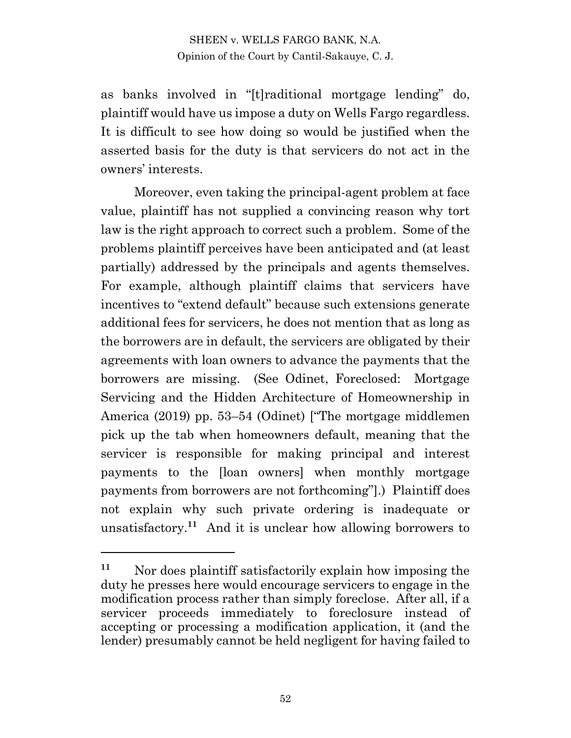as banks involved in "[t]raditional mortgage lending" do, plaintiff would have us impose a duty on Wells Fargo regardless. It is difficult to see how doing so would be justified when the asserted basis for the duty is that servicers do not act in the owners' interests.

Moreover, even taking the principal-agent problem at face value, plaintiff has not supplied a convincing reason why tort law is the right approach to correct such a problem. Some of the problems plaintiff perceives have been anticipated and (at least partially) addressed by the principals and agents themselves. For example, although plaintiff claims that servicers have incentives to "extend default" because such extensions generate additional fees for servicers, he does not mention that as long as the borrowers are in default, the servicers are obligated by their agreements with loan owners to advance the payments that the borrowers are missing. (See Odinet, Foreclosed: Mortgage Servicing and the Hidden Architecture of Homeownership in America (2019) pp. 53–54 (Odinet) ["The mortgage middlemen pick up the tab when homeowners default, meaning that the servicer is responsible for making principal and interest payments to the [loan owners] when monthly mortgage payments from borrowers are not forthcoming"].) Plaintiff does not explain why such private ordering is inadequate or unsatisfactory.[11] And it is unclear how allowing borrowers to

---

[11] Nor does plaintiff satisfactorily explain how imposing the duty he presses here would encourage servicers to engage in the modification process rather than simply foreclose. After all, if a servicer proceeds immediately to foreclosure instead of accepting or processing a modification application, it (and the lender) presumably cannot be held negligent for having failed to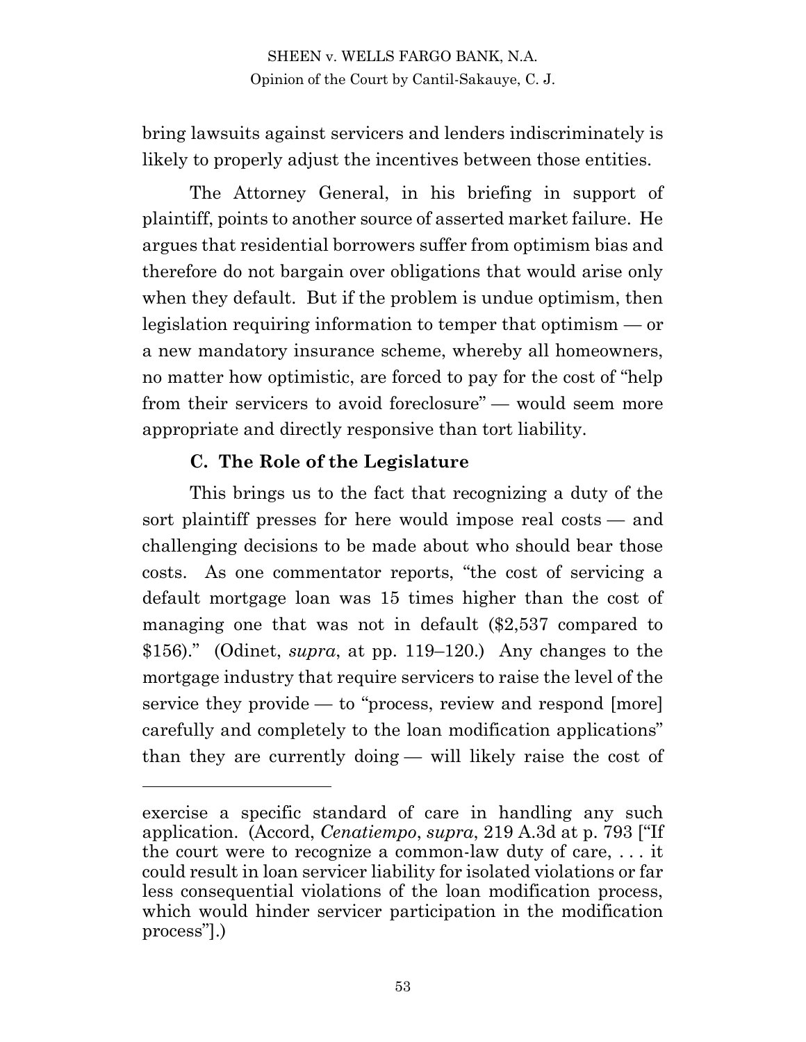bring lawsuits against servicers and lenders indiscriminately is likely to properly adjust the incentives between those entities.

The Attorney General, in his briefing in support of plaintiff, points to another source of asserted market failure. He argues that residential borrowers suffer from optimism bias and therefore do not bargain over obligations that would arise only when they default. But if the problem is undue optimism, then legislation requiring information to temper that optimism — or a new mandatory insurance scheme, whereby all homeowners, no matter how optimistic, are forced to pay for the cost of "help from their servicers to avoid foreclosure" — would seem more appropriate and directly responsive than tort liability.

### C. The Role of the Legislature

This brings us to the fact that recognizing a duty of the sort plaintiff presses for here would impose real costs — and challenging decisions to be made about who should bear those costs. As one commentator reports, "the cost of servicing a default mortgage loan was 15 times higher than the cost of managing one that was not in default ($2,537 compared to $156)." (Odinet, *supra*, at pp. 119–120.) Any changes to the mortgage industry that require servicers to raise the level of the service they provide — to "process, review and respond [more] carefully and completely to the loan modification applications" than they are currently doing — will likely raise the cost of

---

exercise a specific standard of care in handling any such application. (Accord, *Cenatiempo*, *supra*, 219 A.3d at p. 793 ["If the court were to recognize a common-law duty of care, . . . it could result in loan servicer liability for isolated violations or far less consequential violations of the loan modification process, which would hinder servicer participation in the modification process"].)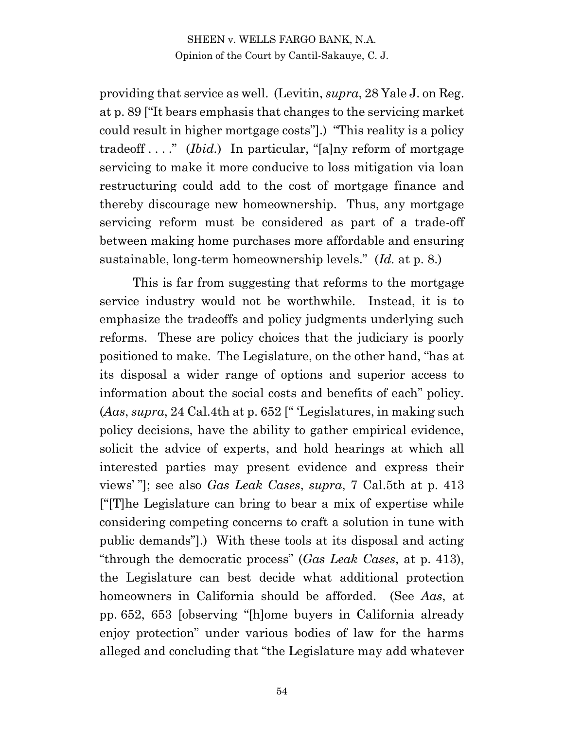providing that service as well. (Levitin, *supra*, 28 Yale J. on Reg. at p. 89 ["It bears emphasis that changes to the servicing market could result in higher mortgage costs"].) "This reality is a policy tradeoff . . . ." (*Ibid.*) In particular, "[a]ny reform of mortgage servicing to make it more conducive to loss mitigation via loan restructuring could add to the cost of mortgage finance and thereby discourage new homeownership. Thus, any mortgage servicing reform must be considered as part of a trade-off between making home purchases more affordable and ensuring sustainable, long-term homeownership levels." (*Id.* at p. 8.)

This is far from suggesting that reforms to the mortgage service industry would not be worthwhile. Instead, it is to emphasize the tradeoffs and policy judgments underlying such reforms. These are policy choices that the judiciary is poorly positioned to make. The Legislature, on the other hand, "has at its disposal a wider range of options and superior access to information about the social costs and benefits of each" policy. (*Aas*, *supra*, 24 Cal.4th at p. 652 [" 'Legislatures, in making such policy decisions, have the ability to gather empirical evidence, solicit the advice of experts, and hold hearings at which all interested parties may present evidence and express their views' "]; see also *Gas Leak Cases*, *supra*, 7 Cal.5th at p. 413 ["[T]he Legislature can bring to bear a mix of expertise while considering competing concerns to craft a solution in tune with public demands"].) With these tools at its disposal and acting "through the democratic process" (*Gas Leak Cases*, at p. 413), the Legislature can best decide what additional protection homeowners in California should be afforded. (See *Aas*, at pp. 652, 653 [observing "[h]ome buyers in California already enjoy protection" under various bodies of law for the harms alleged and concluding that "the Legislature may add whatever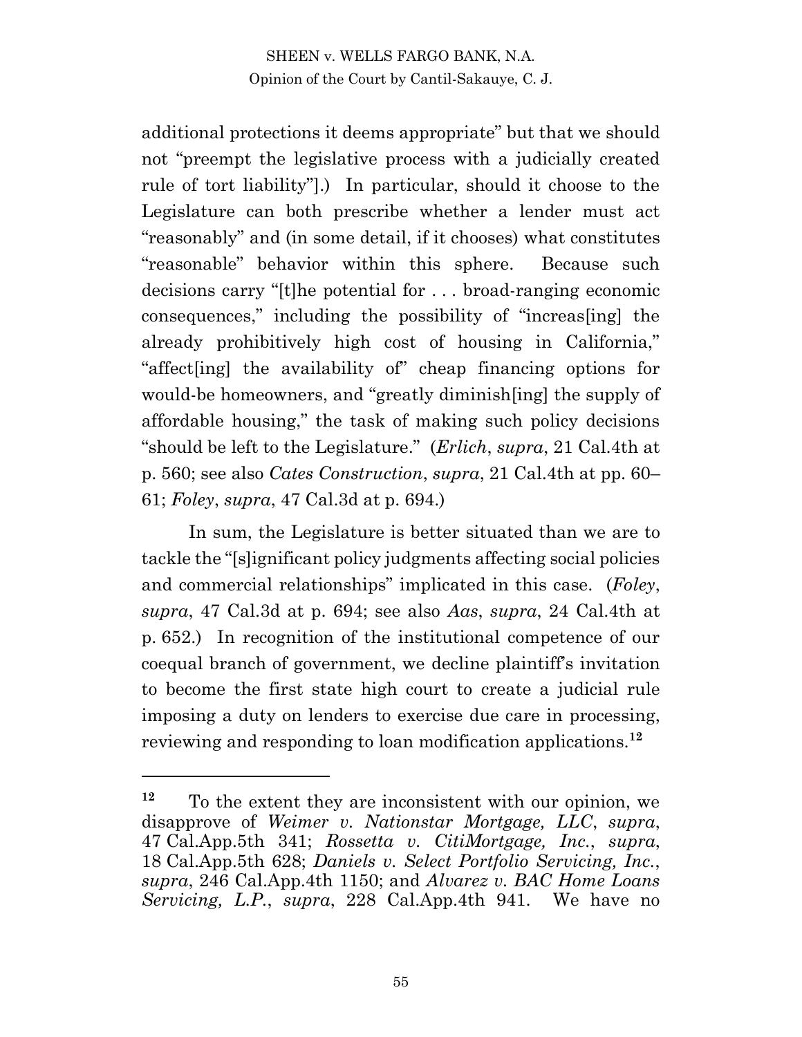additional protections it deems appropriate" but that we should not "preempt the legislative process with a judicially created rule of tort liability"].) In particular, should it choose to the Legislature can both prescribe whether a lender must act "reasonably" and (in some detail, if it chooses) what constitutes "reasonable" behavior within this sphere. Because such decisions carry "[t]he potential for . . . broad-ranging economic consequences," including the possibility of "increas[ing] the already prohibitively high cost of housing in California," "affect[ing] the availability of" cheap financing options for would-be homeowners, and "greatly diminish[ing] the supply of affordable housing," the task of making such policy decisions "should be left to the Legislature." (*Erlich*, *supra*, 21 Cal.4th at p. 560; see also *Cates Construction*, *supra*, 21 Cal.4th at pp. 60–61; *Foley*, *supra*, 47 Cal.3d at p. 694.)

In sum, the Legislature is better situated than we are to tackle the "[s]ignificant policy judgments affecting social policies and commercial relationships" implicated in this case. (*Foley*, *supra*, 47 Cal.3d at p. 694; see also *Aas*, *supra*, 24 Cal.4th at p. 652.) In recognition of the institutional competence of our coequal branch of government, we decline plaintiff's invitation to become the first state high court to create a judicial rule imposing a duty on lenders to exercise due care in processing, reviewing and responding to loan modification applications.[12]

---

[12] To the extent they are inconsistent with our opinion, we disapprove of *Weimer v. Nationstar Mortgage, LLC*, *supra*, 47 Cal.App.5th 341; *Rossetta v. CitiMortgage, Inc.*, *supra*, 18 Cal.App.5th 628; *Daniels v. Select Portfolio Servicing, Inc.*, *supra*, 246 Cal.App.4th 1150; and *Alvarez v. BAC Home Loans Servicing, L.P.*, *supra*, 228 Cal.App.4th 941. We have no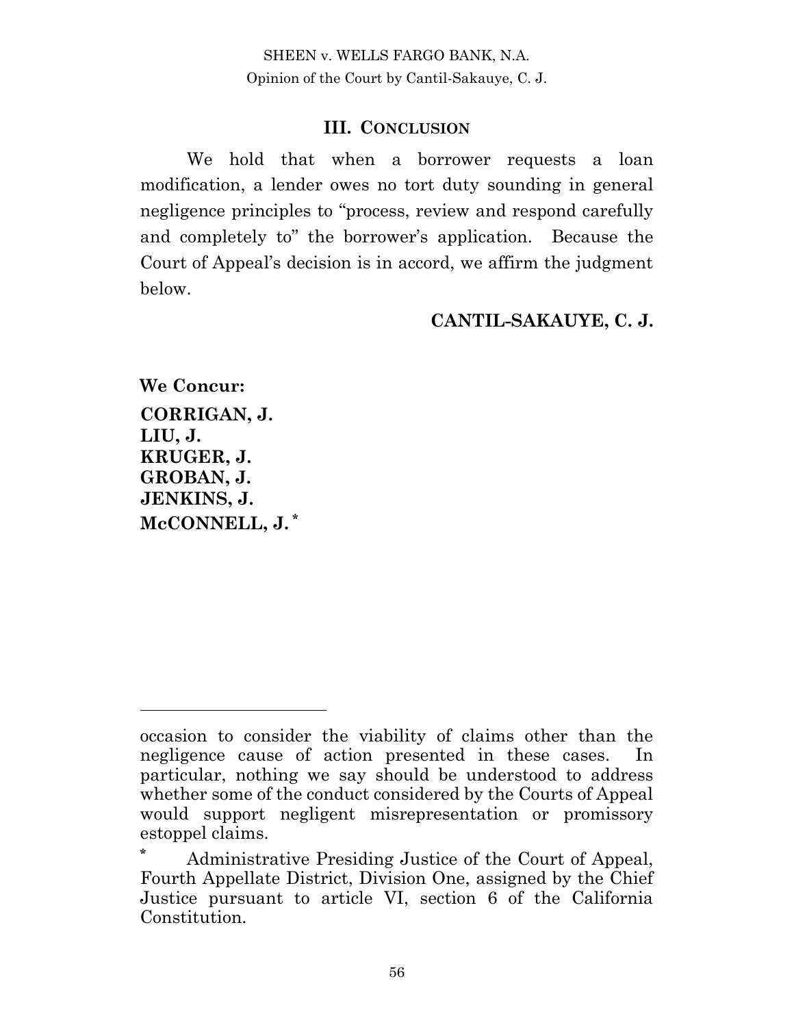## III. CONCLUSION

We hold that when a borrower requests a loan modification, a lender owes no tort duty sounding in general negligence principles to "process, review and respond carefully and completely to" the borrower's application. Because the Court of Appeal's decision is in accord, we affirm the judgment below.

**CANTIL-SAKAUYE, C. J.**

**We Concur:**

**CORRIGAN, J.**
**LIU, J.**
**KRUGER, J.**
**GROBAN, J.**
**JENKINS, J.**
**McCONNELL, J.** *

---

occasion to consider the viability of claims other than the negligence cause of action presented in these cases. In particular, nothing we say should be understood to address whether some of the conduct considered by the Courts of Appeal would support negligent misrepresentation or promissory estoppel claims.

* Administrative Presiding Justice of the Court of Appeal, Fourth Appellate District, Division One, assigned by the Chief Justice pursuant to article VI, section 6 of the California Constitution.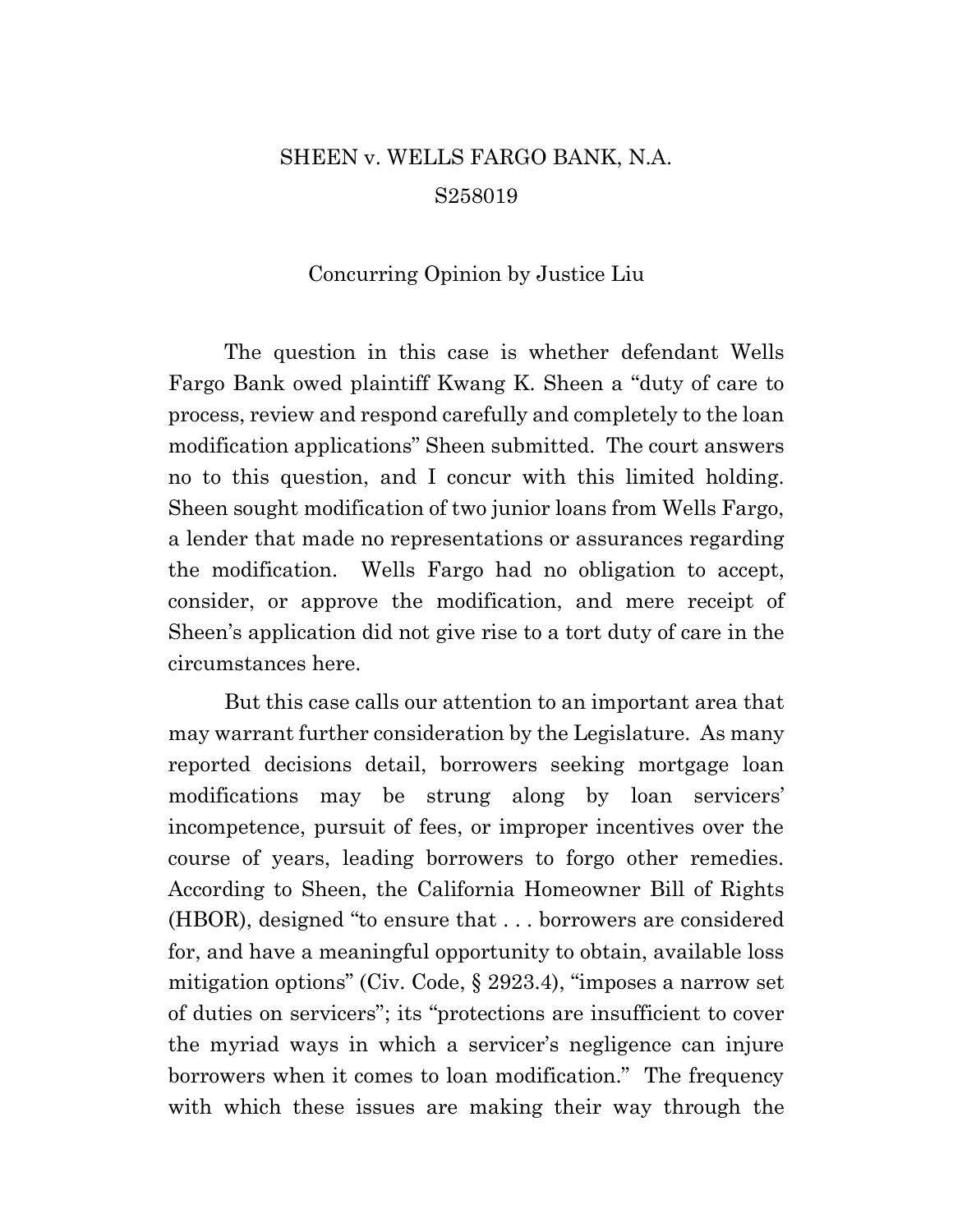SHEEN v. WELLS FARGO BANK, N.A.

S258019

Concurring Opinion by Justice Liu

The question in this case is whether defendant Wells Fargo Bank owed plaintiff Kwang K. Sheen a "duty of care to process, review and respond carefully and completely to the loan modification applications" Sheen submitted. The court answers no to this question, and I concur with this limited holding. Sheen sought modification of two junior loans from Wells Fargo, a lender that made no representations or assurances regarding the modification. Wells Fargo had no obligation to accept, consider, or approve the modification, and mere receipt of Sheen's application did not give rise to a tort duty of care in the circumstances here.

But this case calls our attention to an important area that may warrant further consideration by the Legislature. As many reported decisions detail, borrowers seeking mortgage loan modifications may be strung along by loan servicers' incompetence, pursuit of fees, or improper incentives over the course of years, leading borrowers to forgo other remedies. According to Sheen, the California Homeowner Bill of Rights (HBOR), designed "to ensure that . . . borrowers are considered for, and have a meaningful opportunity to obtain, available loss mitigation options" (Civ. Code, § 2923.4), "imposes a narrow set of duties on servicers"; its "protections are insufficient to cover the myriad ways in which a servicer's negligence can injure borrowers when it comes to loan modification." The frequency with which these issues are making their way through the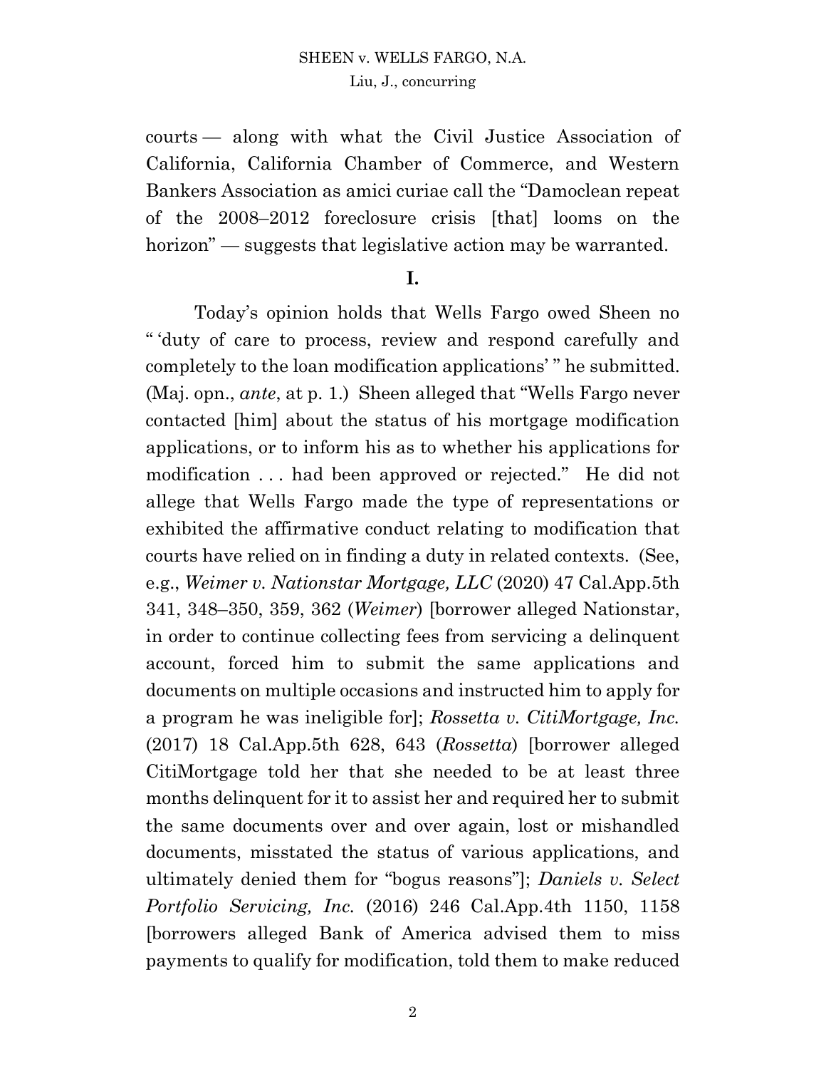courts — along with what the Civil Justice Association of California, California Chamber of Commerce, and Western Bankers Association as amici curiae call the "Damoclean repeat of the 2008–2012 foreclosure crisis [that] looms on the horizon" — suggests that legislative action may be warranted.

**I.**

Today's opinion holds that Wells Fargo owed Sheen no " 'duty of care to process, review and respond carefully and completely to the loan modification applications' " he submitted. (Maj. opn., *ante*, at p. 1.) Sheen alleged that "Wells Fargo never contacted [him] about the status of his mortgage modification applications, or to inform his as to whether his applications for modification . . . had been approved or rejected." He did not allege that Wells Fargo made the type of representations or exhibited the affirmative conduct relating to modification that courts have relied on in finding a duty in related contexts. (See, e.g., *Weimer v. Nationstar Mortgage, LLC* (2020) 47 Cal.App.5th 341, 348–350, 359, 362 (*Weimer*) [borrower alleged Nationstar, in order to continue collecting fees from servicing a delinquent account, forced him to submit the same applications and documents on multiple occasions and instructed him to apply for a program he was ineligible for]; *Rossetta v. CitiMortgage, Inc.* (2017) 18 Cal.App.5th 628, 643 (*Rossetta*) [borrower alleged CitiMortgage told her that she needed to be at least three months delinquent for it to assist her and required her to submit the same documents over and over again, lost or mishandled documents, misstated the status of various applications, and ultimately denied them for "bogus reasons"]; *Daniels v. Select Portfolio Servicing, Inc.* (2016) 246 Cal.App.4th 1150, 1158 [borrowers alleged Bank of America advised them to miss payments to qualify for modification, told them to make reduced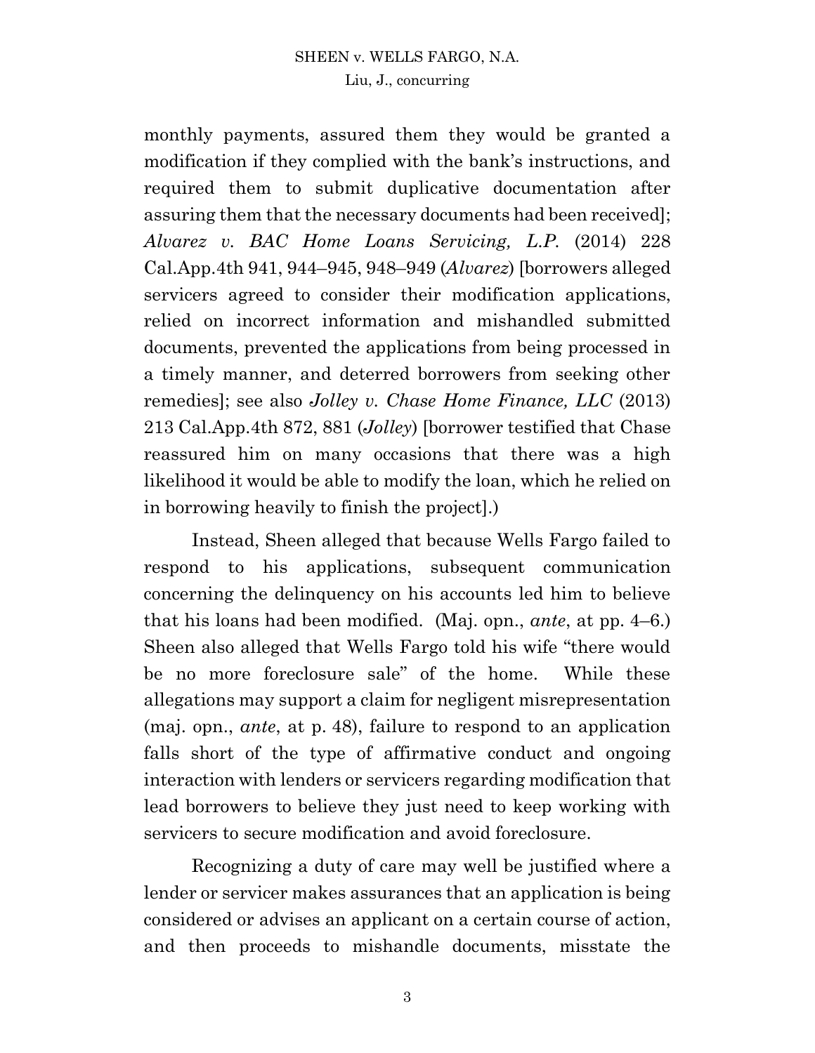monthly payments, assured them they would be granted a modification if they complied with the bank's instructions, and required them to submit duplicative documentation after assuring them that the necessary documents had been received]; *Alvarez v. BAC Home Loans Servicing, L.P.* (2014) 228 Cal.App.4th 941, 944–945, 948–949 (*Alvarez*) [borrowers alleged servicers agreed to consider their modification applications, relied on incorrect information and mishandled submitted documents, prevented the applications from being processed in a timely manner, and deterred borrowers from seeking other remedies]; see also *Jolley v. Chase Home Finance, LLC* (2013) 213 Cal.App.4th 872, 881 (*Jolley*) [borrower testified that Chase reassured him on many occasions that there was a high likelihood it would be able to modify the loan, which he relied on in borrowing heavily to finish the project].)

Instead, Sheen alleged that because Wells Fargo failed to respond to his applications, subsequent communication concerning the delinquency on his accounts led him to believe that his loans had been modified. (Maj. opn., *ante*, at pp. 4–6.) Sheen also alleged that Wells Fargo told his wife "there would be no more foreclosure sale" of the home. While these allegations may support a claim for negligent misrepresentation (maj. opn., *ante*, at p. 48), failure to respond to an application falls short of the type of affirmative conduct and ongoing interaction with lenders or servicers regarding modification that lead borrowers to believe they just need to keep working with servicers to secure modification and avoid foreclosure.

Recognizing a duty of care may well be justified where a lender or servicer makes assurances that an application is being considered or advises an applicant on a certain course of action, and then proceeds to mishandle documents, misstate the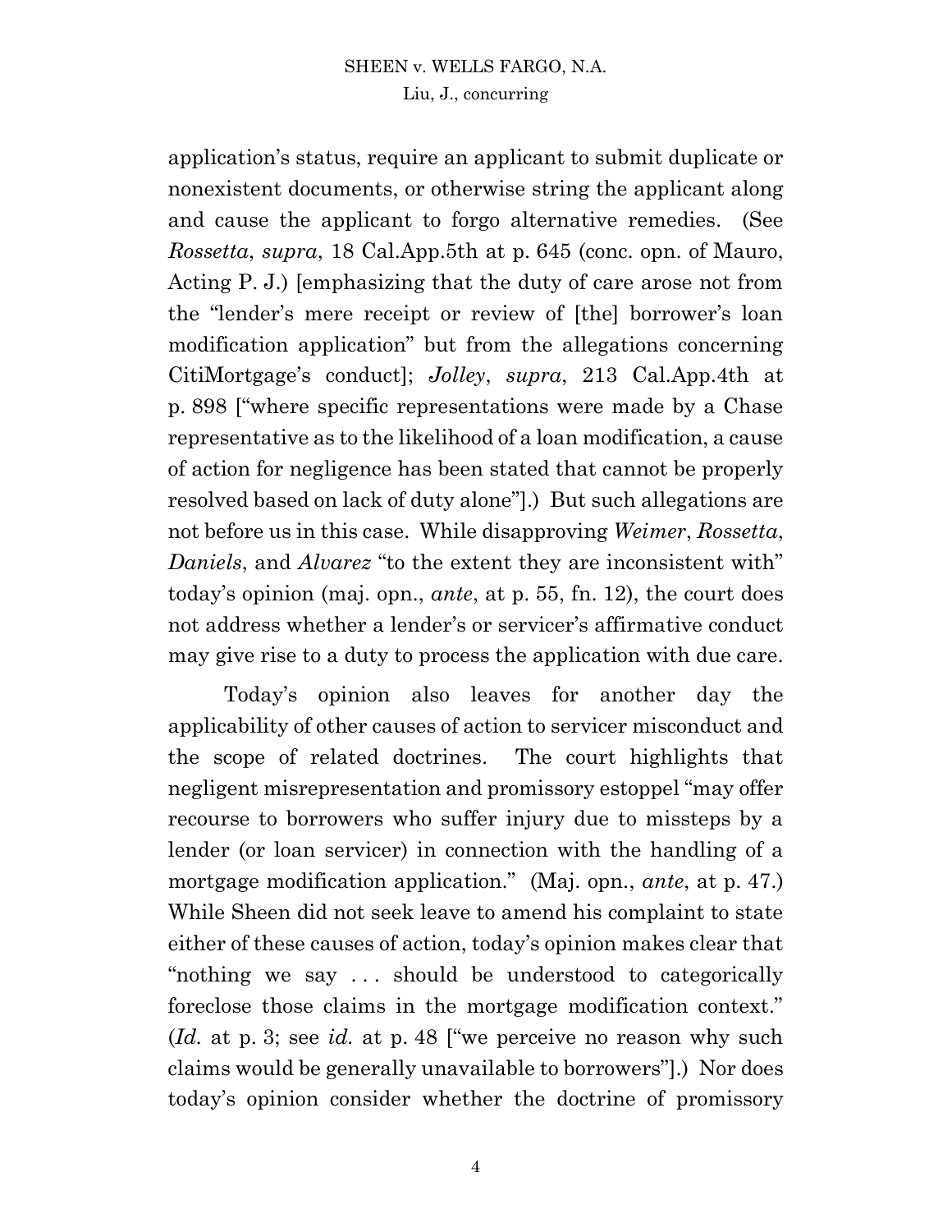application's status, require an applicant to submit duplicate or nonexistent documents, or otherwise string the applicant along and cause the applicant to forgo alternative remedies. (See *Rossetta*, *supra*, 18 Cal.App.5th at p. 645 (conc. opn. of Mauro, Acting P. J.) [emphasizing that the duty of care arose not from the "lender's mere receipt or review of [the] borrower's loan modification application" but from the allegations concerning CitiMortgage's conduct]; *Jolley*, *supra*, 213 Cal.App.4th at p. 898 ["where specific representations were made by a Chase representative as to the likelihood of a loan modification, a cause of action for negligence has been stated that cannot be properly resolved based on lack of duty alone"].) But such allegations are not before us in this case. While disapproving *Weimer*, *Rossetta*, *Daniels*, and *Alvarez* "to the extent they are inconsistent with" today's opinion (maj. opn., *ante*, at p. 55, fn. 12), the court does not address whether a lender's or servicer's affirmative conduct may give rise to a duty to process the application with due care.

Today's opinion also leaves for another day the applicability of other causes of action to servicer misconduct and the scope of related doctrines. The court highlights that negligent misrepresentation and promissory estoppel "may offer recourse to borrowers who suffer injury due to missteps by a lender (or loan servicer) in connection with the handling of a mortgage modification application." (Maj. opn., *ante*, at p. 47.) While Sheen did not seek leave to amend his complaint to state either of these causes of action, today's opinion makes clear that "nothing we say . . . should be understood to categorically foreclose those claims in the mortgage modification context." (*Id.* at p. 3; see *id.* at p. 48 ["we perceive no reason why such claims would be generally unavailable to borrowers"].) Nor does today's opinion consider whether the doctrine of promissory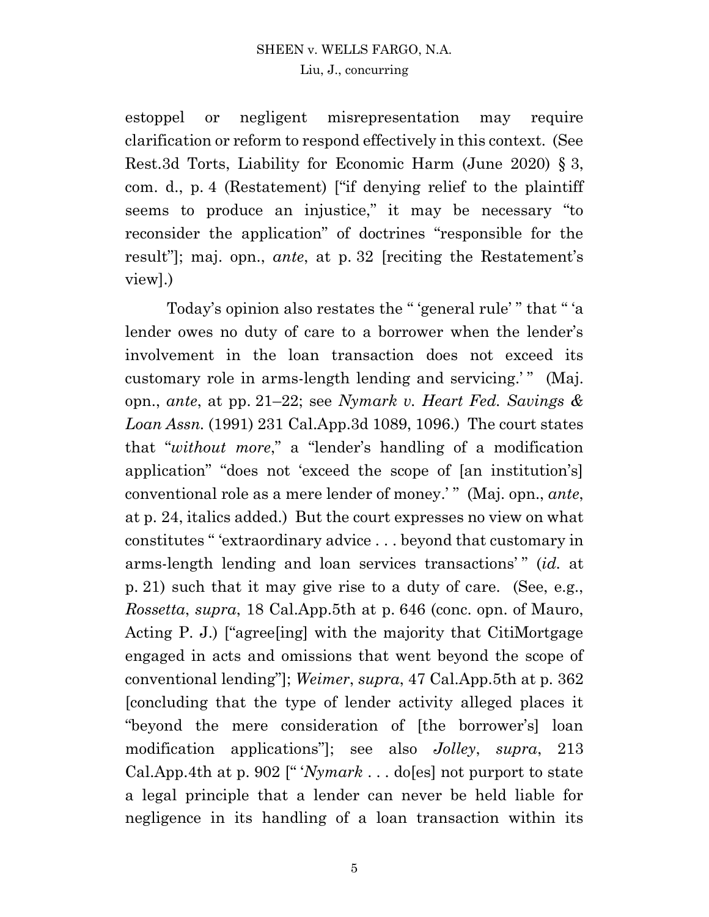estoppel or negligent misrepresentation may require clarification or reform to respond effectively in this context. (See Rest.3d Torts, Liability for Economic Harm (June 2020) § 3, com. d., p. 4 (Restatement) ["if denying relief to the plaintiff seems to produce an injustice," it may be necessary "to reconsider the application" of doctrines "responsible for the result"]; maj. opn., *ante*, at p. 32 [reciting the Restatement's view].)

Today's opinion also restates the " 'general rule' " that " 'a lender owes no duty of care to a borrower when the lender's involvement in the loan transaction does not exceed its customary role in arms-length lending and servicing.' " (Maj. opn., *ante*, at pp. 21–22; see *Nymark v. Heart Fed. Savings & Loan Assn.* (1991) 231 Cal.App.3d 1089, 1096.) The court states that "*without more*," a "lender's handling of a modification application" "does not 'exceed the scope of [an institution's] conventional role as a mere lender of money.' " (Maj. opn., *ante*, at p. 24, italics added.) But the court expresses no view on what constitutes " 'extraordinary advice . . . beyond that customary in arms-length lending and loan services transactions' " (*id.* at p. 21) such that it may give rise to a duty of care. (See, e.g., *Rossetta*, *supra*, 18 Cal.App.5th at p. 646 (conc. opn. of Mauro, Acting P. J.) ["agree[ing] with the majority that CitiMortgage engaged in acts and omissions that went beyond the scope of conventional lending"]; *Weimer*, *supra*, 47 Cal.App.5th at p. 362 [concluding that the type of lender activity alleged places it "beyond the mere consideration of [the borrower's] loan modification applications"]; see also *Jolley*, *supra*, 213 Cal.App.4th at p. 902 [" '*Nymark* . . . do[es] not purport to state a legal principle that a lender can never be held liable for negligence in its handling of a loan transaction within its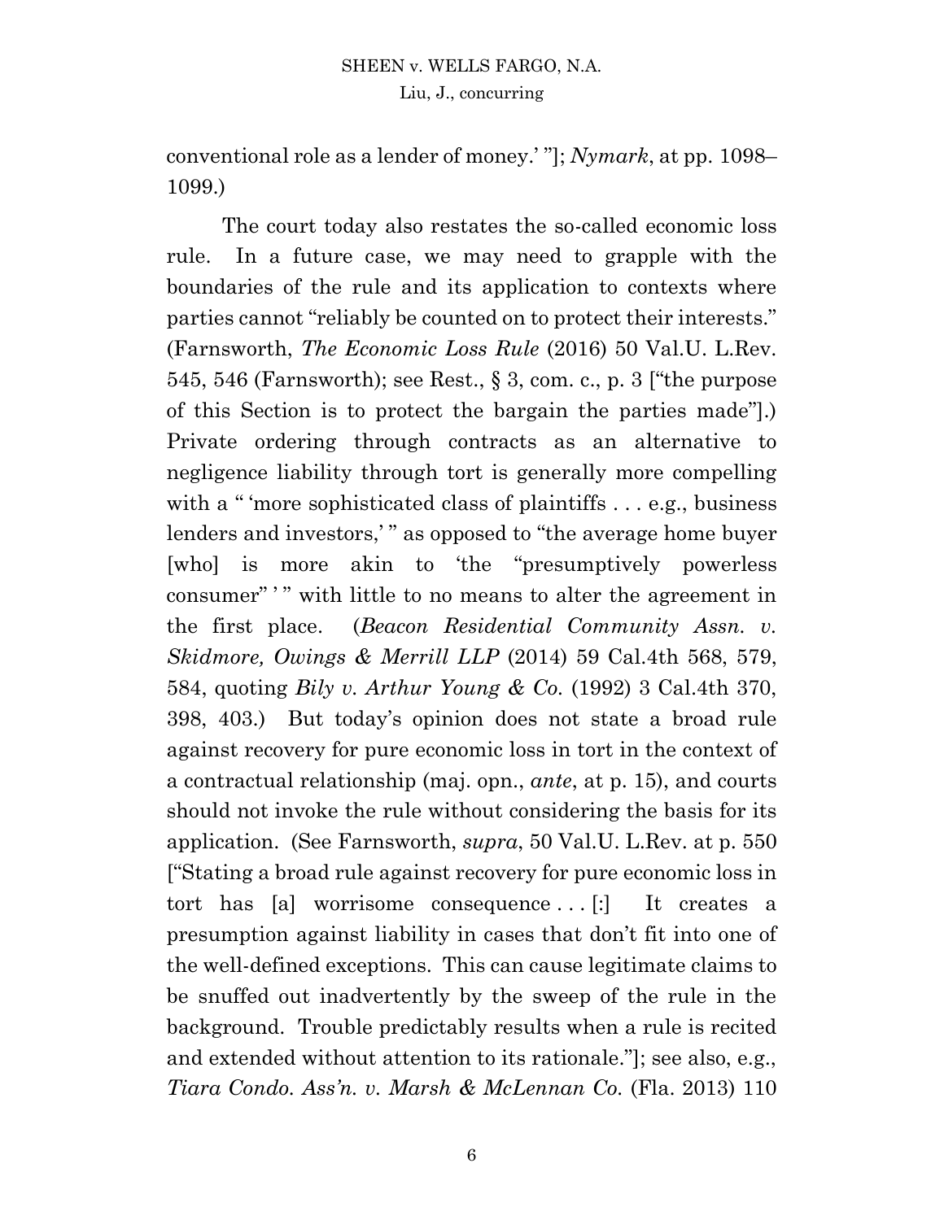conventional role as a lender of money.' "]; *Nymark*, at pp. 1098–1099.)

The court today also restates the so-called economic loss rule. In a future case, we may need to grapple with the boundaries of the rule and its application to contexts where parties cannot "reliably be counted on to protect their interests." (Farnsworth, *The Economic Loss Rule* (2016) 50 Val.U. L.Rev. 545, 546 (Farnsworth); see Rest., § 3, com. c., p. 3 ["the purpose of this Section is to protect the bargain the parties made"].) Private ordering through contracts as an alternative to negligence liability through tort is generally more compelling with a " 'more sophisticated class of plaintiffs . . . e.g., business lenders and investors,' " as opposed to "the average home buyer [who] is more akin to 'the "presumptively powerless consumer" ' " with little to no means to alter the agreement in the first place. (*Beacon Residential Community Assn. v. Skidmore, Owings & Merrill LLP* (2014) 59 Cal.4th 568, 579, 584, quoting *Bily v. Arthur Young & Co.* (1992) 3 Cal.4th 370, 398, 403.) But today's opinion does not state a broad rule against recovery for pure economic loss in tort in the context of a contractual relationship (maj. opn., *ante*, at p. 15), and courts should not invoke the rule without considering the basis for its application. (See Farnsworth, *supra*, 50 Val.U. L.Rev. at p. 550 ["Stating a broad rule against recovery for pure economic loss in tort has [a] worrisome consequence . . . [:] It creates a presumption against liability in cases that don't fit into one of the well-defined exceptions. This can cause legitimate claims to be snuffed out inadvertently by the sweep of the rule in the background. Trouble predictably results when a rule is recited and extended without attention to its rationale."]; see also, e.g., *Tiara Condo. Ass'n. v. Marsh & McLennan Co.* (Fla. 2013) 110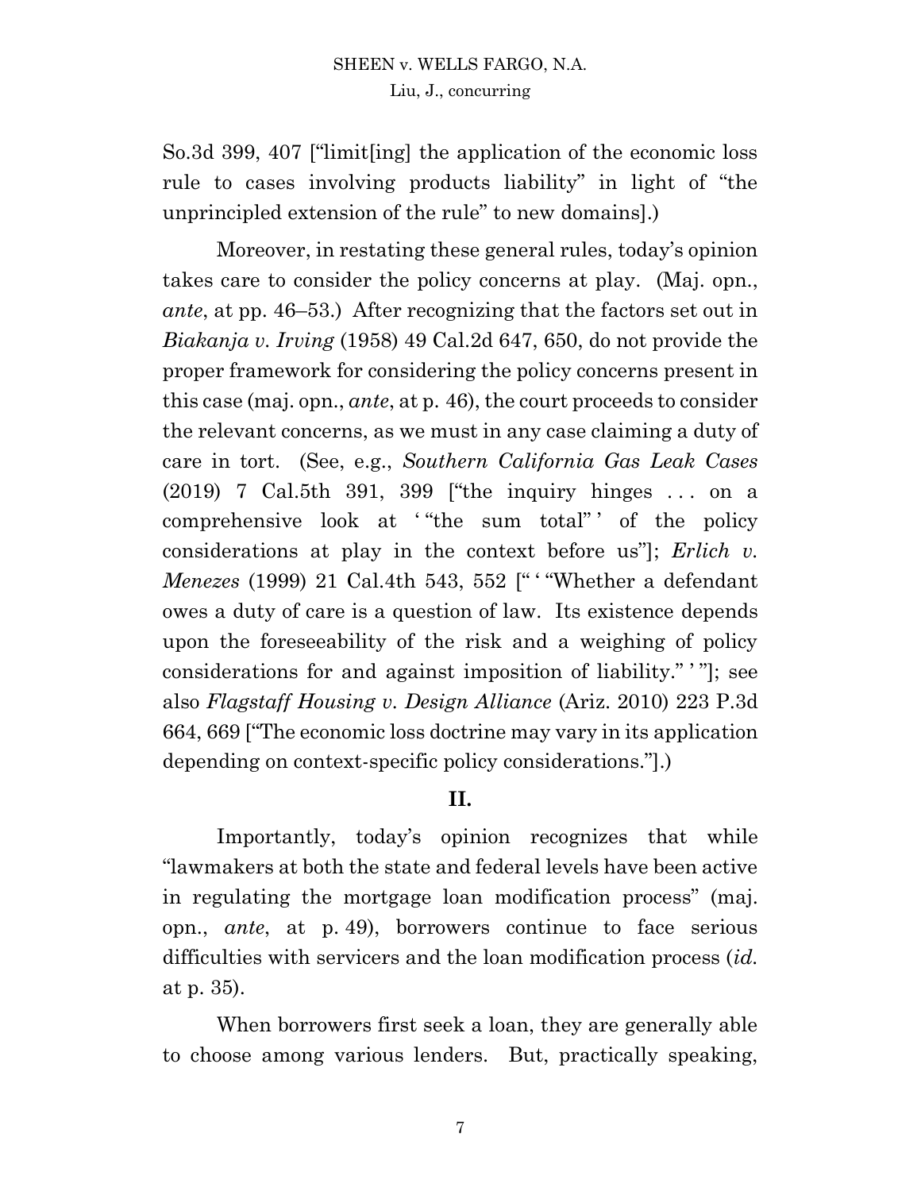So.3d 399, 407 ["limit[ing] the application of the economic loss rule to cases involving products liability" in light of "the unprincipled extension of the rule" to new domains].)

Moreover, in restating these general rules, today's opinion takes care to consider the policy concerns at play. (Maj. opn., *ante*, at pp. 46–53.) After recognizing that the factors set out in *Biakanja v. Irving* (1958) 49 Cal.2d 647, 650, do not provide the proper framework for considering the policy concerns present in this case (maj. opn., *ante*, at p. 46), the court proceeds to consider the relevant concerns, as we must in any case claiming a duty of care in tort. (See, e.g., *Southern California Gas Leak Cases* (2019) 7 Cal.5th 391, 399 ["the inquiry hinges . . . on a comprehensive look at ' "the sum total" ' of the policy considerations at play in the context before us"]; *Erlich v. Menezes* (1999) 21 Cal.4th 543, 552 [" ' "Whether a defendant owes a duty of care is a question of law. Its existence depends upon the foreseeability of the risk and a weighing of policy considerations for and against imposition of liability." ' "]; see also *Flagstaff Housing v. Design Alliance* (Ariz. 2010) 223 P.3d 664, 669 ["The economic loss doctrine may vary in its application depending on context-specific policy considerations."].)

## II.

Importantly, today's opinion recognizes that while "lawmakers at both the state and federal levels have been active in regulating the mortgage loan modification process" (maj. opn., *ante*, at p. 49), borrowers continue to face serious difficulties with servicers and the loan modification process (*id.* at p. 35).

When borrowers first seek a loan, they are generally able to choose among various lenders. But, practically speaking,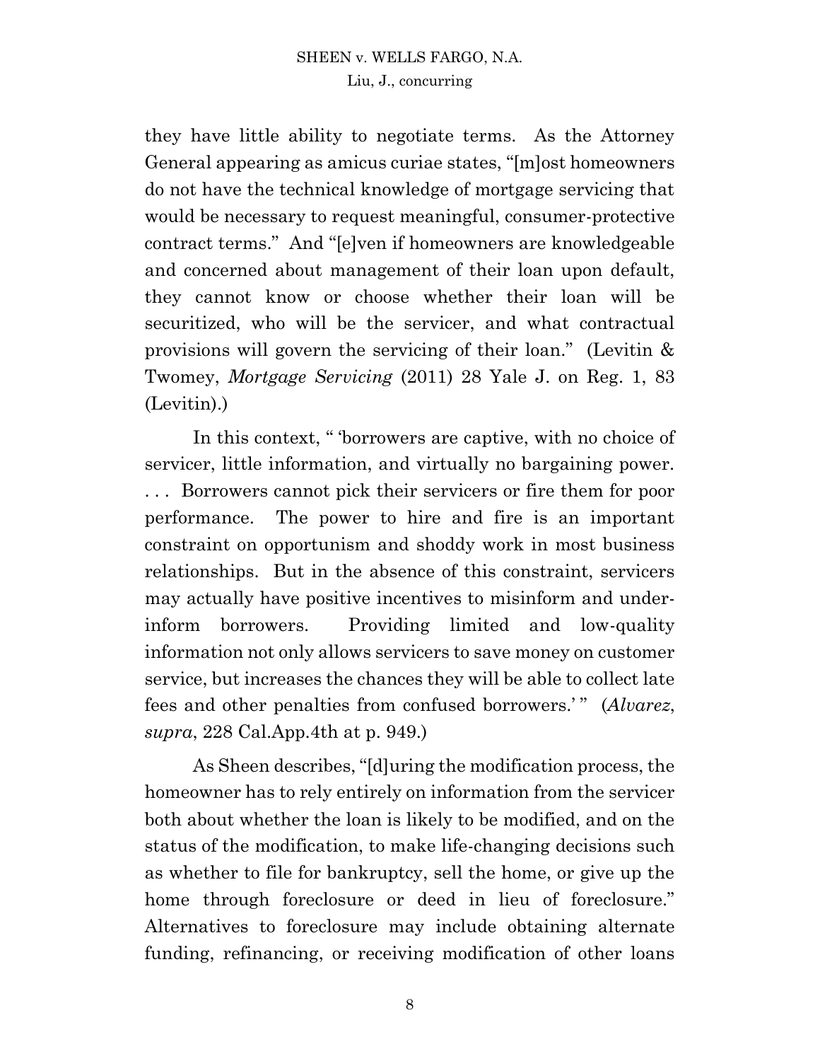they have little ability to negotiate terms. As the Attorney General appearing as amicus curiae states, "[m]ost homeowners do not have the technical knowledge of mortgage servicing that would be necessary to request meaningful, consumer-protective contract terms." And "[e]ven if homeowners are knowledgeable and concerned about management of their loan upon default, they cannot know or choose whether their loan will be securitized, who will be the servicer, and what contractual provisions will govern the servicing of their loan." (Levitin & Twomey, *Mortgage Servicing* (2011) 28 Yale J. on Reg. 1, 83 (Levitin).)

In this context, " 'borrowers are captive, with no choice of servicer, little information, and virtually no bargaining power. . . . Borrowers cannot pick their servicers or fire them for poor performance. The power to hire and fire is an important constraint on opportunism and shoddy work in most business relationships. But in the absence of this constraint, servicers may actually have positive incentives to misinform and under-inform borrowers. Providing limited and low-quality information not only allows servicers to save money on customer service, but increases the chances they will be able to collect late fees and other penalties from confused borrowers.' " (*Alvarez*, *supra*, 228 Cal.App.4th at p. 949.)

As Sheen describes, "[d]uring the modification process, the homeowner has to rely entirely on information from the servicer both about whether the loan is likely to be modified, and on the status of the modification, to make life-changing decisions such as whether to file for bankruptcy, sell the home, or give up the home through foreclosure or deed in lieu of foreclosure." Alternatives to foreclosure may include obtaining alternate funding, refinancing, or receiving modification of other loans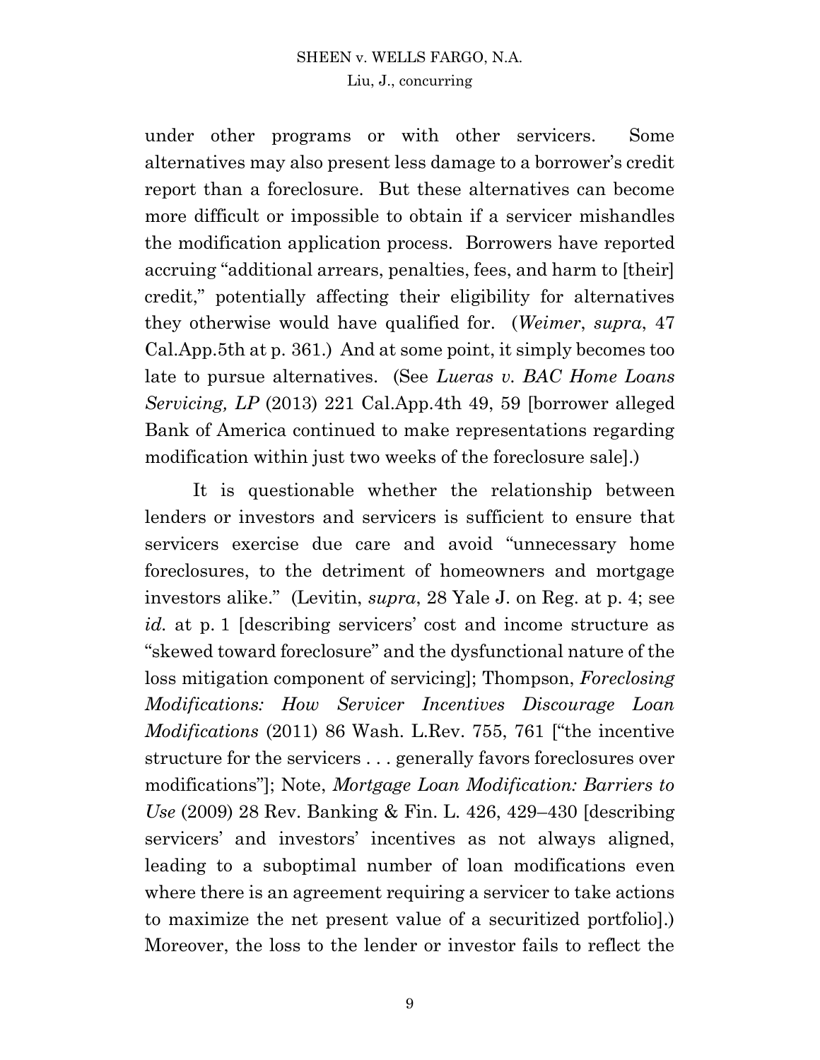under other programs or with other servicers. Some alternatives may also present less damage to a borrower's credit report than a foreclosure. But these alternatives can become more difficult or impossible to obtain if a servicer mishandles the modification application process. Borrowers have reported accruing "additional arrears, penalties, fees, and harm to [their] credit," potentially affecting their eligibility for alternatives they otherwise would have qualified for. (*Weimer*, *supra*, 47 Cal.App.5th at p. 361.) And at some point, it simply becomes too late to pursue alternatives. (See *Lueras v. BAC Home Loans Servicing, LP* (2013) 221 Cal.App.4th 49, 59 [borrower alleged Bank of America continued to make representations regarding modification within just two weeks of the foreclosure sale].)

It is questionable whether the relationship between lenders or investors and servicers is sufficient to ensure that servicers exercise due care and avoid "unnecessary home foreclosures, to the detriment of homeowners and mortgage investors alike." (Levitin, *supra*, 28 Yale J. on Reg. at p. 4; see *id.* at p. 1 [describing servicers' cost and income structure as "skewed toward foreclosure" and the dysfunctional nature of the loss mitigation component of servicing]; Thompson, *Foreclosing Modifications: How Servicer Incentives Discourage Loan Modifications* (2011) 86 Wash. L.Rev. 755, 761 ["the incentive structure for the servicers . . . generally favors foreclosures over modifications"]; Note, *Mortgage Loan Modification: Barriers to Use* (2009) 28 Rev. Banking & Fin. L. 426, 429–430 [describing servicers' and investors' incentives as not always aligned, leading to a suboptimal number of loan modifications even where there is an agreement requiring a servicer to take actions to maximize the net present value of a securitized portfolio].) Moreover, the loss to the lender or investor fails to reflect the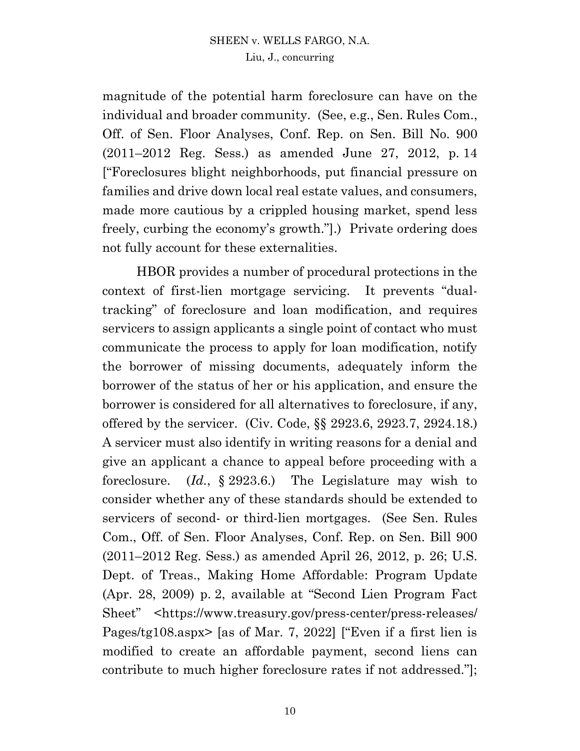magnitude of the potential harm foreclosure can have on the individual and broader community. (See, e.g., Sen. Rules Com., Off. of Sen. Floor Analyses, Conf. Rep. on Sen. Bill No. 900 (2011–2012 Reg. Sess.) as amended June 27, 2012, p. 14 ["Foreclosures blight neighborhoods, put financial pressure on families and drive down local real estate values, and consumers, made more cautious by a crippled housing market, spend less freely, curbing the economy's growth."].) Private ordering does not fully account for these externalities.

HBOR provides a number of procedural protections in the context of first-lien mortgage servicing. It prevents "dual-tracking" of foreclosure and loan modification, and requires servicers to assign applicants a single point of contact who must communicate the process to apply for loan modification, notify the borrower of missing documents, adequately inform the borrower of the status of her or his application, and ensure the borrower is considered for all alternatives to foreclosure, if any, offered by the servicer. (Civ. Code, §§ 2923.6, 2923.7, 2924.18.) A servicer must also identify in writing reasons for a denial and give an applicant a chance to appeal before proceeding with a foreclosure. (*Id.*, § 2923.6.) The Legislature may wish to consider whether any of these standards should be extended to servicers of second- or third-lien mortgages. (See Sen. Rules Com., Off. of Sen. Floor Analyses, Conf. Rep. on Sen. Bill 900 (2011–2012 Reg. Sess.) as amended April 26, 2012, p. 26; U.S. Dept. of Treas., Making Home Affordable: Program Update (Apr. 28, 2009) p. 2, available at "Second Lien Program Fact Sheet" <https://www.treasury.gov/press-center/press-releases/Pages/tg108.aspx> [as of Mar. 7, 2022] ["Even if a first lien is modified to create an affordable payment, second liens can contribute to much higher foreclosure rates if not addressed."];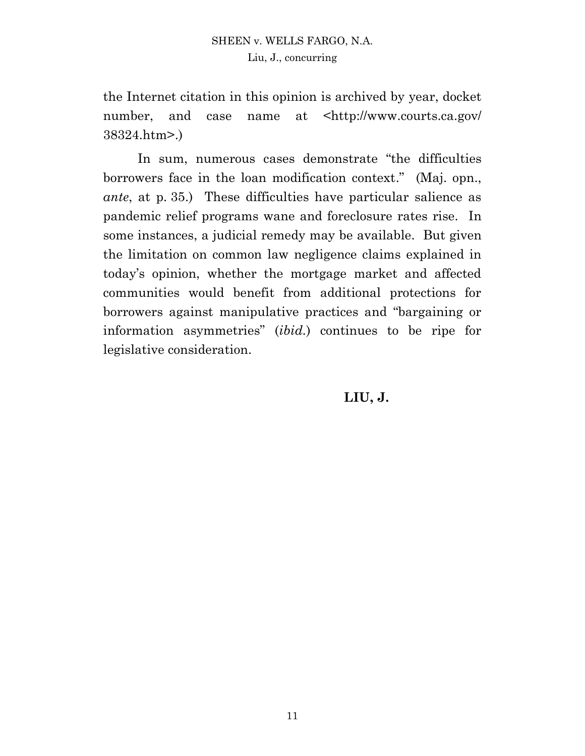the Internet citation in this opinion is archived by year, docket number, and case name at <http://www.courts.ca.gov/38324.htm>.)

In sum, numerous cases demonstrate "the difficulties borrowers face in the loan modification context." (Maj. opn., *ante*, at p. 35.) These difficulties have particular salience as pandemic relief programs wane and foreclosure rates rise. In some instances, a judicial remedy may be available. But given the limitation on common law negligence claims explained in today's opinion, whether the mortgage market and affected communities would benefit from additional protections for borrowers against manipulative practices and "bargaining or information asymmetries" (*ibid.*) continues to be ripe for legislative consideration.

**LIU, J.**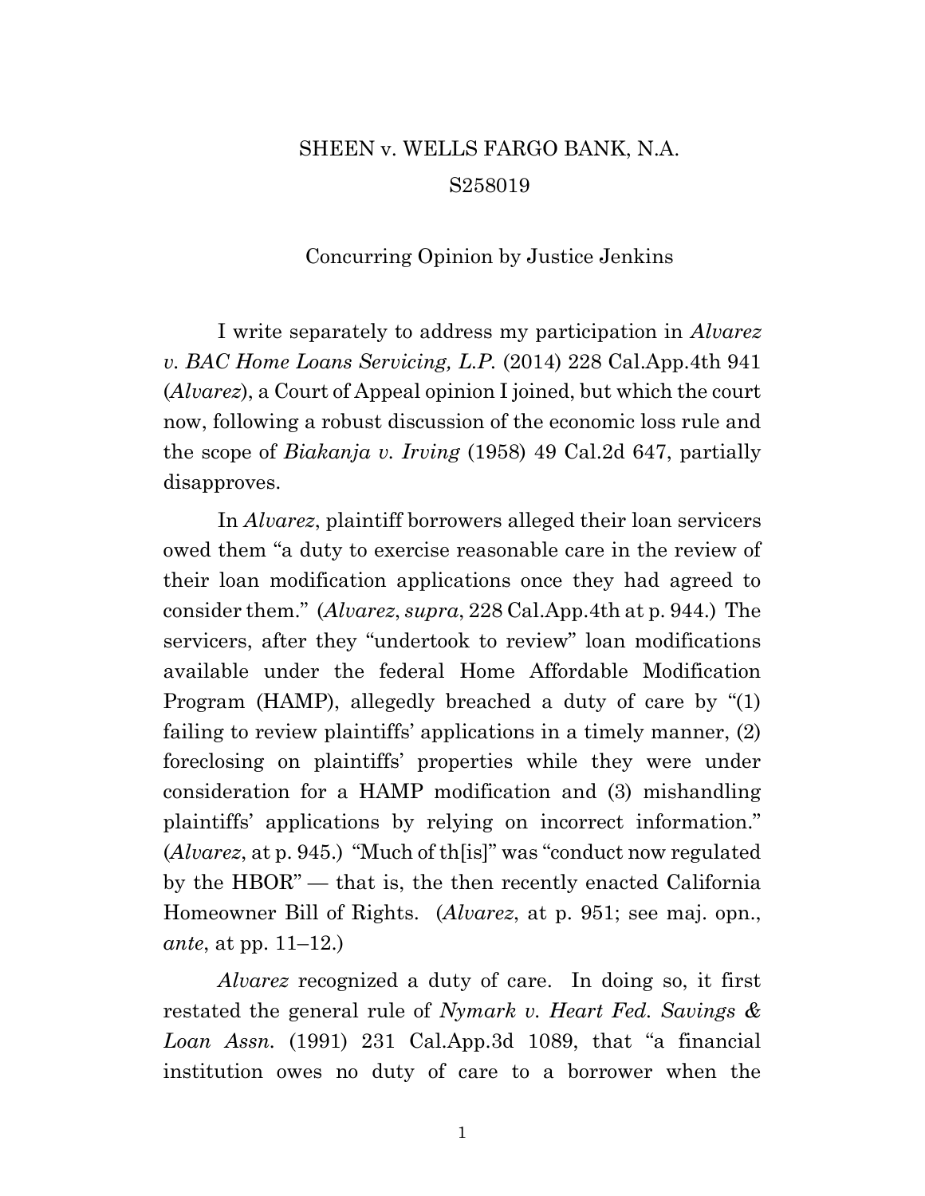SHEEN v. WELLS FARGO BANK, N.A.

S258019

Concurring Opinion by Justice Jenkins

I write separately to address my participation in *Alvarez v. BAC Home Loans Servicing, L.P.* (2014) 228 Cal.App.4th 941 (*Alvarez*), a Court of Appeal opinion I joined, but which the court now, following a robust discussion of the economic loss rule and the scope of *Biakanja v. Irving* (1958) 49 Cal.2d 647, partially disapproves.

In *Alvarez*, plaintiff borrowers alleged their loan servicers owed them "a duty to exercise reasonable care in the review of their loan modification applications once they had agreed to consider them." (*Alvarez*, *supra*, 228 Cal.App.4th at p. 944.) The servicers, after they "undertook to review" loan modifications available under the federal Home Affordable Modification Program (HAMP), allegedly breached a duty of care by "(1) failing to review plaintiffs' applications in a timely manner, (2) foreclosing on plaintiffs' properties while they were under consideration for a HAMP modification and (3) mishandling plaintiffs' applications by relying on incorrect information." (*Alvarez*, at p. 945.) "Much of th[is]" was "conduct now regulated by the HBOR" — that is, the then recently enacted California Homeowner Bill of Rights. (*Alvarez*, at p. 951; see maj. opn., *ante*, at pp. 11–12.)

*Alvarez* recognized a duty of care. In doing so, it first restated the general rule of *Nymark v. Heart Fed. Savings & Loan Assn.* (1991) 231 Cal.App.3d 1089, that "a financial institution owes no duty of care to a borrower when the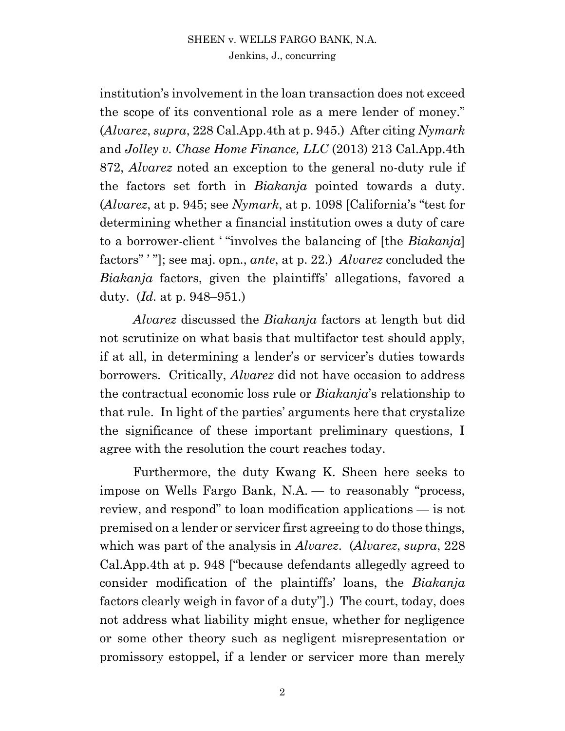institution's involvement in the loan transaction does not exceed the scope of its conventional role as a mere lender of money." (*Alvarez*, *supra*, 228 Cal.App.4th at p. 945.) After citing *Nymark* and *Jolley v. Chase Home Finance, LLC* (2013) 213 Cal.App.4th 872, *Alvarez* noted an exception to the general no-duty rule if the factors set forth in *Biakanja* pointed towards a duty. (*Alvarez*, at p. 945; see *Nymark*, at p. 1098 [California's "test for determining whether a financial institution owes a duty of care to a borrower-client ' "involves the balancing of [the *Biakanja*] factors" ' "]; see maj. opn., *ante*, at p. 22.) *Alvarez* concluded the *Biakanja* factors, given the plaintiffs' allegations, favored a duty. (*Id.* at p. 948–951.)

*Alvarez* discussed the *Biakanja* factors at length but did not scrutinize on what basis that multifactor test should apply, if at all, in determining a lender's or servicer's duties towards borrowers. Critically, *Alvarez* did not have occasion to address the contractual economic loss rule or *Biakanja*'s relationship to that rule. In light of the parties' arguments here that crystalize the significance of these important preliminary questions, I agree with the resolution the court reaches today.

Furthermore, the duty Kwang K. Sheen here seeks to impose on Wells Fargo Bank, N.A. — to reasonably "process, review, and respond" to loan modification applications — is not premised on a lender or servicer first agreeing to do those things, which was part of the analysis in *Alvarez*. (*Alvarez*, *supra*, 228 Cal.App.4th at p. 948 ["because defendants allegedly agreed to consider modification of the plaintiffs' loans, the *Biakanja* factors clearly weigh in favor of a duty"].) The court, today, does not address what liability might ensue, whether for negligence or some other theory such as negligent misrepresentation or promissory estoppel, if a lender or servicer more than merely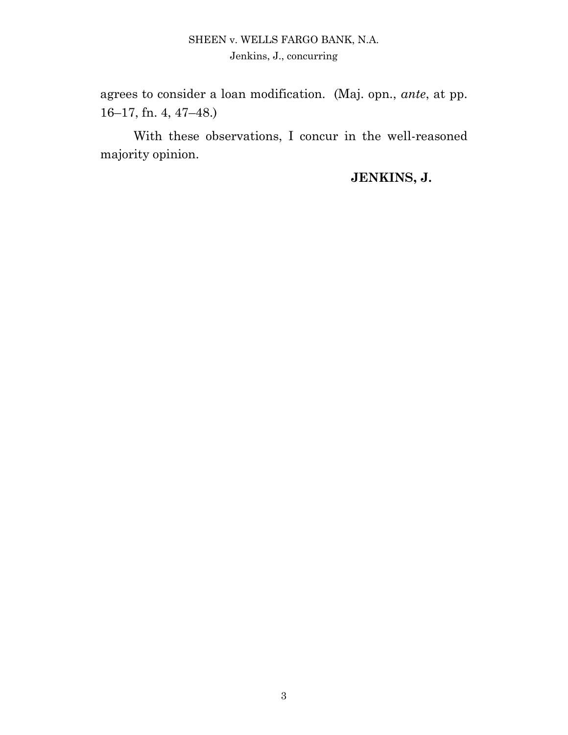agrees to consider a loan modification. (Maj. opn., *ante*, at pp. 16–17, fn. 4, 47–48.)

With these observations, I concur in the well-reasoned majority opinion.

**JENKINS, J.**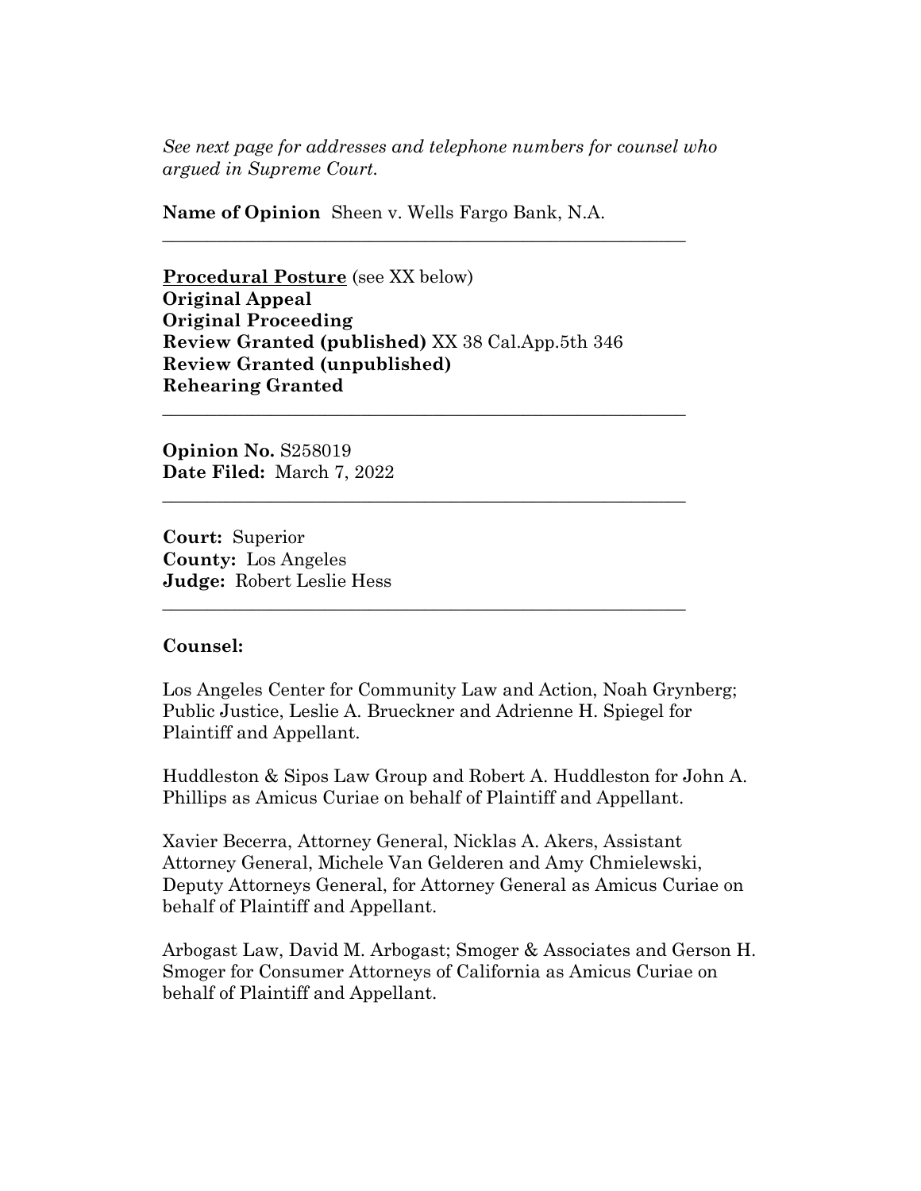*See next page for addresses and telephone numbers for counsel who argued in Supreme Court.*

**Name of Opinion** Sheen v. Wells Fargo Bank, N.A.

---

**Procedural Posture** (see XX below)
**Original Appeal**
**Original Proceeding**
**Review Granted (published)** XX 38 Cal.App.5th 346
**Review Granted (unpublished)**
**Rehearing Granted**

---

**Opinion No.** S258019
**Date Filed:** March 7, 2022

---

**Court:** Superior
**County:** Los Angeles
**Judge:** Robert Leslie Hess

---

**Counsel:**

Los Angeles Center for Community Law and Action, Noah Grynberg; Public Justice, Leslie A. Brueckner and Adrienne H. Spiegel for Plaintiff and Appellant.

Huddleston & Sipos Law Group and Robert A. Huddleston for John A. Phillips as Amicus Curiae on behalf of Plaintiff and Appellant.

Xavier Becerra, Attorney General, Nicklas A. Akers, Assistant Attorney General, Michele Van Gelderen and Amy Chmielewski, Deputy Attorneys General, for Attorney General as Amicus Curiae on behalf of Plaintiff and Appellant.

Arbogast Law, David M. Arbogast; Smoger & Associates and Gerson H. Smoger for Consumer Attorneys of California as Amicus Curiae on behalf of Plaintiff and Appellant.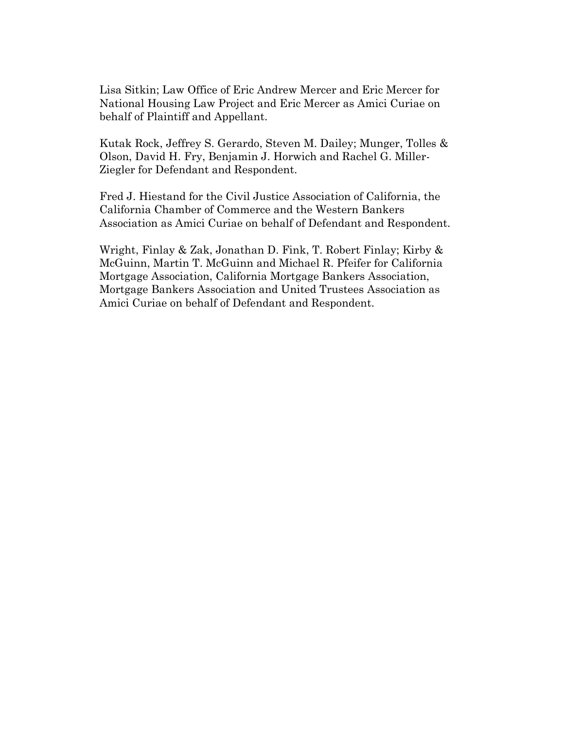Lisa Sitkin; Law Office of Eric Andrew Mercer and Eric Mercer for National Housing Law Project and Eric Mercer as Amici Curiae on behalf of Plaintiff and Appellant.

Kutak Rock, Jeffrey S. Gerardo, Steven M. Dailey; Munger, Tolles & Olson, David H. Fry, Benjamin J. Horwich and Rachel G. Miller-Ziegler for Defendant and Respondent.

Fred J. Hiestand for the Civil Justice Association of California, the California Chamber of Commerce and the Western Bankers Association as Amici Curiae on behalf of Defendant and Respondent.

Wright, Finlay & Zak, Jonathan D. Fink, T. Robert Finlay; Kirby & McGuinn, Martin T. McGuinn and Michael R. Pfeifer for California Mortgage Association, California Mortgage Bankers Association, Mortgage Bankers Association and United Trustees Association as Amici Curiae on behalf of Defendant and Respondent.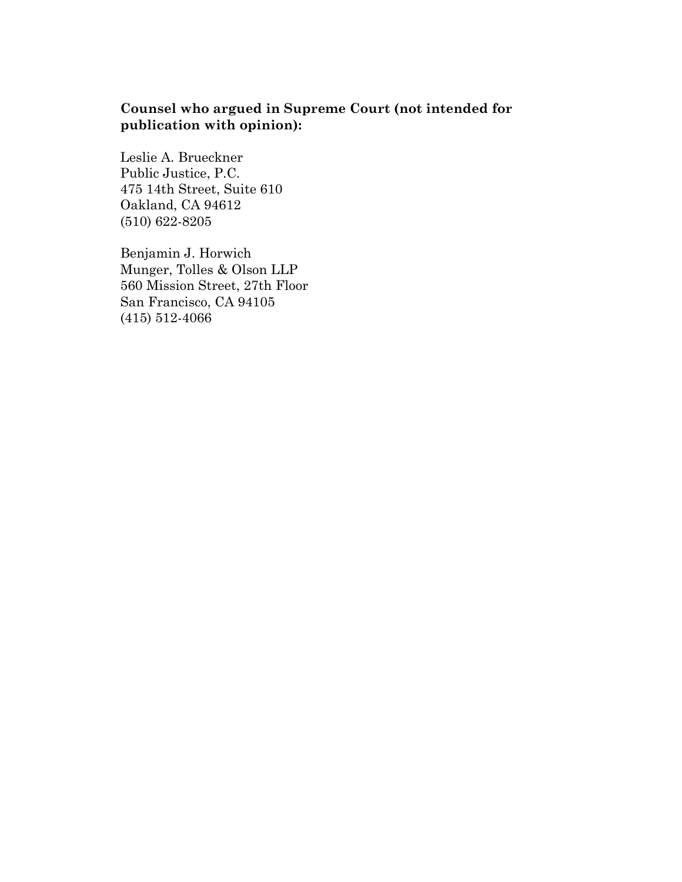**Counsel who argued in Supreme Court (not intended for publication with opinion):**

Leslie A. Brueckner
Public Justice, P.C.
475 14th Street, Suite 610
Oakland, CA 94612
(510) 622-8205

Benjamin J. Horwich
Munger, Tolles & Olson LLP
560 Mission Street, 27th Floor
San Francisco, CA 94105
(415) 512-4066